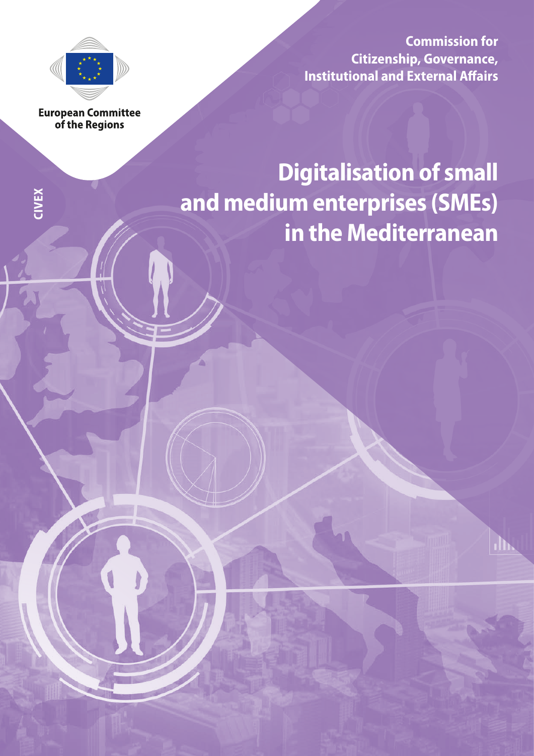European Committee of the Regions

Commission for Citizenship, Governance, Institutional and External Affairs

CIVEX

# Digitalisation of small and medium enterprises (SMEs) in the Mediterranean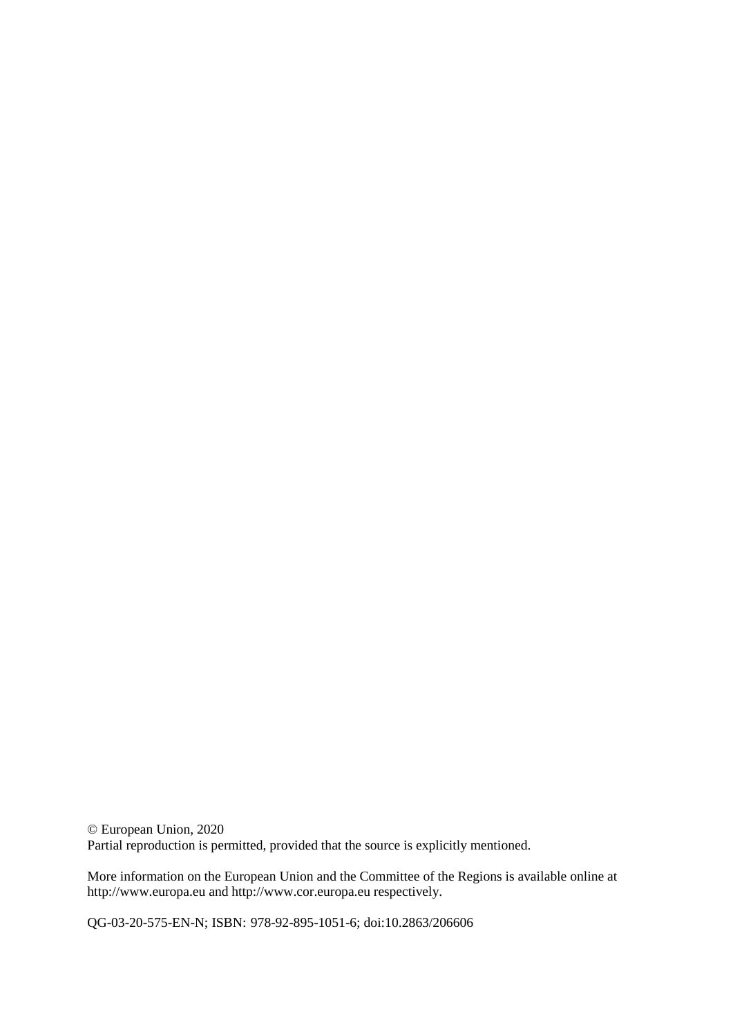© European Union, 2020
Partial reproduction is permitted, provided that the source is explicitly mentioned.

More information on the European Union and the Committee of the Regions is available online at http://www.europa.eu and http://www.cor.europa.eu respectively.

QG-03-20-575-EN-N; ISBN: 978-92-895-1051-6; doi:10.2863/206606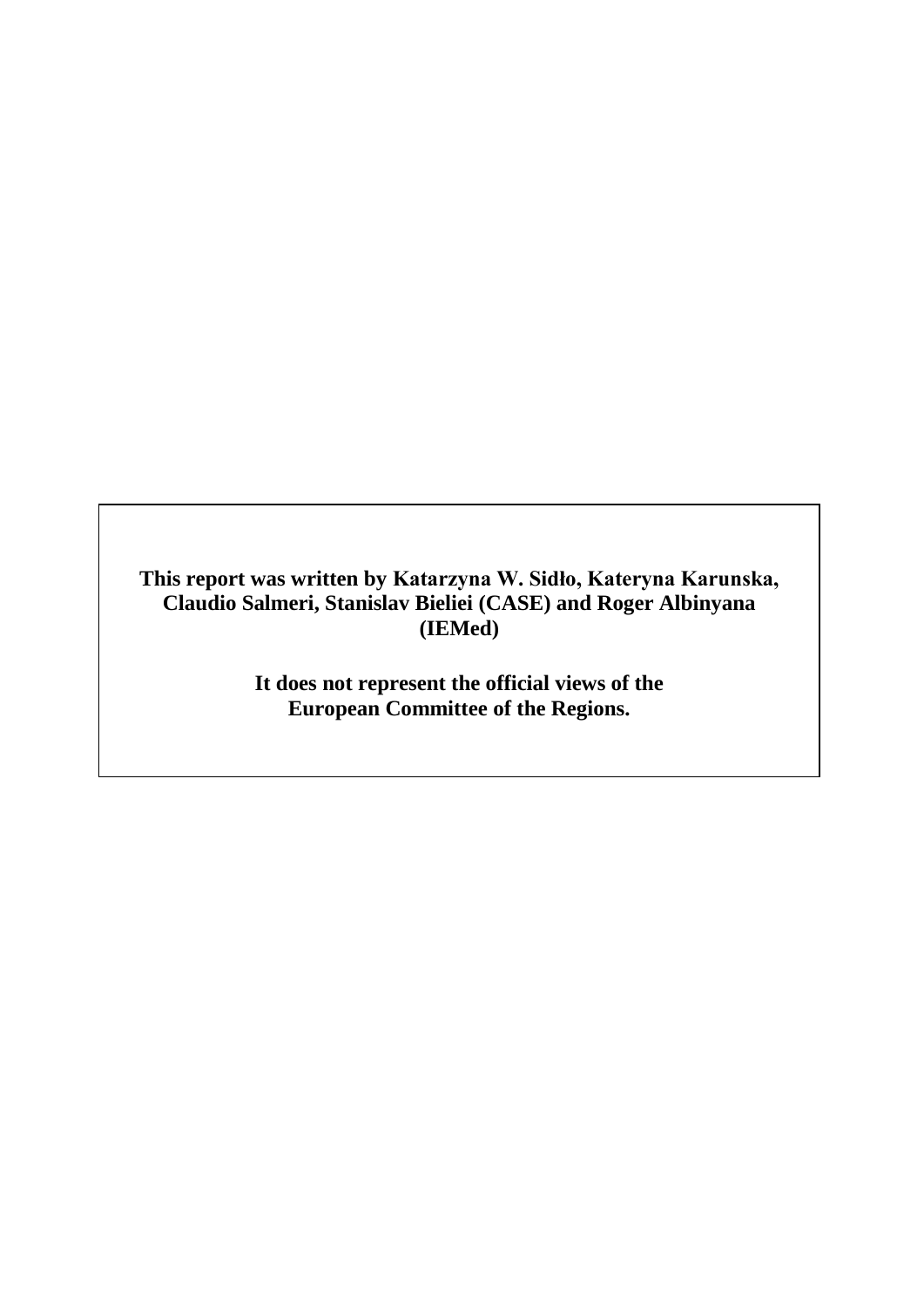**This report was written by Katarzyna W. Sidło, Kateryna Karunska, Claudio Salmeri, Stanislav Bieliei (CASE) and Roger Albinyana (IEMed)**

**It does not represent the official views of the European Committee of the Regions.**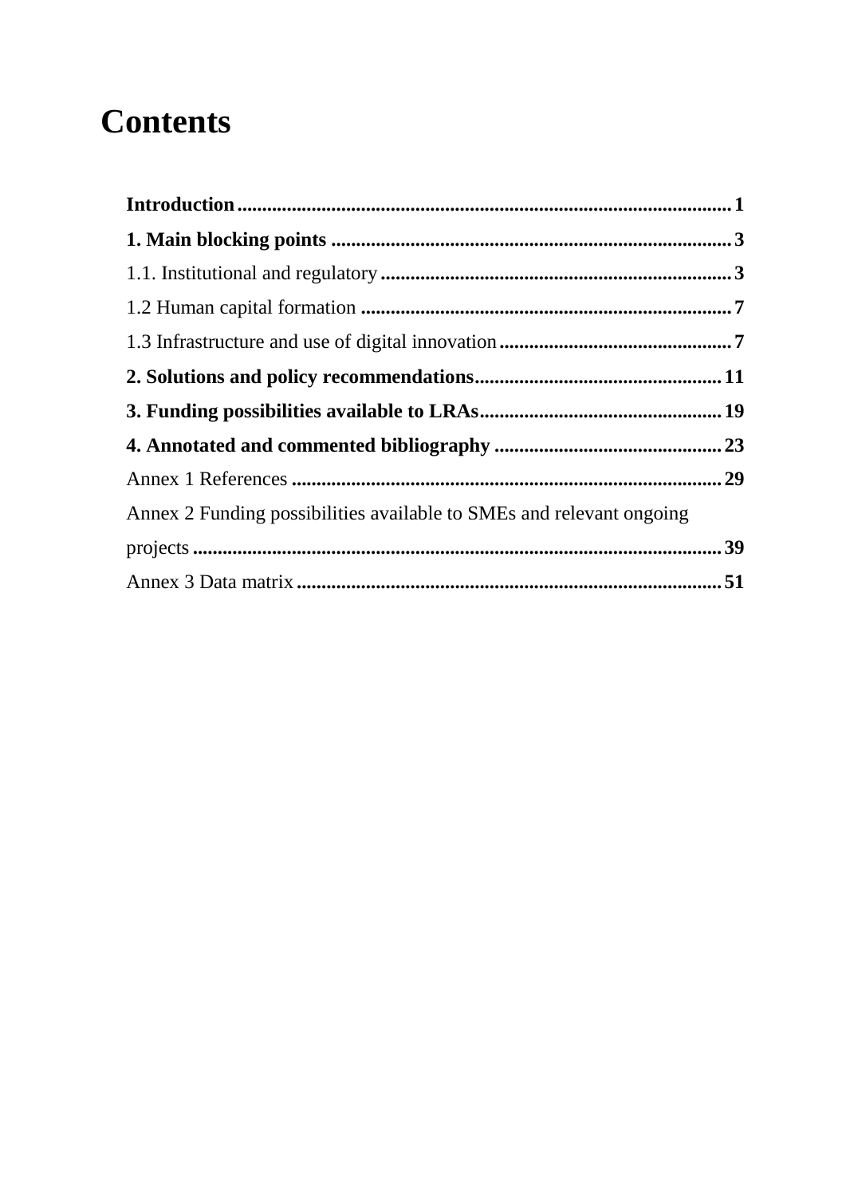# Contents

**Introduction** ........................................................................................ **1**

**1. Main blocking points** ........................................................................ **3**

1.1. Institutional and regulatory ................................................................ **3**

1.2 Human capital formation ................................................................... **7**

1.3 Infrastructure and use of digital innovation ......................................... **7**

**2. Solutions and policy recommendations** ............................................ **11**

**3. Funding possibilities available to LRAs** ............................................ **19**

**4. Annotated and commented bibliography** .......................................... **23**

Annex 1 References .............................................................................. **29**

Annex 2 Funding possibilities available to SMEs and relevant ongoing projects .................................................................................................. **39**

Annex 3 Data matrix ............................................................................... **51**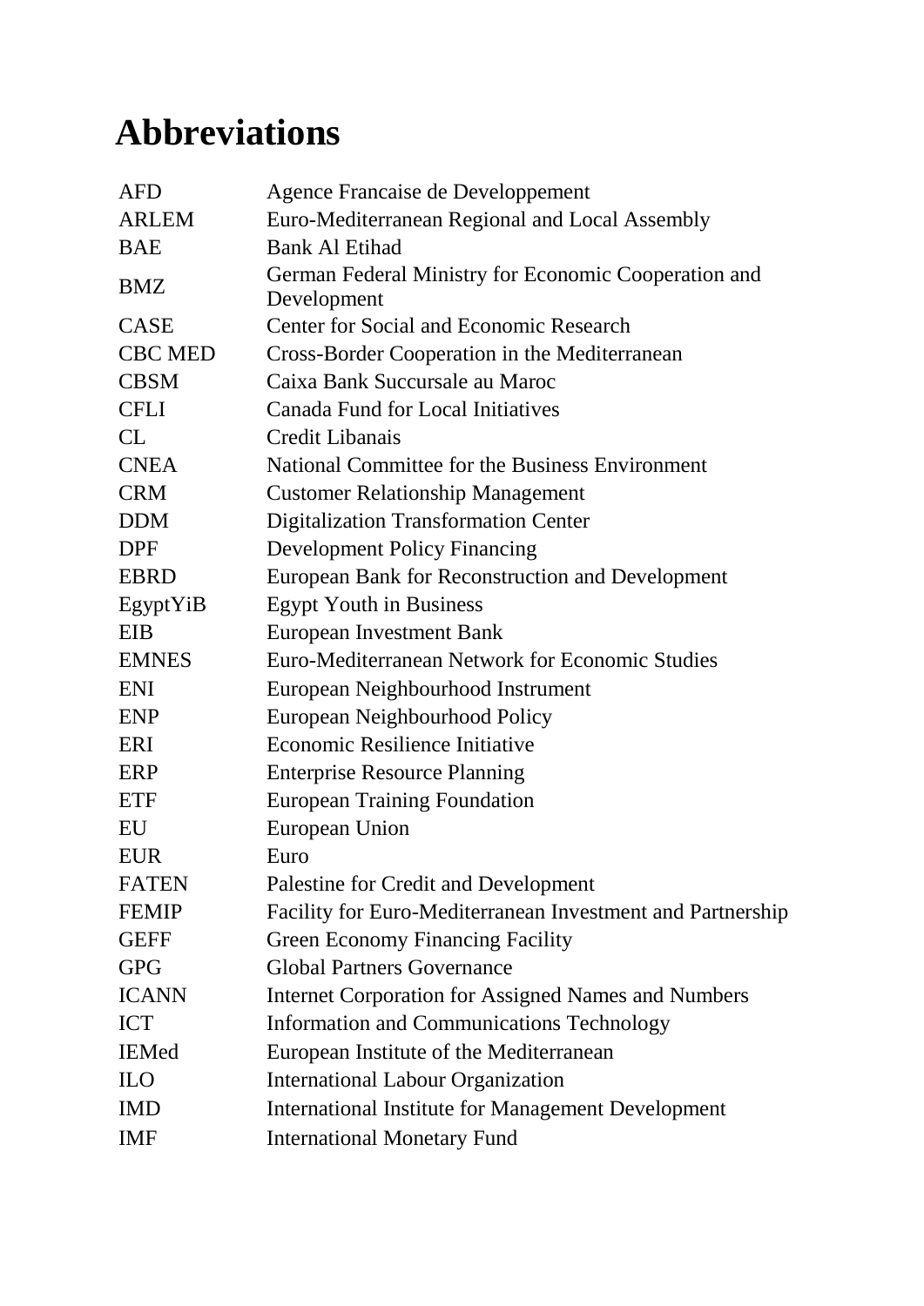# Abbreviations

| | |
|---|---|
| AFD | Agence Francaise de Developpement |
| ARLEM | Euro-Mediterranean Regional and Local Assembly |
| BAE | Bank Al Etihad |
| BMZ | German Federal Ministry for Economic Cooperation and Development |
| CASE | Center for Social and Economic Research |
| CBC MED | Cross-Border Cooperation in the Mediterranean |
| CBSM | Caixa Bank Succursale au Maroc |
| CFLI | Canada Fund for Local Initiatives |
| CL | Credit Libanais |
| CNEA | National Committee for the Business Environment |
| CRM | Customer Relationship Management |
| DDM | Digitalization Transformation Center |
| DPF | Development Policy Financing |
| EBRD | European Bank for Reconstruction and Development |
| EgyptYiB | Egypt Youth in Business |
| EIB | European Investment Bank |
| EMNES | Euro-Mediterranean Network for Economic Studies |
| ENI | European Neighbourhood Instrument |
| ENP | European Neighbourhood Policy |
| ERI | Economic Resilience Initiative |
| ERP | Enterprise Resource Planning |
| ETF | European Training Foundation |
| EU | European Union |
| EUR | Euro |
| FATEN | Palestine for Credit and Development |
| FEMIP | Facility for Euro-Mediterranean Investment and Partnership |
| GEFF | Green Economy Financing Facility |
| GPG | Global Partners Governance |
| ICANN | Internet Corporation for Assigned Names and Numbers |
| ICT | Information and Communications Technology |
| IEMed | European Institute of the Mediterranean |
| ILO | International Labour Organization |
| IMD | International Institute for Management Development |
| IMF | International Monetary Fund |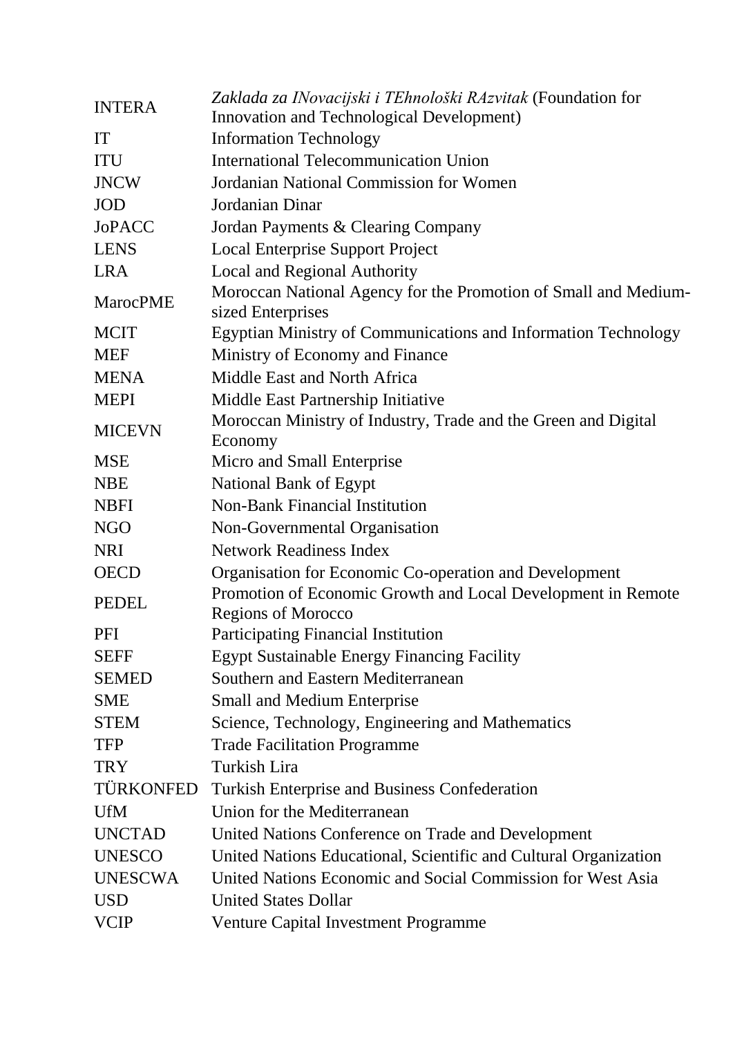| | |
|---|---|
| INTERA | *Zaklada za INovacijski i TEhnološki RAzvitak* (Foundation for Innovation and Technological Development) |
| IT | Information Technology |
| ITU | International Telecommunication Union |
| JNCW | Jordanian National Commission for Women |
| JOD | Jordanian Dinar |
| JoPACC | Jordan Payments & Clearing Company |
| LENS | Local Enterprise Support Project |
| LRA | Local and Regional Authority |
| MarocPME | Moroccan National Agency for the Promotion of Small and Medium-sized Enterprises |
| MCIT | Egyptian Ministry of Communications and Information Technology |
| MEF | Ministry of Economy and Finance |
| MENA | Middle East and North Africa |
| MEPI | Middle East Partnership Initiative |
| MICEVN | Moroccan Ministry of Industry, Trade and the Green and Digital Economy |
| MSE | Micro and Small Enterprise |
| NBE | National Bank of Egypt |
| NBFI | Non-Bank Financial Institution |
| NGO | Non-Governmental Organisation |
| NRI | Network Readiness Index |
| OECD | Organisation for Economic Co-operation and Development |
| PEDEL | Promotion of Economic Growth and Local Development in Remote Regions of Morocco |
| PFI | Participating Financial Institution |
| SEFF | Egypt Sustainable Energy Financing Facility |
| SEMED | Southern and Eastern Mediterranean |
| SME | Small and Medium Enterprise |
| STEM | Science, Technology, Engineering and Mathematics |
| TFP | Trade Facilitation Programme |
| TRY | Turkish Lira |
| TÜRKONFED | Turkish Enterprise and Business Confederation |
| UfM | Union for the Mediterranean |
| UNCTAD | United Nations Conference on Trade and Development |
| UNESCO | United Nations Educational, Scientific and Cultural Organization |
| UNESCWA | United Nations Economic and Social Commission for West Asia |
| USD | United States Dollar |
| VCIP | Venture Capital Investment Programme |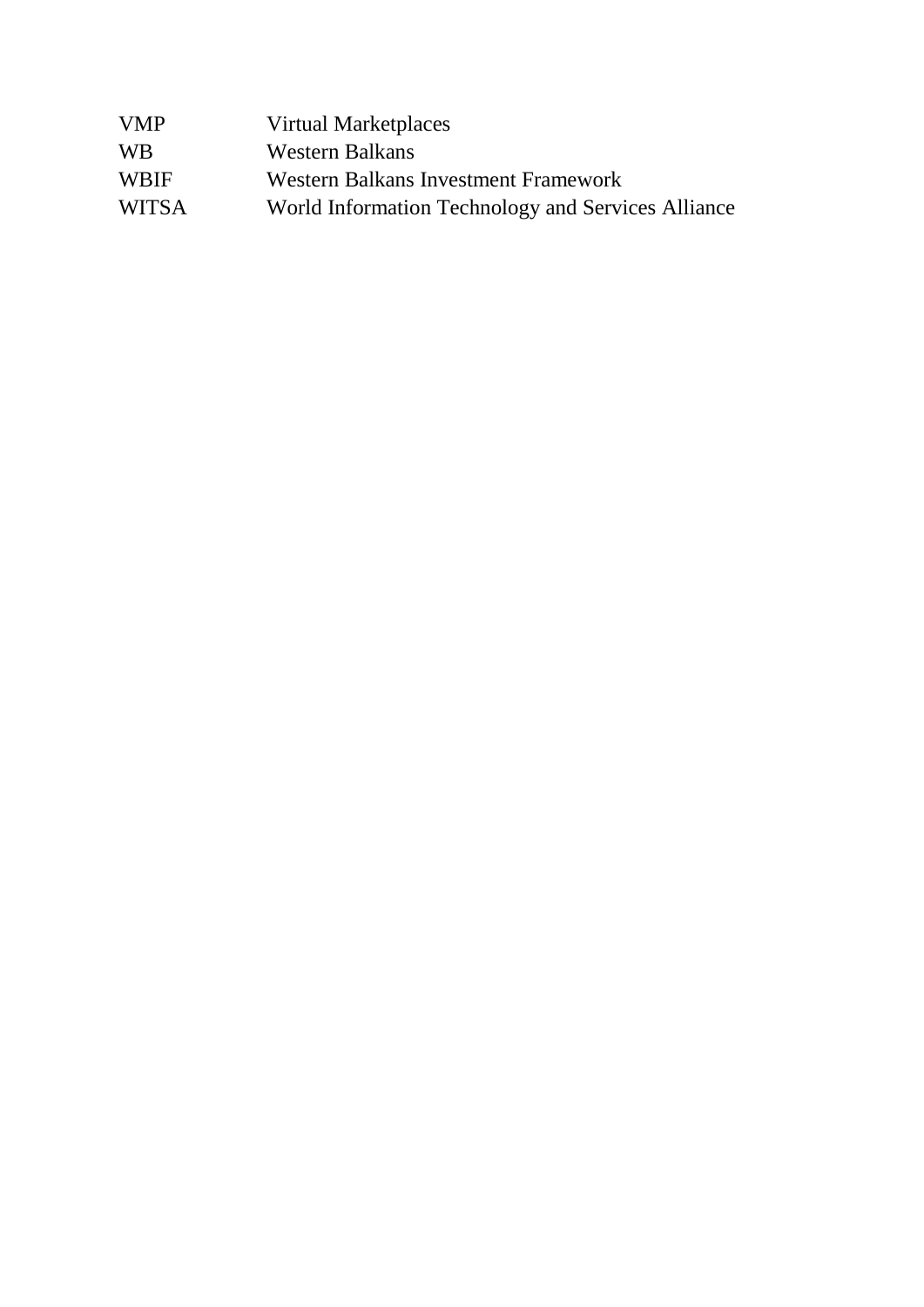| | |
|---|---|
| VMP | Virtual Marketplaces |
| WB | Western Balkans |
| WBIF | Western Balkans Investment Framework |
| WITSA | World Information Technology and Services Alliance |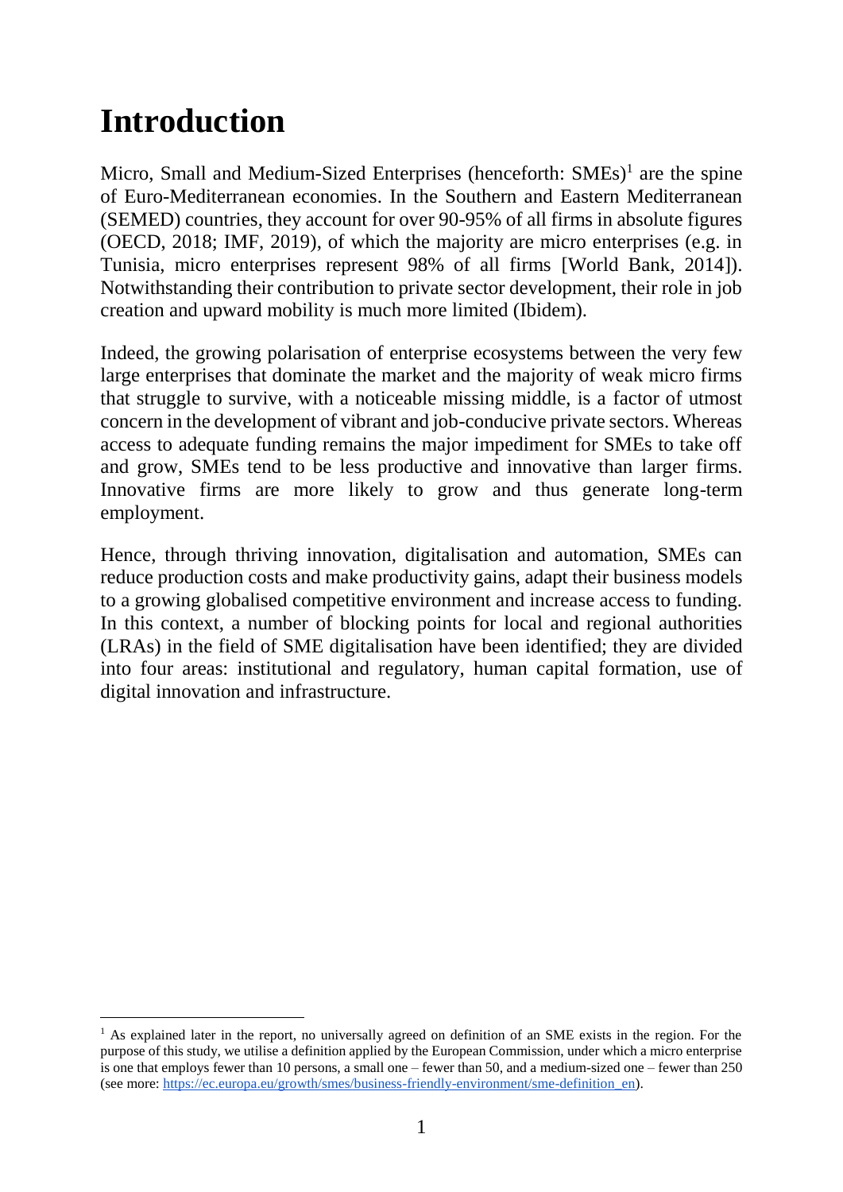# Introduction

Micro, Small and Medium-Sized Enterprises (henceforth: SMEs)[1] are the spine of Euro-Mediterranean economies. In the Southern and Eastern Mediterranean (SEMED) countries, they account for over 90-95% of all firms in absolute figures (OECD, 2018; IMF, 2019), of which the majority are micro enterprises (e.g. in Tunisia, micro enterprises represent 98% of all firms [World Bank, 2014]). Notwithstanding their contribution to private sector development, their role in job creation and upward mobility is much more limited (Ibidem).

Indeed, the growing polarisation of enterprise ecosystems between the very few large enterprises that dominate the market and the majority of weak micro firms that struggle to survive, with a noticeable missing middle, is a factor of utmost concern in the development of vibrant and job-conducive private sectors. Whereas access to adequate funding remains the major impediment for SMEs to take off and grow, SMEs tend to be less productive and innovative than larger firms. Innovative firms are more likely to grow and thus generate long-term employment.

Hence, through thriving innovation, digitalisation and automation, SMEs can reduce production costs and make productivity gains, adapt their business models to a growing globalised competitive environment and increase access to funding. In this context, a number of blocking points for local and regional authorities (LRAs) in the field of SME digitalisation have been identified; they are divided into four areas: institutional and regulatory, human capital formation, use of digital innovation and infrastructure.

[1] As explained later in the report, no universally agreed on definition of an SME exists in the region. For the purpose of this study, we utilise a definition applied by the European Commission, under which a micro enterprise is one that employs fewer than 10 persons, a small one – fewer than 50, and a medium-sized one – fewer than 250 (see more: https://ec.europa.eu/growth/smes/business-friendly-environment/sme-definition_en).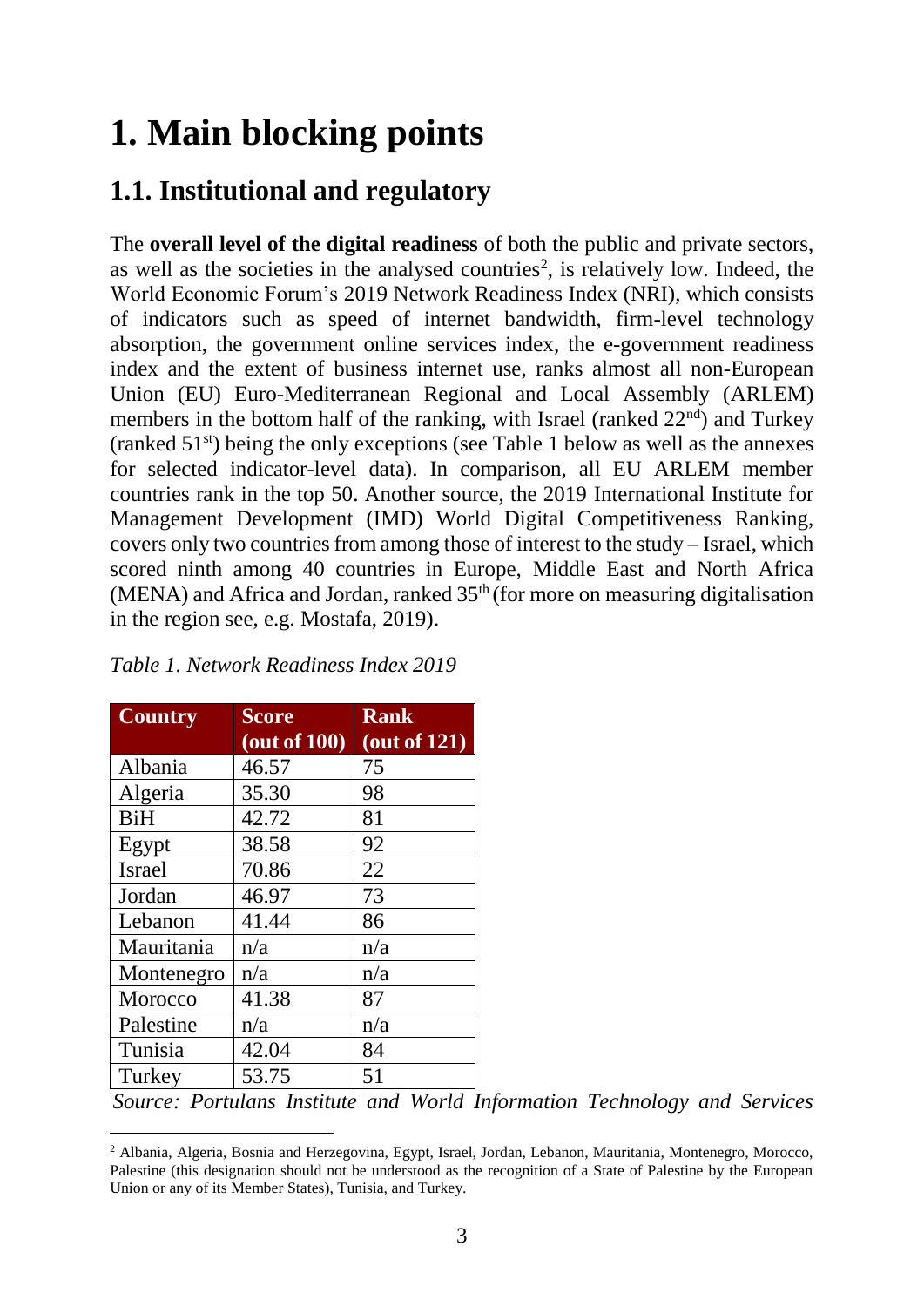# 1. Main blocking points

## 1.1. Institutional and regulatory

The **overall level of the digital readiness** of both the public and private sectors, as well as the societies in the analysed countries[2], is relatively low. Indeed, the World Economic Forum's 2019 Network Readiness Index (NRI), which consists of indicators such as speed of internet bandwidth, firm-level technology absorption, the government online services index, the e-government readiness index and the extent of business internet use, ranks almost all non-European Union (EU) Euro-Mediterranean Regional and Local Assembly (ARLEM) members in the bottom half of the ranking, with Israel (ranked 22nd) and Turkey (ranked 51st) being the only exceptions (see Table 1 below as well as the annexes for selected indicator-level data). In comparison, all EU ARLEM member countries rank in the top 50. Another source, the 2019 International Institute for Management Development (IMD) World Digital Competitiveness Ranking, covers only two countries from among those of interest to the study – Israel, which scored ninth among 40 countries in Europe, Middle East and North Africa (MENA) and Africa and Jordan, ranked 35th (for more on measuring digitalisation in the region see, e.g. Mostafa, 2019).

*Table 1. Network Readiness Index 2019*

| Country | Score (out of 100) | Rank (out of 121) |
|---|---|---|
| Albania | 46.57 | 75 |
| Algeria | 35.30 | 98 |
| BiH | 42.72 | 81 |
| Egypt | 38.58 | 92 |
| Israel | 70.86 | 22 |
| Jordan | 46.97 | 73 |
| Lebanon | 41.44 | 86 |
| Mauritania | n/a | n/a |
| Montenegro | n/a | n/a |
| Morocco | 41.38 | 87 |
| Palestine | n/a | n/a |
| Tunisia | 42.04 | 84 |
| Turkey | 53.75 | 51 |

*Source: Portulans Institute and World Information Technology and Services*

[2] Albania, Algeria, Bosnia and Herzegovina, Egypt, Israel, Jordan, Lebanon, Mauritania, Montenegro, Morocco, Palestine (this designation should not be understood as the recognition of a State of Palestine by the European Union or any of its Member States), Tunisia, and Turkey.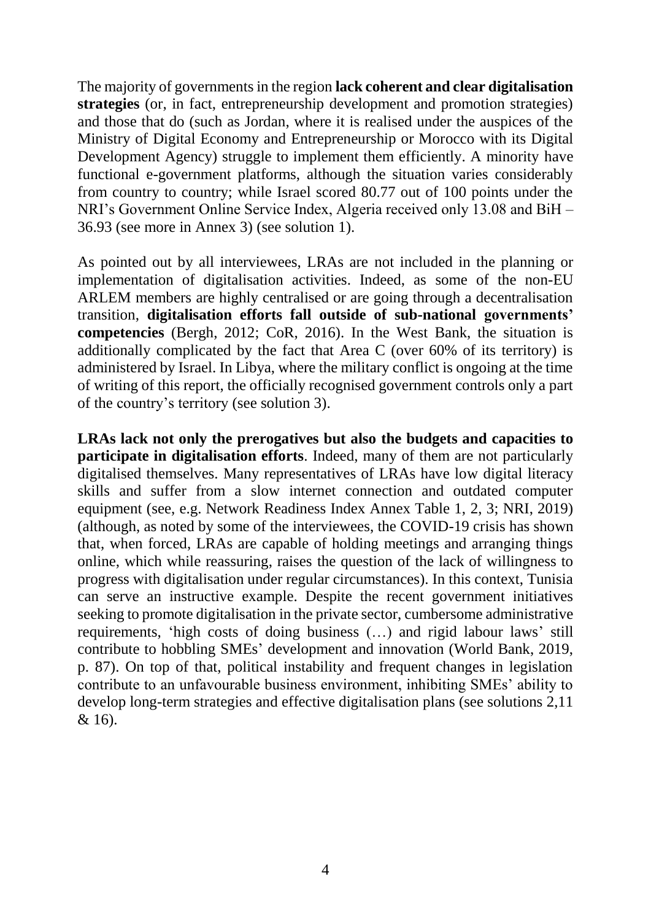The majority of governments in the region **lack coherent and clear digitalisation strategies** (or, in fact, entrepreneurship development and promotion strategies) and those that do (such as Jordan, where it is realised under the auspices of the Ministry of Digital Economy and Entrepreneurship or Morocco with its Digital Development Agency) struggle to implement them efficiently. A minority have functional e-government platforms, although the situation varies considerably from country to country; while Israel scored 80.77 out of 100 points under the NRI's Government Online Service Index, Algeria received only 13.08 and BiH – 36.93 (see more in Annex 3) (see solution 1).

As pointed out by all interviewees, LRAs are not included in the planning or implementation of digitalisation activities. Indeed, as some of the non-EU ARLEM members are highly centralised or are going through a decentralisation transition, **digitalisation efforts fall outside of sub-national governments' competencies** (Bergh, 2012; CoR, 2016). In the West Bank, the situation is additionally complicated by the fact that Area C (over 60% of its territory) is administered by Israel. In Libya, where the military conflict is ongoing at the time of writing of this report, the officially recognised government controls only a part of the country's territory (see solution 3).

**LRAs lack not only the prerogatives but also the budgets and capacities to participate in digitalisation efforts**. Indeed, many of them are not particularly digitalised themselves. Many representatives of LRAs have low digital literacy skills and suffer from a slow internet connection and outdated computer equipment (see, e.g. Network Readiness Index Annex Table 1, 2, 3; NRI, 2019) (although, as noted by some of the interviewees, the COVID-19 crisis has shown that, when forced, LRAs are capable of holding meetings and arranging things online, which while reassuring, raises the question of the lack of willingness to progress with digitalisation under regular circumstances). In this context, Tunisia can serve an instructive example. Despite the recent government initiatives seeking to promote digitalisation in the private sector, cumbersome administrative requirements, 'high costs of doing business (…) and rigid labour laws' still contribute to hobbling SMEs' development and innovation (World Bank, 2019, p. 87). On top of that, political instability and frequent changes in legislation contribute to an unfavourable business environment, inhibiting SMEs' ability to develop long-term strategies and effective digitalisation plans (see solutions 2,11 & 16).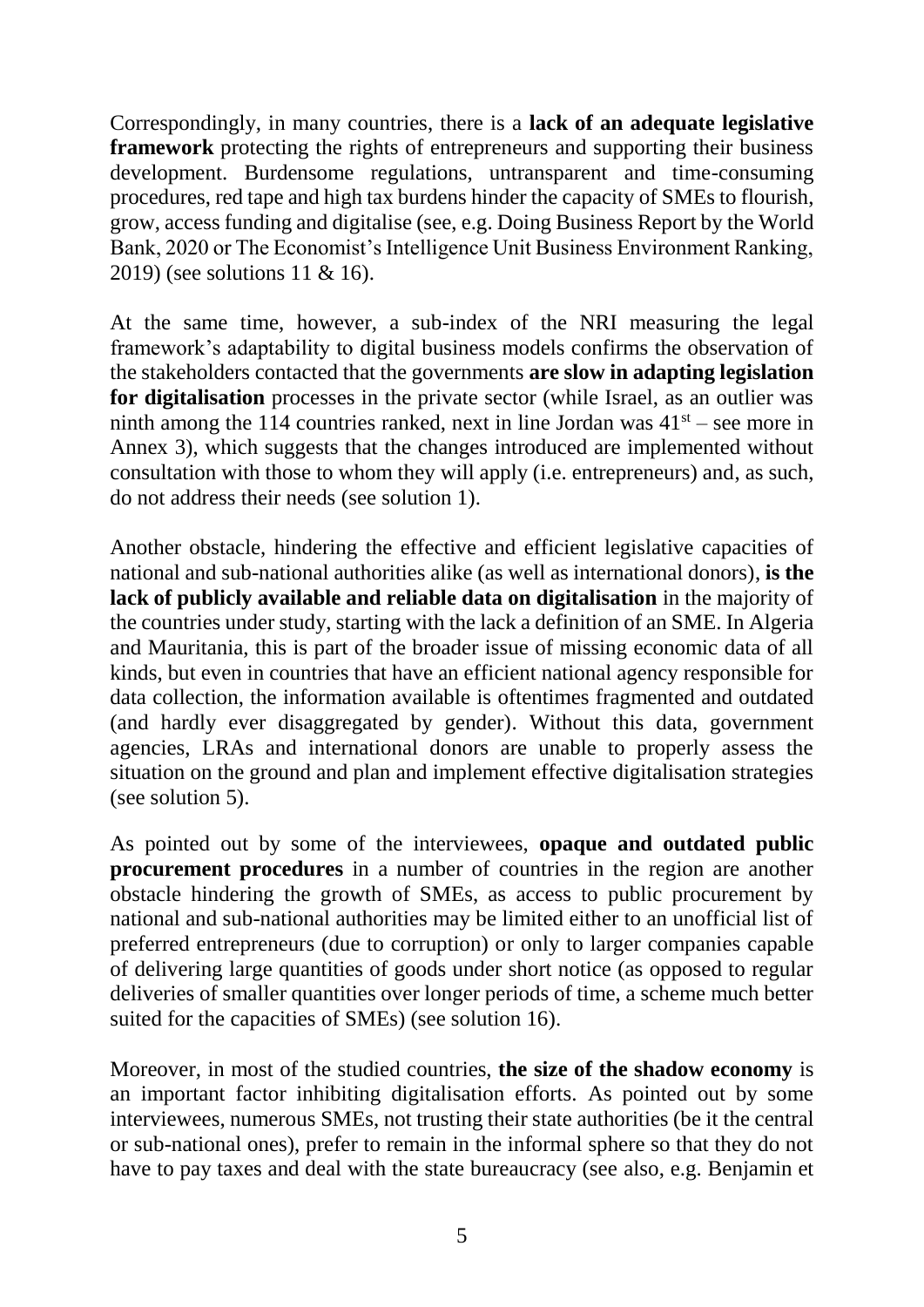Correspondingly, in many countries, there is a **lack of an adequate legislative framework** protecting the rights of entrepreneurs and supporting their business development. Burdensome regulations, untransparent and time-consuming procedures, red tape and high tax burdens hinder the capacity of SMEs to flourish, grow, access funding and digitalise (see, e.g. Doing Business Report by the World Bank, 2020 or The Economist's Intelligence Unit Business Environment Ranking, 2019) (see solutions 11 & 16).

At the same time, however, a sub-index of the NRI measuring the legal framework's adaptability to digital business models confirms the observation of the stakeholders contacted that the governments **are slow in adapting legislation for digitalisation** processes in the private sector (while Israel, as an outlier was ninth among the 114 countries ranked, next in line Jordan was 41st – see more in Annex 3), which suggests that the changes introduced are implemented without consultation with those to whom they will apply (i.e. entrepreneurs) and, as such, do not address their needs (see solution 1).

Another obstacle, hindering the effective and efficient legislative capacities of national and sub-national authorities alike (as well as international donors), **is the lack of publicly available and reliable data on digitalisation** in the majority of the countries under study, starting with the lack a definition of an SME. In Algeria and Mauritania, this is part of the broader issue of missing economic data of all kinds, but even in countries that have an efficient national agency responsible for data collection, the information available is oftentimes fragmented and outdated (and hardly ever disaggregated by gender). Without this data, government agencies, LRAs and international donors are unable to properly assess the situation on the ground and plan and implement effective digitalisation strategies (see solution 5).

As pointed out by some of the interviewees, **opaque and outdated public procurement procedures** in a number of countries in the region are another obstacle hindering the growth of SMEs, as access to public procurement by national and sub-national authorities may be limited either to an unofficial list of preferred entrepreneurs (due to corruption) or only to larger companies capable of delivering large quantities of goods under short notice (as opposed to regular deliveries of smaller quantities over longer periods of time, a scheme much better suited for the capacities of SMEs) (see solution 16).

Moreover, in most of the studied countries, **the size of the shadow economy** is an important factor inhibiting digitalisation efforts. As pointed out by some interviewees, numerous SMEs, not trusting their state authorities (be it the central or sub-national ones), prefer to remain in the informal sphere so that they do not have to pay taxes and deal with the state bureaucracy (see also, e.g. Benjamin et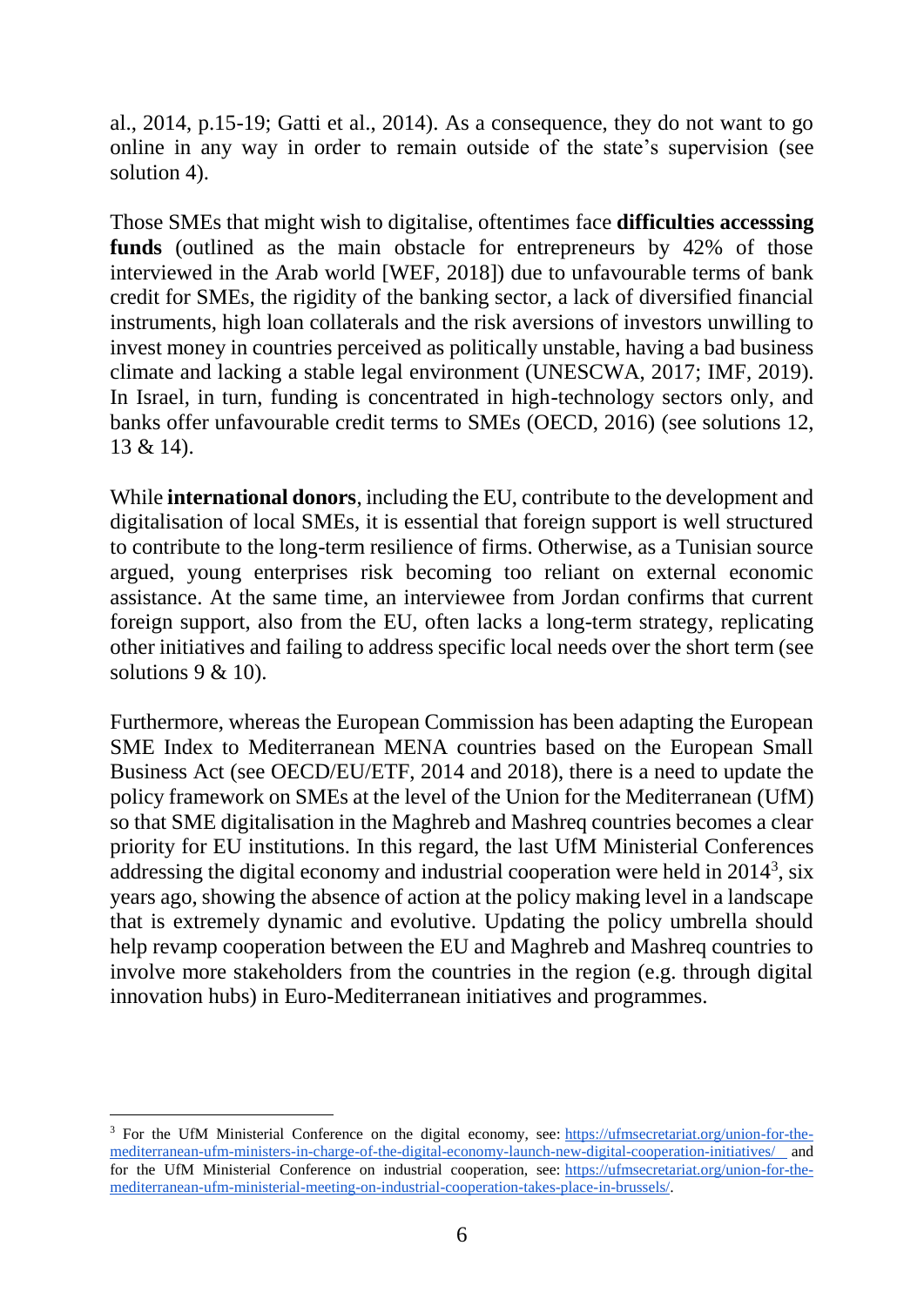al., 2014, p.15-19; Gatti et al., 2014). As a consequence, they do not want to go online in any way in order to remain outside of the state's supervision (see solution 4).

Those SMEs that might wish to digitalise, oftentimes face **difficulties accesssing funds** (outlined as the main obstacle for entrepreneurs by 42% of those interviewed in the Arab world [WEF, 2018]) due to unfavourable terms of bank credit for SMEs, the rigidity of the banking sector, a lack of diversified financial instruments, high loan collaterals and the risk aversions of investors unwilling to invest money in countries perceived as politically unstable, having a bad business climate and lacking a stable legal environment (UNESCWA, 2017; IMF, 2019). In Israel, in turn, funding is concentrated in high-technology sectors only, and banks offer unfavourable credit terms to SMEs (OECD, 2016) (see solutions 12, 13 & 14).

While **international donors**, including the EU, contribute to the development and digitalisation of local SMEs, it is essential that foreign support is well structured to contribute to the long-term resilience of firms. Otherwise, as a Tunisian source argued, young enterprises risk becoming too reliant on external economic assistance. At the same time, an interviewee from Jordan confirms that current foreign support, also from the EU, often lacks a long-term strategy, replicating other initiatives and failing to address specific local needs over the short term (see solutions 9 & 10).

Furthermore, whereas the European Commission has been adapting the European SME Index to Mediterranean MENA countries based on the European Small Business Act (see OECD/EU/ETF, 2014 and 2018), there is a need to update the policy framework on SMEs at the level of the Union for the Mediterranean (UfM) so that SME digitalisation in the Maghreb and Mashreq countries becomes a clear priority for EU institutions. In this regard, the last UfM Ministerial Conferences addressing the digital economy and industrial cooperation were held in 2014[3], six years ago, showing the absence of action at the policy making level in a landscape that is extremely dynamic and evolutive. Updating the policy umbrella should help revamp cooperation between the EU and Maghreb and Mashreq countries to involve more stakeholders from the countries in the region (e.g. through digital innovation hubs) in Euro-Mediterranean initiatives and programmes.

---

[3] For the UfM Ministerial Conference on the digital economy, see: https://ufmsecretariat.org/union-for-the-mediterranean-ufm-ministers-in-charge-of-the-digital-economy-launch-new-digital-cooperation-initiatives/ and for the UfM Ministerial Conference on industrial cooperation, see: https://ufmsecretariat.org/union-for-the-mediterranean-ufm-ministerial-meeting-on-industrial-cooperation-takes-place-in-brussels/.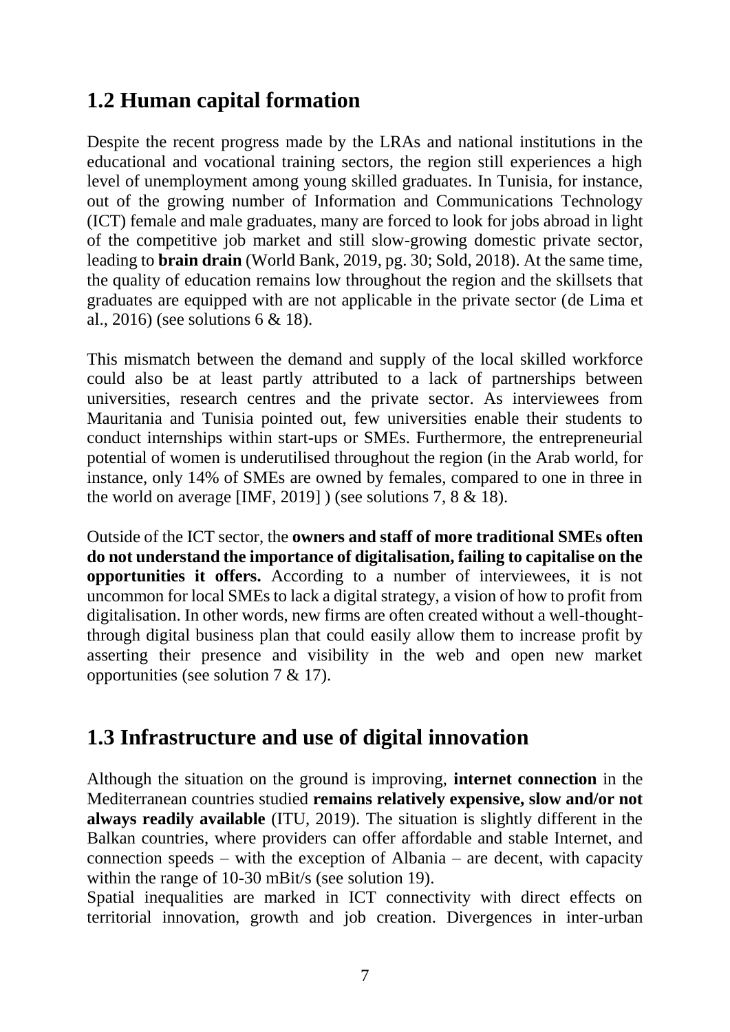## 1.2 Human capital formation

Despite the recent progress made by the LRAs and national institutions in the educational and vocational training sectors, the region still experiences a high level of unemployment among young skilled graduates. In Tunisia, for instance, out of the growing number of Information and Communications Technology (ICT) female and male graduates, many are forced to look for jobs abroad in light of the competitive job market and still slow-growing domestic private sector, leading to **brain drain** (World Bank, 2019, pg. 30; Sold, 2018). At the same time, the quality of education remains low throughout the region and the skillsets that graduates are equipped with are not applicable in the private sector (de Lima et al., 2016) (see solutions 6 & 18).

This mismatch between the demand and supply of the local skilled workforce could also be at least partly attributed to a lack of partnerships between universities, research centres and the private sector. As interviewees from Mauritania and Tunisia pointed out, few universities enable their students to conduct internships within start-ups or SMEs. Furthermore, the entrepreneurial potential of women is underutilised throughout the region (in the Arab world, for instance, only 14% of SMEs are owned by females, compared to one in three in the world on average [IMF, 2019] ) (see solutions 7, 8 & 18).

Outside of the ICT sector, the **owners and staff of more traditional SMEs often do not understand the importance of digitalisation, failing to capitalise on the opportunities it offers.** According to a number of interviewees, it is not uncommon for local SMEs to lack a digital strategy, a vision of how to profit from digitalisation. In other words, new firms are often created without a well-thought-through digital business plan that could easily allow them to increase profit by asserting their presence and visibility in the web and open new market opportunities (see solution 7 & 17).

## 1.3 Infrastructure and use of digital innovation

Although the situation on the ground is improving, **internet connection** in the Mediterranean countries studied **remains relatively expensive, slow and/or not always readily available** (ITU, 2019). The situation is slightly different in the Balkan countries, where providers can offer affordable and stable Internet, and connection speeds – with the exception of Albania – are decent, with capacity within the range of 10-30 mBit/s (see solution 19).

Spatial inequalities are marked in ICT connectivity with direct effects on territorial innovation, growth and job creation. Divergences in inter-urban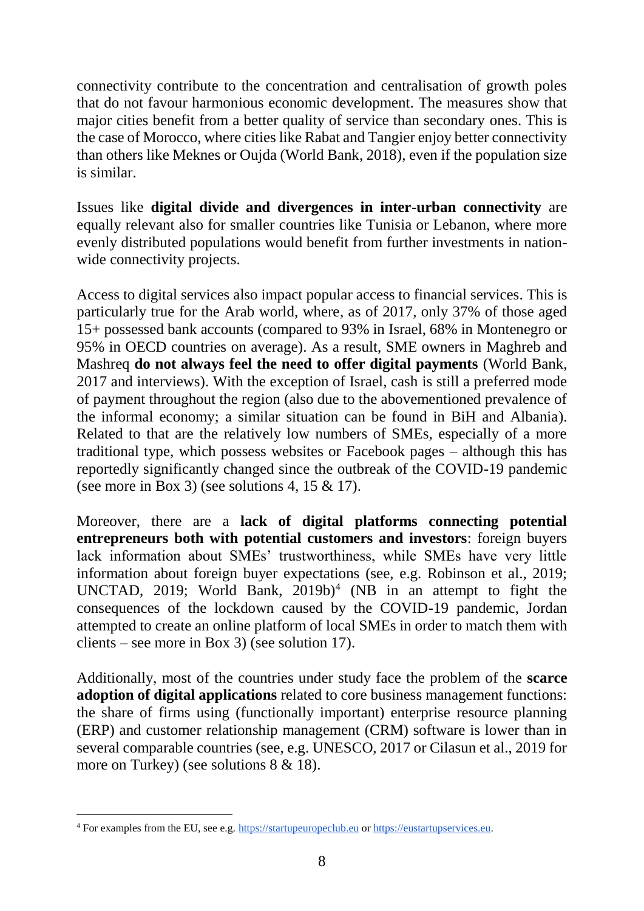connectivity contribute to the concentration and centralisation of growth poles that do not favour harmonious economic development. The measures show that major cities benefit from a better quality of service than secondary ones. This is the case of Morocco, where cities like Rabat and Tangier enjoy better connectivity than others like Meknes or Oujda (World Bank, 2018), even if the population size is similar.

Issues like **digital divide and divergences in inter-urban connectivity** are equally relevant also for smaller countries like Tunisia or Lebanon, where more evenly distributed populations would benefit from further investments in nation-wide connectivity projects.

Access to digital services also impact popular access to financial services. This is particularly true for the Arab world, where, as of 2017, only 37% of those aged 15+ possessed bank accounts (compared to 93% in Israel, 68% in Montenegro or 95% in OECD countries on average). As a result, SME owners in Maghreb and Mashreq **do not always feel the need to offer digital payments** (World Bank, 2017 and interviews). With the exception of Israel, cash is still a preferred mode of payment throughout the region (also due to the abovementioned prevalence of the informal economy; a similar situation can be found in BiH and Albania). Related to that are the relatively low numbers of SMEs, especially of a more traditional type, which possess websites or Facebook pages – although this has reportedly significantly changed since the outbreak of the COVID-19 pandemic (see more in Box 3) (see solutions 4, 15 & 17).

Moreover, there are a **lack of digital platforms connecting potential entrepreneurs both with potential customers and investors**: foreign buyers lack information about SMEs' trustworthiness, while SMEs have very little information about foreign buyer expectations (see, e.g. Robinson et al., 2019; UNCTAD, 2019; World Bank, 2019b)[4] (NB in an attempt to fight the consequences of the lockdown caused by the COVID-19 pandemic, Jordan attempted to create an online platform of local SMEs in order to match them with clients – see more in Box 3) (see solution 17).

Additionally, most of the countries under study face the problem of the **scarce adoption of digital applications** related to core business management functions: the share of firms using (functionally important) enterprise resource planning (ERP) and customer relationship management (CRM) software is lower than in several comparable countries (see, e.g. UNESCO, 2017 or Cilasun et al., 2019 for more on Turkey) (see solutions 8 & 18).

---

[4] For examples from the EU, see e.g. https://startupeuropeclub.eu or https://eustartupservices.eu.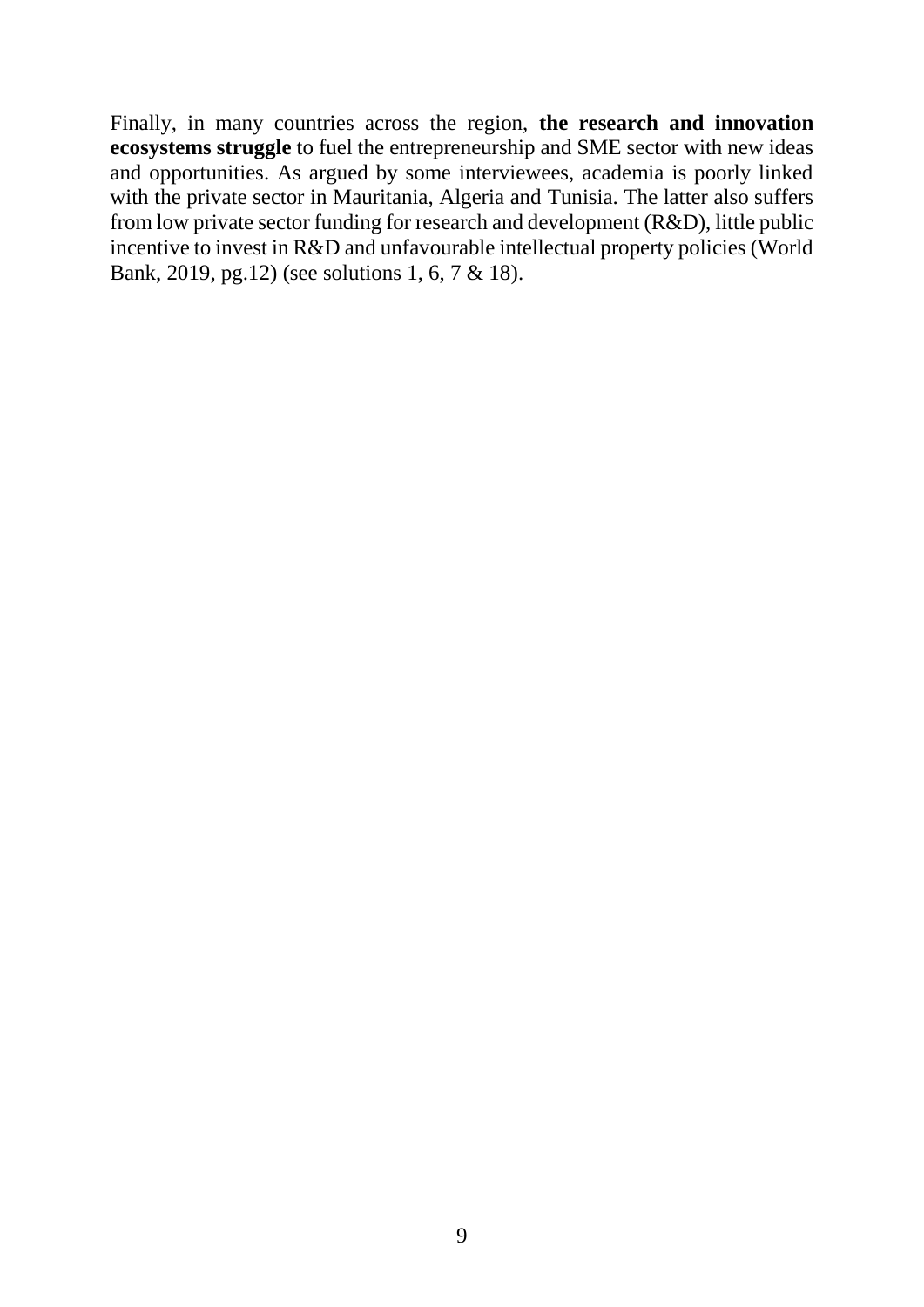Finally, in many countries across the region, **the research and innovation ecosystems struggle** to fuel the entrepreneurship and SME sector with new ideas and opportunities. As argued by some interviewees, academia is poorly linked with the private sector in Mauritania, Algeria and Tunisia. The latter also suffers from low private sector funding for research and development (R&D), little public incentive to invest in R&D and unfavourable intellectual property policies (World Bank, 2019, pg.12) (see solutions 1, 6, 7 & 18).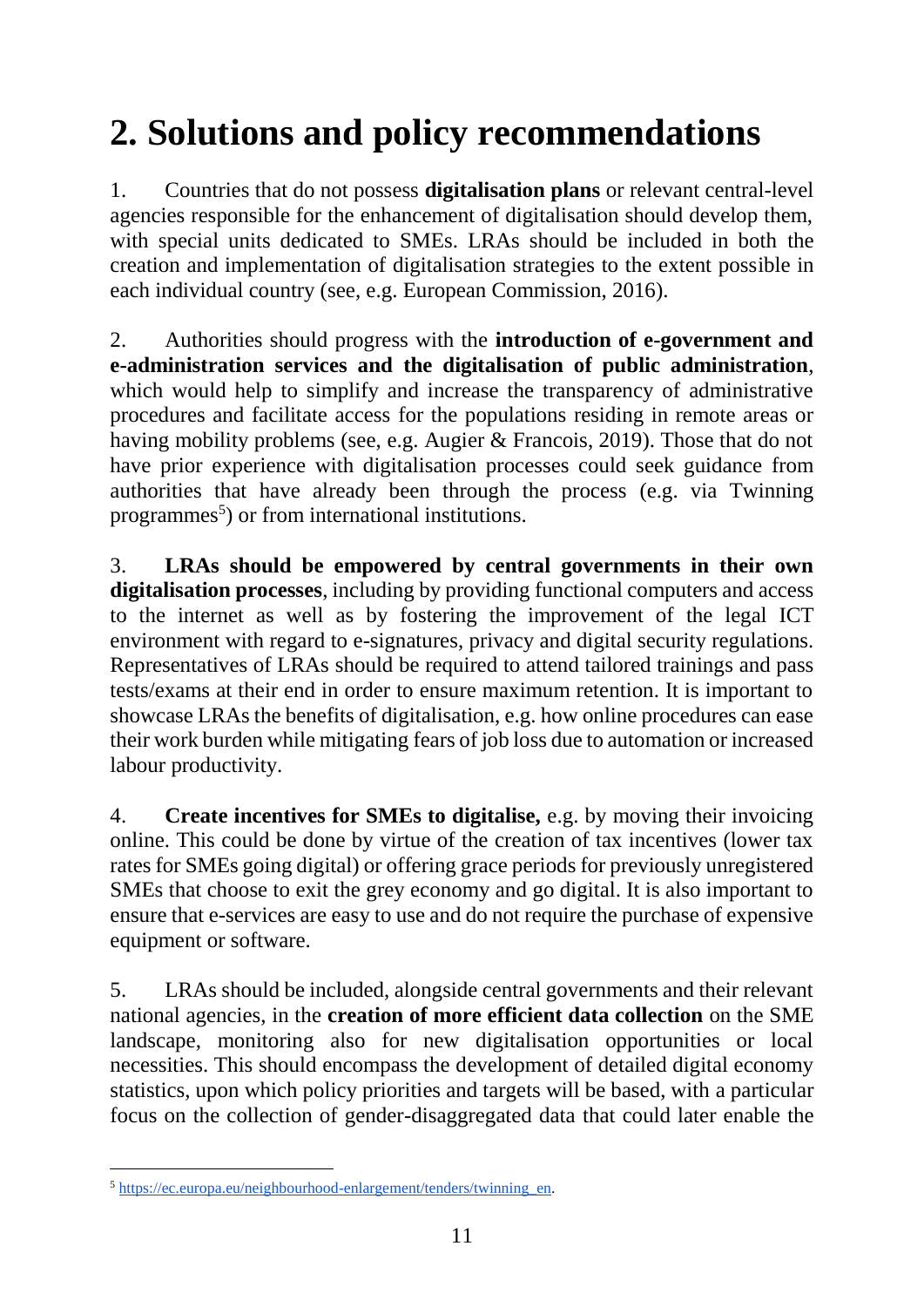# 2. Solutions and policy recommendations

1. Countries that do not possess **digitalisation plans** or relevant central-level agencies responsible for the enhancement of digitalisation should develop them, with special units dedicated to SMEs. LRAs should be included in both the creation and implementation of digitalisation strategies to the extent possible in each individual country (see, e.g. European Commission, 2016).

2. Authorities should progress with the **introduction of e-government and e-administration services and the digitalisation of public administration**, which would help to simplify and increase the transparency of administrative procedures and facilitate access for the populations residing in remote areas or having mobility problems (see, e.g. Augier & Francois, 2019). Those that do not have prior experience with digitalisation processes could seek guidance from authorities that have already been through the process (e.g. via Twinning programmes[5]) or from international institutions.

3. **LRAs should be empowered by central governments in their own digitalisation processes**, including by providing functional computers and access to the internet as well as by fostering the improvement of the legal ICT environment with regard to e-signatures, privacy and digital security regulations. Representatives of LRAs should be required to attend tailored trainings and pass tests/exams at their end in order to ensure maximum retention. It is important to showcase LRAs the benefits of digitalisation, e.g. how online procedures can ease their work burden while mitigating fears of job loss due to automation or increased labour productivity.

4. **Create incentives for SMEs to digitalise,** e.g. by moving their invoicing online. This could be done by virtue of the creation of tax incentives (lower tax rates for SMEs going digital) or offering grace periods for previously unregistered SMEs that choose to exit the grey economy and go digital. It is also important to ensure that e-services are easy to use and do not require the purchase of expensive equipment or software.

5. LRAs should be included, alongside central governments and their relevant national agencies, in the **creation of more efficient data collection** on the SME landscape, monitoring also for new digitalisation opportunities or local necessities. This should encompass the development of detailed digital economy statistics, upon which policy priorities and targets will be based, with a particular focus on the collection of gender-disaggregated data that could later enable the

[5] https://ec.europa.eu/neighbourhood-enlargement/tenders/twinning_en.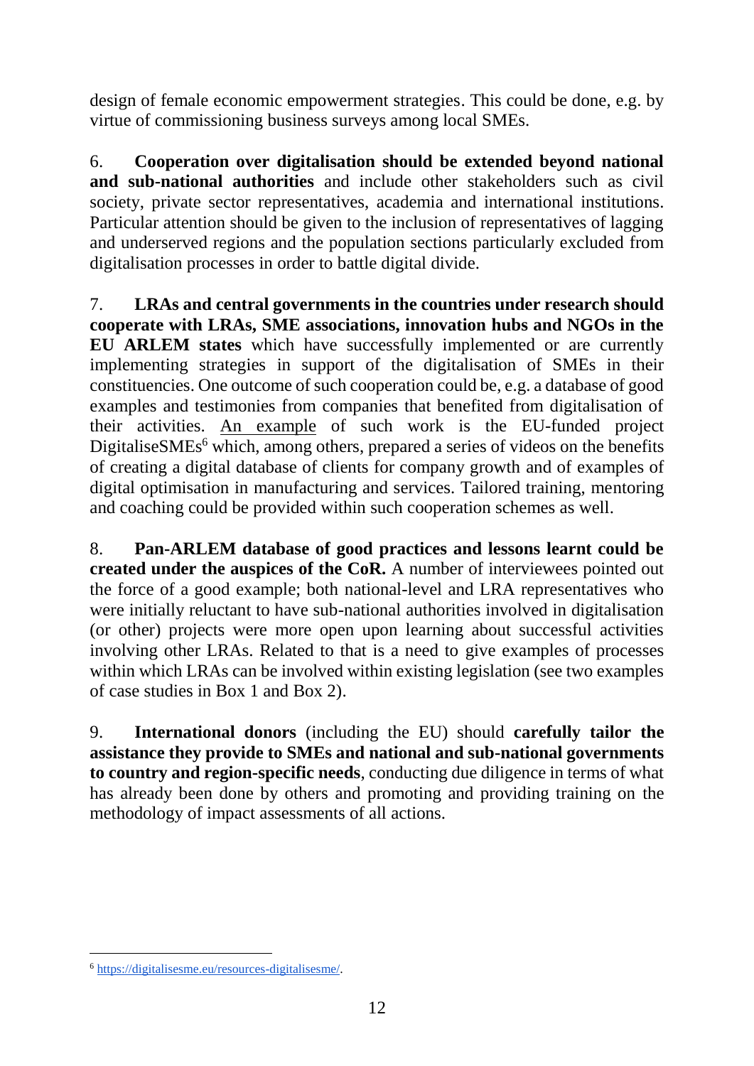design of female economic empowerment strategies. This could be done, e.g. by virtue of commissioning business surveys among local SMEs.

6. **Cooperation over digitalisation should be extended beyond national and sub-national authorities** and include other stakeholders such as civil society, private sector representatives, academia and international institutions. Particular attention should be given to the inclusion of representatives of lagging and underserved regions and the population sections particularly excluded from digitalisation processes in order to battle digital divide.

7. **LRAs and central governments in the countries under research should cooperate with LRAs, SME associations, innovation hubs and NGOs in the EU ARLEM states** which have successfully implemented or are currently implementing strategies in support of the digitalisation of SMEs in their constituencies. One outcome of such cooperation could be, e.g. a database of good examples and testimonies from companies that benefited from digitalisation of their activities. An example of such work is the EU-funded project DigitaliseSMEs[6] which, among others, prepared a series of videos on the benefits of creating a digital database of clients for company growth and of examples of digital optimisation in manufacturing and services. Tailored training, mentoring and coaching could be provided within such cooperation schemes as well.

8. **Pan-ARLEM database of good practices and lessons learnt could be created under the auspices of the CoR.** A number of interviewees pointed out the force of a good example; both national-level and LRA representatives who were initially reluctant to have sub-national authorities involved in digitalisation (or other) projects were more open upon learning about successful activities involving other LRAs. Related to that is a need to give examples of processes within which LRAs can be involved within existing legislation (see two examples of case studies in Box 1 and Box 2).

9. **International donors** (including the EU) should **carefully tailor the assistance they provide to SMEs and national and sub-national governments to country and region-specific needs**, conducting due diligence in terms of what has already been done by others and promoting and providing training on the methodology of impact assessments of all actions.

[6] https://digitalisesme.eu/resources-digitalisesme/.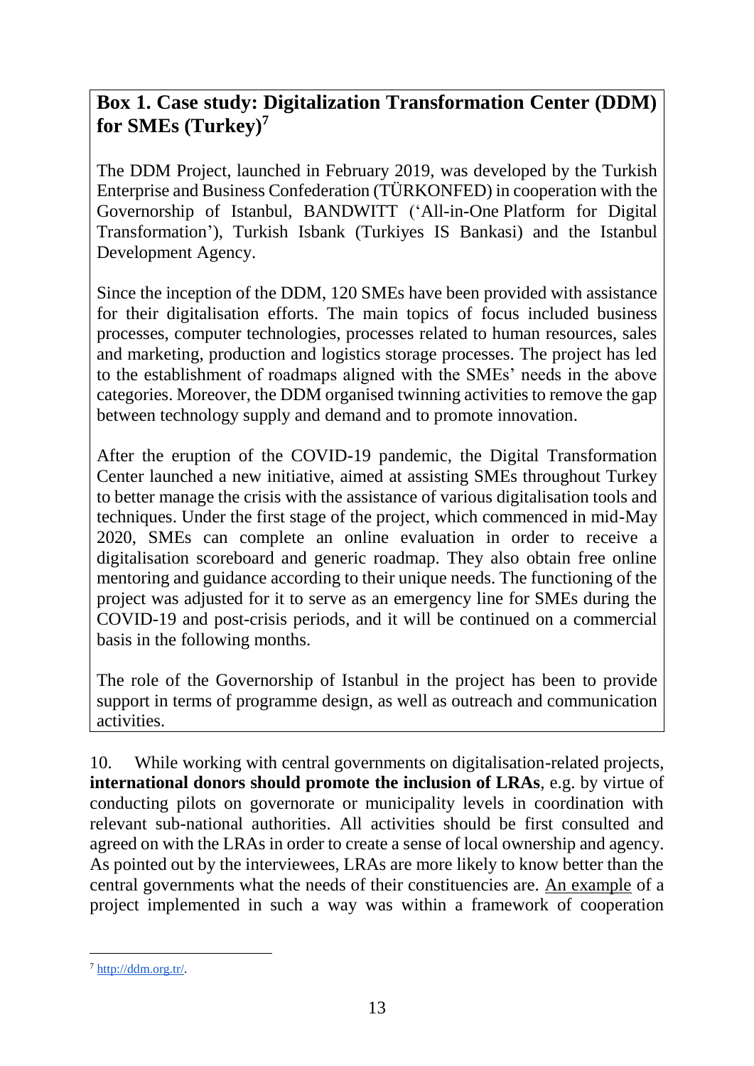**Box 1. Case study: Digitalization Transformation Center (DDM) for SMEs (Turkey)[7]**

The DDM Project, launched in February 2019, was developed by the Turkish Enterprise and Business Confederation (TÜRKONFED) in cooperation with the Governorship of Istanbul, BANDWITT ('All-in-One Platform for Digital Transformation'), Turkish Isbank (Turkiyes IS Bankasi) and the Istanbul Development Agency.

Since the inception of the DDM, 120 SMEs have been provided with assistance for their digitalisation efforts. The main topics of focus included business processes, computer technologies, processes related to human resources, sales and marketing, production and logistics storage processes. The project has led to the establishment of roadmaps aligned with the SMEs' needs in the above categories. Moreover, the DDM organised twinning activities to remove the gap between technology supply and demand and to promote innovation.

After the eruption of the COVID-19 pandemic, the Digital Transformation Center launched a new initiative, aimed at assisting SMEs throughout Turkey to better manage the crisis with the assistance of various digitalisation tools and techniques. Under the first stage of the project, which commenced in mid-May 2020, SMEs can complete an online evaluation in order to receive a digitalisation scoreboard and generic roadmap. They also obtain free online mentoring and guidance according to their unique needs. The functioning of the project was adjusted for it to serve as an emergency line for SMEs during the COVID-19 and post-crisis periods, and it will be continued on a commercial basis in the following months.

The role of the Governorship of Istanbul in the project has been to provide support in terms of programme design, as well as outreach and communication activities.

10. While working with central governments on digitalisation-related projects, **international donors should promote the inclusion of LRAs**, e.g. by virtue of conducting pilots on governorate or municipality levels in coordination with relevant sub-national authorities. All activities should be first consulted and agreed on with the LRAs in order to create a sense of local ownership and agency. As pointed out by the interviewees, LRAs are more likely to know better than the central governments what the needs of their constituencies are. An example of a project implemented in such a way was within a framework of cooperation

[7] http://ddm.org.tr/.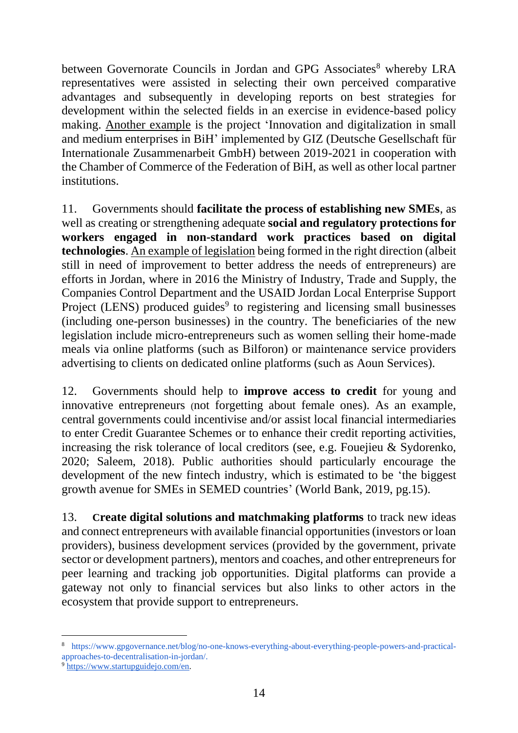between Governorate Councils in Jordan and GPG Associates[8] whereby LRA representatives were assisted in selecting their own perceived comparative advantages and subsequently in developing reports on best strategies for development within the selected fields in an exercise in evidence-based policy making. Another example is the project 'Innovation and digitalization in small and medium enterprises in BiH' implemented by GIZ (Deutsche Gesellschaft für Internationale Zusammenarbeit GmbH) between 2019-2021 in cooperation with the Chamber of Commerce of the Federation of BiH, as well as other local partner institutions.

11. Governments should **facilitate the process of establishing new SMEs**, as well as creating or strengthening adequate **social and regulatory protections for workers engaged in non-standard work practices based on digital technologies**. An example of legislation being formed in the right direction (albeit still in need of improvement to better address the needs of entrepreneurs) are efforts in Jordan, where in 2016 the Ministry of Industry, Trade and Supply, the Companies Control Department and the USAID Jordan Local Enterprise Support Project (LENS) produced guides[9] to registering and licensing small businesses (including one-person businesses) in the country. The beneficiaries of the new legislation include micro-entrepreneurs such as women selling their home-made meals via online platforms (such as Bilforon) or maintenance service providers advertising to clients on dedicated online platforms (such as Aoun Services).

12. Governments should help to **improve access to credit** for young and innovative entrepreneurs (not forgetting about female ones). As an example, central governments could incentivise and/or assist local financial intermediaries to enter Credit Guarantee Schemes or to enhance their credit reporting activities, increasing the risk tolerance of local creditors (see, e.g. Fouejieu & Sydorenko, 2020; Saleem, 2018). Public authorities should particularly encourage the development of the new fintech industry, which is estimated to be 'the biggest growth avenue for SMEs in SEMED countries' (World Bank, 2019, pg.15).

13. **Create digital solutions and matchmaking platforms** to track new ideas and connect entrepreneurs with available financial opportunities (investors or loan providers), business development services (provided by the government, private sector or development partners), mentors and coaches, and other entrepreneurs for peer learning and tracking job opportunities. Digital platforms can provide a gateway not only to financial services but also links to other actors in the ecosystem that provide support to entrepreneurs.

---

[8] https://www.gpgovernance.net/blog/no-one-knows-everything-about-everything-people-powers-and-practical-approaches-to-decentralisation-in-jordan/.

[9] https://www.startupguidejo.com/en.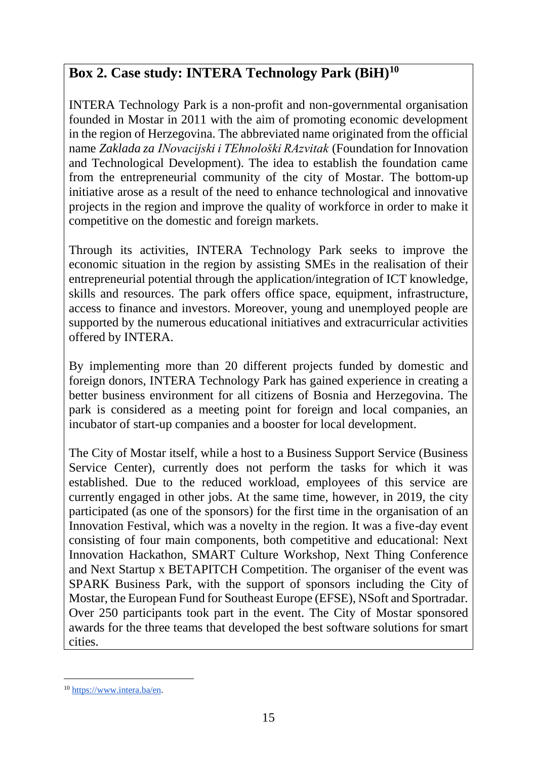**Box 2. Case study: INTERA Technology Park (BiH)[10]**

INTERA Technology Park is a non-profit and non-governmental organisation founded in Mostar in 2011 with the aim of promoting economic development in the region of Herzegovina. The abbreviated name originated from the official name *Zaklada za INovacijski i TEhnološki RAzvitak* (Foundation for Innovation and Technological Development). The idea to establish the foundation came from the entrepreneurial community of the city of Mostar. The bottom-up initiative arose as a result of the need to enhance technological and innovative projects in the region and improve the quality of workforce in order to make it competitive on the domestic and foreign markets.

Through its activities, INTERA Technology Park seeks to improve the economic situation in the region by assisting SMEs in the realisation of their entrepreneurial potential through the application/integration of ICT knowledge, skills and resources. The park offers office space, equipment, infrastructure, access to finance and investors. Moreover, young and unemployed people are supported by the numerous educational initiatives and extracurricular activities offered by INTERA.

By implementing more than 20 different projects funded by domestic and foreign donors, INTERA Technology Park has gained experience in creating a better business environment for all citizens of Bosnia and Herzegovina. The park is considered as a meeting point for foreign and local companies, an incubator of start-up companies and a booster for local development.

The City of Mostar itself, while a host to a Business Support Service (Business Service Center), currently does not perform the tasks for which it was established. Due to the reduced workload, employees of this service are currently engaged in other jobs. At the same time, however, in 2019, the city participated (as one of the sponsors) for the first time in the organisation of an Innovation Festival, which was a novelty in the region. It was a five-day event consisting of four main components, both competitive and educational: Next Innovation Hackathon, SMART Culture Workshop, Next Thing Conference and Next Startup x BETAPITCH Competition. The organiser of the event was SPARK Business Park, with the support of sponsors including the City of Mostar, the European Fund for Southeast Europe (EFSE), NSoft and Sportradar. Over 250 participants took part in the event. The City of Mostar sponsored awards for the three teams that developed the best software solutions for smart cities.

---

[10] https://www.intera.ba/en.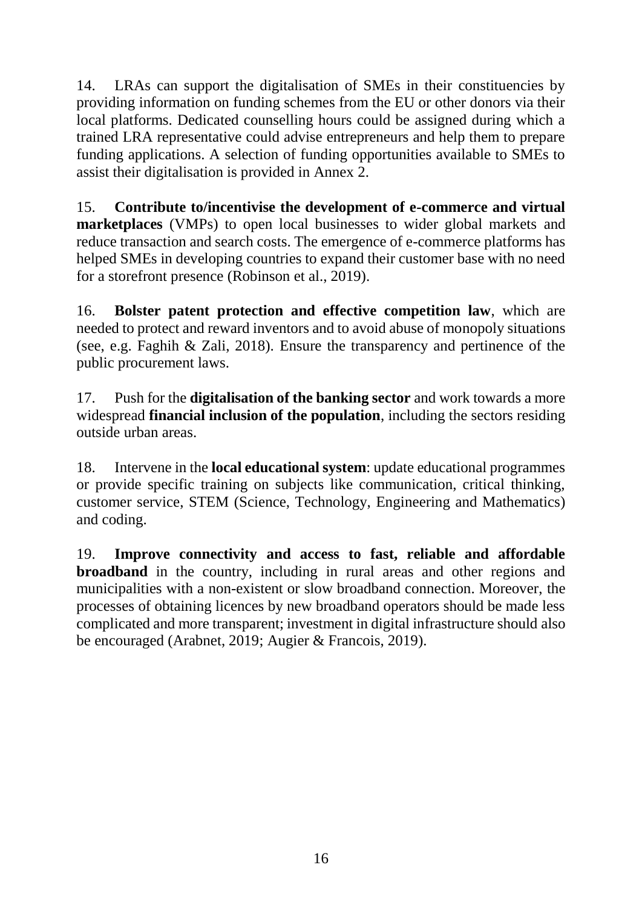14. LRAs can support the digitalisation of SMEs in their constituencies by providing information on funding schemes from the EU or other donors via their local platforms. Dedicated counselling hours could be assigned during which a trained LRA representative could advise entrepreneurs and help them to prepare funding applications. A selection of funding opportunities available to SMEs to assist their digitalisation is provided in Annex 2.

15. **Contribute to/incentivise the development of e-commerce and virtual marketplaces** (VMPs) to open local businesses to wider global markets and reduce transaction and search costs. The emergence of e-commerce platforms has helped SMEs in developing countries to expand their customer base with no need for a storefront presence (Robinson et al., 2019).

16. **Bolster patent protection and effective competition law**, which are needed to protect and reward inventors and to avoid abuse of monopoly situations (see, e.g. Faghih & Zali, 2018). Ensure the transparency and pertinence of the public procurement laws.

17. Push for the **digitalisation of the banking sector** and work towards a more widespread **financial inclusion of the population**, including the sectors residing outside urban areas.

18. Intervene in the **local educational system**: update educational programmes or provide specific training on subjects like communication, critical thinking, customer service, STEM (Science, Technology, Engineering and Mathematics) and coding.

19. **Improve connectivity and access to fast, reliable and affordable broadband** in the country, including in rural areas and other regions and municipalities with a non-existent or slow broadband connection. Moreover, the processes of obtaining licences by new broadband operators should be made less complicated and more transparent; investment in digital infrastructure should also be encouraged (Arabnet, 2019; Augier & Francois, 2019).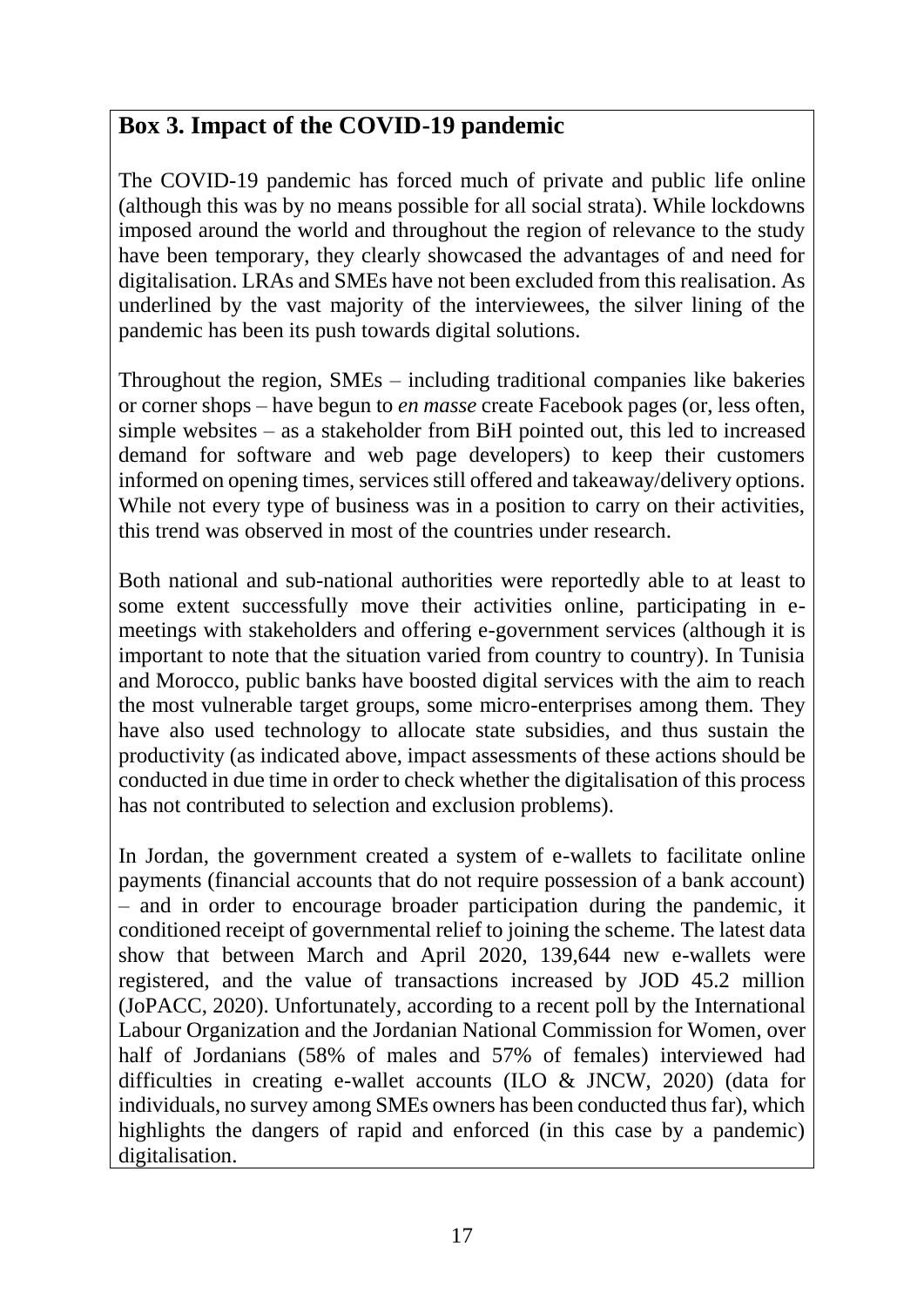## Box 3. Impact of the COVID-19 pandemic

The COVID-19 pandemic has forced much of private and public life online (although this was by no means possible for all social strata). While lockdowns imposed around the world and throughout the region of relevance to the study have been temporary, they clearly showcased the advantages of and need for digitalisation. LRAs and SMEs have not been excluded from this realisation. As underlined by the vast majority of the interviewees, the silver lining of the pandemic has been its push towards digital solutions.

Throughout the region, SMEs – including traditional companies like bakeries or corner shops – have begun to *en masse* create Facebook pages (or, less often, simple websites – as a stakeholder from BiH pointed out, this led to increased demand for software and web page developers) to keep their customers informed on opening times, services still offered and takeaway/delivery options. While not every type of business was in a position to carry on their activities, this trend was observed in most of the countries under research.

Both national and sub-national authorities were reportedly able to at least to some extent successfully move their activities online, participating in e-meetings with stakeholders and offering e-government services (although it is important to note that the situation varied from country to country). In Tunisia and Morocco, public banks have boosted digital services with the aim to reach the most vulnerable target groups, some micro-enterprises among them. They have also used technology to allocate state subsidies, and thus sustain the productivity (as indicated above, impact assessments of these actions should be conducted in due time in order to check whether the digitalisation of this process has not contributed to selection and exclusion problems).

In Jordan, the government created a system of e-wallets to facilitate online payments (financial accounts that do not require possession of a bank account) – and in order to encourage broader participation during the pandemic, it conditioned receipt of governmental relief to joining the scheme. The latest data show that between March and April 2020, 139,644 new e-wallets were registered, and the value of transactions increased by JOD 45.2 million (JoPACC, 2020). Unfortunately, according to a recent poll by the International Labour Organization and the Jordanian National Commission for Women, over half of Jordanians (58% of males and 57% of females) interviewed had difficulties in creating e-wallet accounts (ILO & JNCW, 2020) (data for individuals, no survey among SMEs owners has been conducted thus far), which highlights the dangers of rapid and enforced (in this case by a pandemic) digitalisation.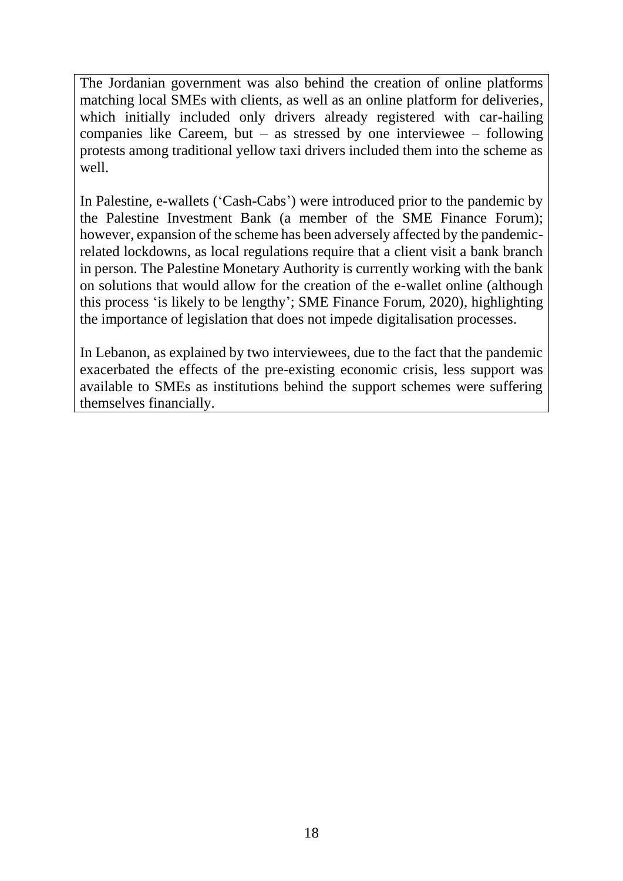The Jordanian government was also behind the creation of online platforms matching local SMEs with clients, as well as an online platform for deliveries, which initially included only drivers already registered with car-hailing companies like Careem, but – as stressed by one interviewee – following protests among traditional yellow taxi drivers included them into the scheme as well.

In Palestine, e-wallets ('Cash-Cabs') were introduced prior to the pandemic by the Palestine Investment Bank (a member of the SME Finance Forum); however, expansion of the scheme has been adversely affected by the pandemic-related lockdowns, as local regulations require that a client visit a bank branch in person. The Palestine Monetary Authority is currently working with the bank on solutions that would allow for the creation of the e-wallet online (although this process 'is likely to be lengthy'; SME Finance Forum, 2020), highlighting the importance of legislation that does not impede digitalisation processes.

In Lebanon, as explained by two interviewees, due to the fact that the pandemic exacerbated the effects of the pre-existing economic crisis, less support was available to SMEs as institutions behind the support schemes were suffering themselves financially.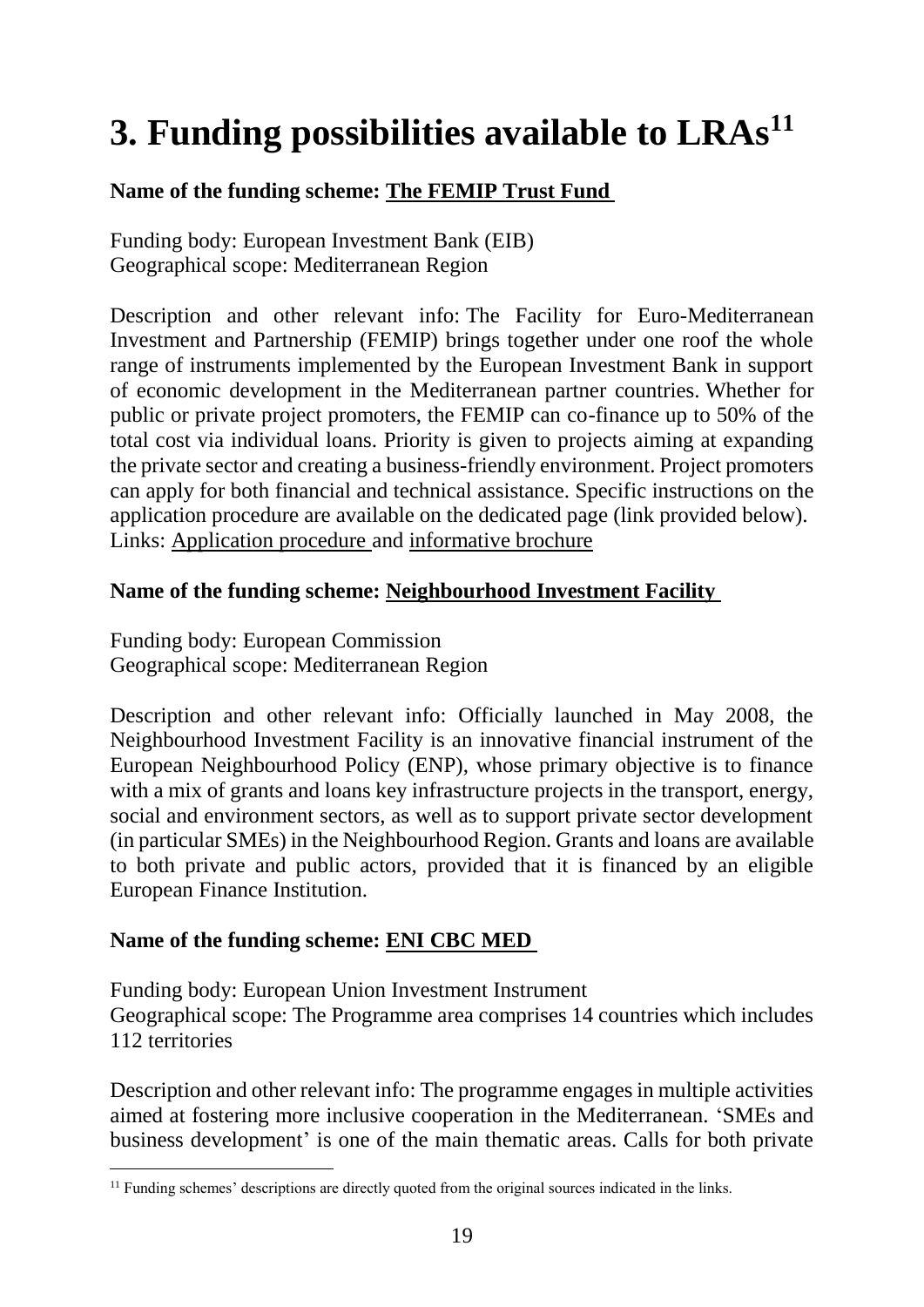# 3. Funding possibilities available to LRAs[11]

**Name of the funding scheme: The FEMIP Trust Fund**

Funding body: European Investment Bank (EIB)
Geographical scope: Mediterranean Region

Description and other relevant info: The Facility for Euro-Mediterranean Investment and Partnership (FEMIP) brings together under one roof the whole range of instruments implemented by the European Investment Bank in support of economic development in the Mediterranean partner countries. Whether for public or private project promoters, the FEMIP can co-finance up to 50% of the total cost via individual loans. Priority is given to projects aiming at expanding the private sector and creating a business-friendly environment. Project promoters can apply for both financial and technical assistance. Specific instructions on the application procedure are available on the dedicated page (link provided below).
Links: Application procedure and informative brochure

**Name of the funding scheme: Neighbourhood Investment Facility**

Funding body: European Commission
Geographical scope: Mediterranean Region

Description and other relevant info: Officially launched in May 2008, the Neighbourhood Investment Facility is an innovative financial instrument of the European Neighbourhood Policy (ENP), whose primary objective is to finance with a mix of grants and loans key infrastructure projects in the transport, energy, social and environment sectors, as well as to support private sector development (in particular SMEs) in the Neighbourhood Region. Grants and loans are available to both private and public actors, provided that it is financed by an eligible European Finance Institution.

**Name of the funding scheme: ENI CBC MED**

Funding body: European Union Investment Instrument
Geographical scope: The Programme area comprises 14 countries which includes 112 territories

Description and other relevant info: The programme engages in multiple activities aimed at fostering more inclusive cooperation in the Mediterranean. 'SMEs and business development' is one of the main thematic areas. Calls for both private

[11] Funding schemes' descriptions are directly quoted from the original sources indicated in the links.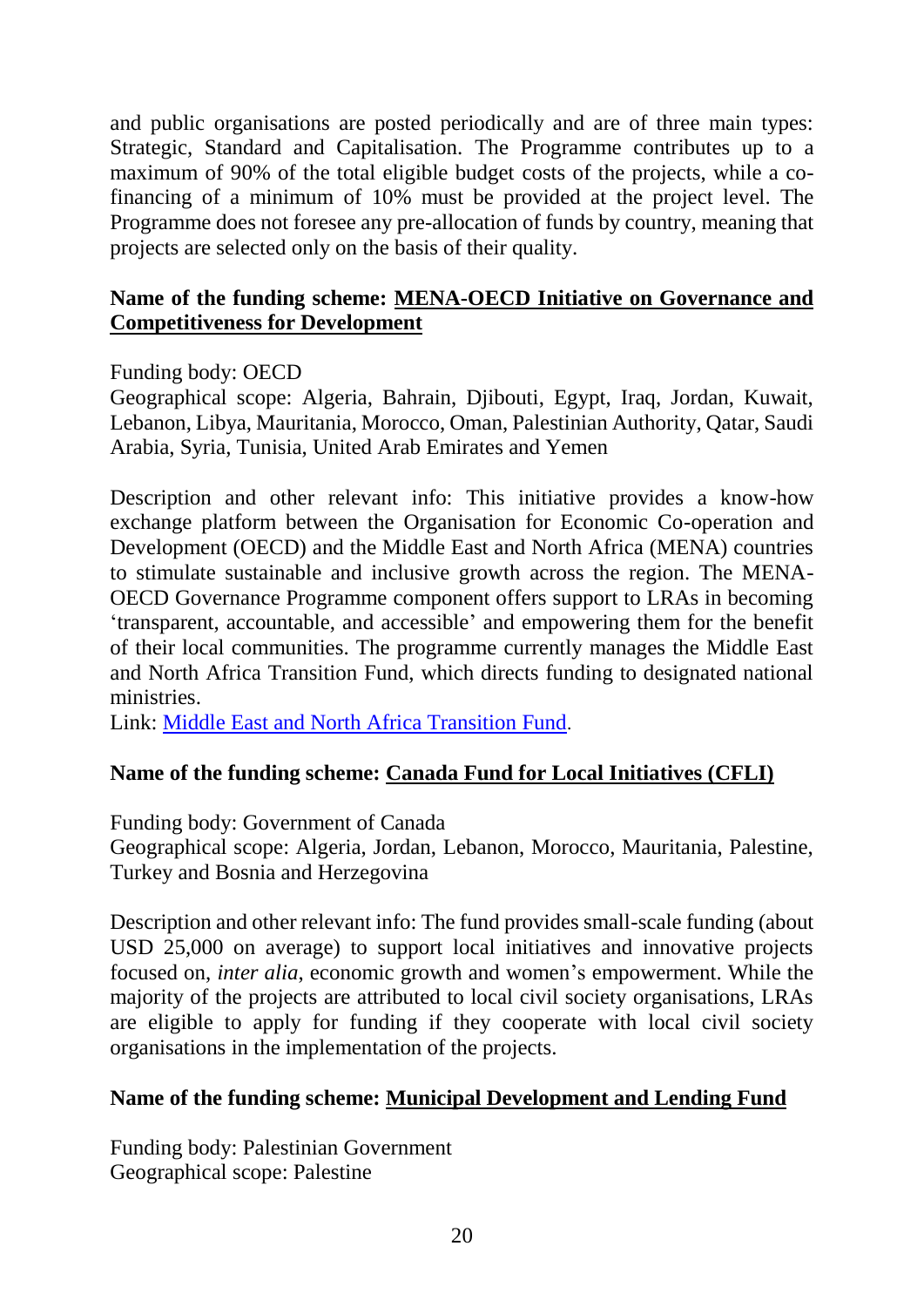and public organisations are posted periodically and are of three main types: Strategic, Standard and Capitalisation. The Programme contributes up to a maximum of 90% of the total eligible budget costs of the projects, while a co-financing of a minimum of 10% must be provided at the project level. The Programme does not foresee any pre-allocation of funds by country, meaning that projects are selected only on the basis of their quality.

**Name of the funding scheme: MENA-OECD Initiative on Governance and Competitiveness for Development**

Funding body: OECD
Geographical scope: Algeria, Bahrain, Djibouti, Egypt, Iraq, Jordan, Kuwait, Lebanon, Libya, Mauritania, Morocco, Oman, Palestinian Authority, Qatar, Saudi Arabia, Syria, Tunisia, United Arab Emirates and Yemen

Description and other relevant info: This initiative provides a know-how exchange platform between the Organisation for Economic Co-operation and Development (OECD) and the Middle East and North Africa (MENA) countries to stimulate sustainable and inclusive growth across the region. The MENA-OECD Governance Programme component offers support to LRAs in becoming 'transparent, accountable, and accessible' and empowering them for the benefit of their local communities. The programme currently manages the Middle East and North Africa Transition Fund, which directs funding to designated national ministries.
Link: Middle East and North Africa Transition Fund.

**Name of the funding scheme: Canada Fund for Local Initiatives (CFLI)**

Funding body: Government of Canada
Geographical scope: Algeria, Jordan, Lebanon, Morocco, Mauritania, Palestine, Turkey and Bosnia and Herzegovina

Description and other relevant info: The fund provides small-scale funding (about USD 25,000 on average) to support local initiatives and innovative projects focused on, *inter alia*, economic growth and women's empowerment. While the majority of the projects are attributed to local civil society organisations, LRAs are eligible to apply for funding if they cooperate with local civil society organisations in the implementation of the projects.

**Name of the funding scheme: Municipal Development and Lending Fund**

Funding body: Palestinian Government
Geographical scope: Palestine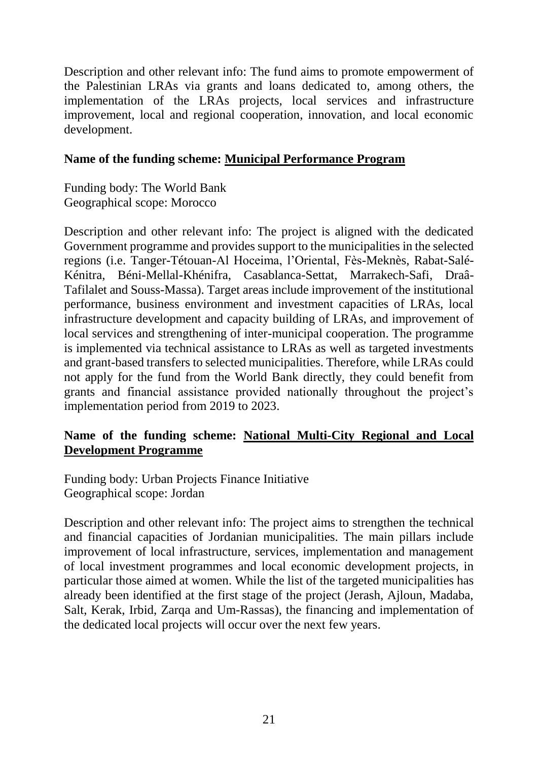Description and other relevant info: The fund aims to promote empowerment of the Palestinian LRAs via grants and loans dedicated to, among others, the implementation of the LRAs projects, local services and infrastructure improvement, local and regional cooperation, innovation, and local economic development.

**Name of the funding scheme: <u>Municipal Performance Program</u>**

Funding body: The World Bank
Geographical scope: Morocco

Description and other relevant info: The project is aligned with the dedicated Government programme and provides support to the municipalities in the selected regions (i.e. Tanger-Tétouan-Al Hoceima, l'Oriental, Fès-Meknès, Rabat-Salé-Kénitra, Béni-Mellal-Khénifra, Casablanca-Settat, Marrakech-Safi, Draâ-Tafilalet and Souss-Massa). Target areas include improvement of the institutional performance, business environment and investment capacities of LRAs, local infrastructure development and capacity building of LRAs, and improvement of local services and strengthening of inter-municipal cooperation. The programme is implemented via technical assistance to LRAs as well as targeted investments and grant-based transfers to selected municipalities. Therefore, while LRAs could not apply for the fund from the World Bank directly, they could benefit from grants and financial assistance provided nationally throughout the project's implementation period from 2019 to 2023.

**Name of the funding scheme: <u>National Multi-City Regional and Local Development Programme</u>**

Funding body: Urban Projects Finance Initiative
Geographical scope: Jordan

Description and other relevant info: The project aims to strengthen the technical and financial capacities of Jordanian municipalities. The main pillars include improvement of local infrastructure, services, implementation and management of local investment programmes and local economic development projects, in particular those aimed at women. While the list of the targeted municipalities has already been identified at the first stage of the project (Jerash, Ajloun, Madaba, Salt, Kerak, Irbid, Zarqa and Um-Rassas), the financing and implementation of the dedicated local projects will occur over the next few years.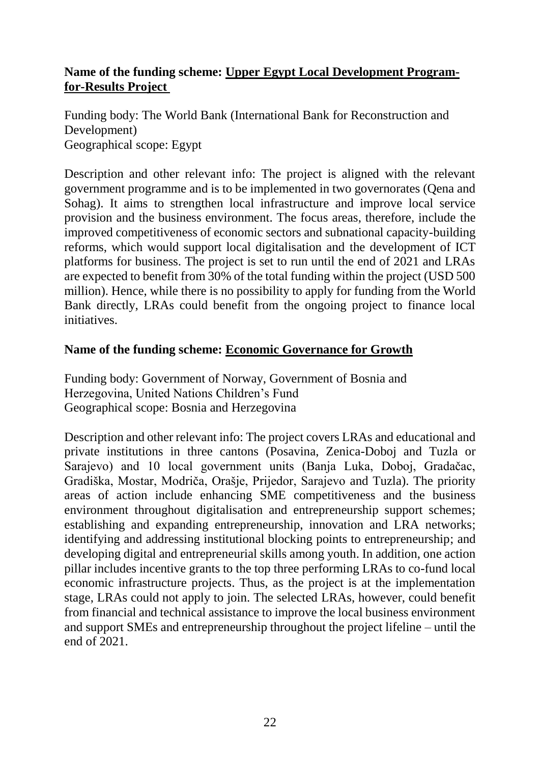**Name of the funding scheme: Upper Egypt Local Development Program-for-Results Project**

Funding body: The World Bank (International Bank for Reconstruction and Development)
Geographical scope: Egypt

Description and other relevant info: The project is aligned with the relevant government programme and is to be implemented in two governorates (Qena and Sohag). It aims to strengthen local infrastructure and improve local service provision and the business environment. The focus areas, therefore, include the improved competitiveness of economic sectors and subnational capacity-building reforms, which would support local digitalisation and the development of ICT platforms for business. The project is set to run until the end of 2021 and LRAs are expected to benefit from 30% of the total funding within the project (USD 500 million). Hence, while there is no possibility to apply for funding from the World Bank directly, LRAs could benefit from the ongoing project to finance local initiatives.

**Name of the funding scheme: Economic Governance for Growth**

Funding body: Government of Norway, Government of Bosnia and Herzegovina, United Nations Children's Fund
Geographical scope: Bosnia and Herzegovina

Description and other relevant info: The project covers LRAs and educational and private institutions in three cantons (Posavina, Zenica-Doboj and Tuzla or Sarajevo) and 10 local government units (Banja Luka, Doboj, Gradačac, Gradiška, Mostar, Modriča, Orašje, Prijedor, Sarajevo and Tuzla). The priority areas of action include enhancing SME competitiveness and the business environment throughout digitalisation and entrepreneurship support schemes; establishing and expanding entrepreneurship, innovation and LRA networks; identifying and addressing institutional blocking points to entrepreneurship; and developing digital and entrepreneurial skills among youth. In addition, one action pillar includes incentive grants to the top three performing LRAs to co-fund local economic infrastructure projects. Thus, as the project is at the implementation stage, LRAs could not apply to join. The selected LRAs, however, could benefit from financial and technical assistance to improve the local business environment and support SMEs and entrepreneurship throughout the project lifeline – until the end of 2021.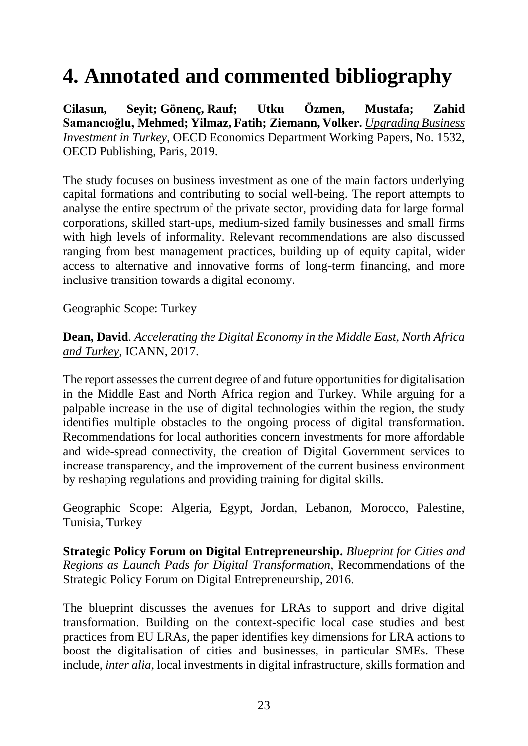# 4. Annotated and commented bibliography

**Cilasun, Seyit; Gönenç, Rauf; Utku Özmen, Mustafa; Zahid Samancıoğlu, Mehmed; Yilmaz, Fatih; Ziemann, Volker.** *Upgrading Business Investment in Turkey*, OECD Economics Department Working Papers, No. 1532, OECD Publishing, Paris, 2019.

The study focuses on business investment as one of the main factors underlying capital formations and contributing to social well-being. The report attempts to analyse the entire spectrum of the private sector, providing data for large formal corporations, skilled start-ups, medium-sized family businesses and small firms with high levels of informality. Relevant recommendations are also discussed ranging from best management practices, building up of equity capital, wider access to alternative and innovative forms of long-term financing, and more inclusive transition towards a digital economy.

Geographic Scope: Turkey

**Dean, David**. *Accelerating the Digital Economy in the Middle East, North Africa and Turkey*, ICANN, 2017.

The report assesses the current degree of and future opportunities for digitalisation in the Middle East and North Africa region and Turkey. While arguing for a palpable increase in the use of digital technologies within the region, the study identifies multiple obstacles to the ongoing process of digital transformation. Recommendations for local authorities concern investments for more affordable and wide-spread connectivity, the creation of Digital Government services to increase transparency, and the improvement of the current business environment by reshaping regulations and providing training for digital skills.

Geographic Scope: Algeria, Egypt, Jordan, Lebanon, Morocco, Palestine, Tunisia, Turkey

**Strategic Policy Forum on Digital Entrepreneurship.** *Blueprint for Cities and Regions as Launch Pads for Digital Transformation*, Recommendations of the Strategic Policy Forum on Digital Entrepreneurship, 2016.

The blueprint discusses the avenues for LRAs to support and drive digital transformation. Building on the context-specific local case studies and best practices from EU LRAs, the paper identifies key dimensions for LRA actions to boost the digitalisation of cities and businesses, in particular SMEs. These include, *inter alia*, local investments in digital infrastructure, skills formation and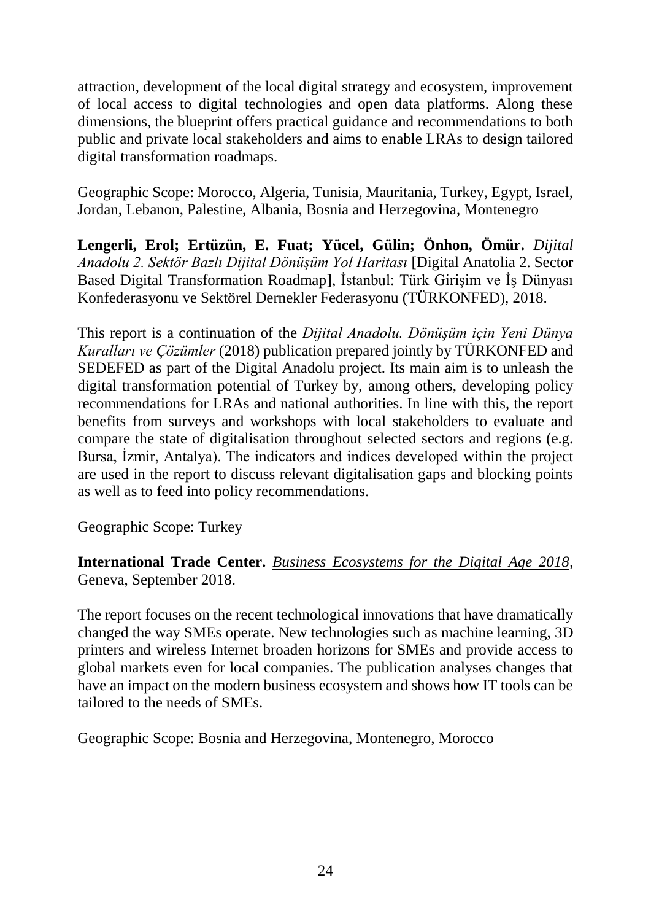attraction, development of the local digital strategy and ecosystem, improvement of local access to digital technologies and open data platforms. Along these dimensions, the blueprint offers practical guidance and recommendations to both public and private local stakeholders and aims to enable LRAs to design tailored digital transformation roadmaps.

Geographic Scope: Morocco, Algeria, Tunisia, Mauritania, Turkey, Egypt, Israel, Jordan, Lebanon, Palestine, Albania, Bosnia and Herzegovina, Montenegro

**Lengerli, Erol; Ertüzün, E. Fuat; Yücel, Gülin; Önhon, Ömür.** *Dijital Anadolu 2. Sektör Bazlı Dijital Dönüşüm Yol Haritası* [Digital Anatolia 2. Sector Based Digital Transformation Roadmap], İstanbul: Türk Girişim ve İş Dünyası Konfederasyonu ve Sektörel Dernekler Federasyonu (TÜRKONFED), 2018.

This report is a continuation of the *Dijital Anadolu. Dönüşüm için Yeni Dünya Kuralları ve Çözümler* (2018) publication prepared jointly by TÜRKONFED and SEDEFED as part of the Digital Anadolu project. Its main aim is to unleash the digital transformation potential of Turkey by, among others, developing policy recommendations for LRAs and national authorities. In line with this, the report benefits from surveys and workshops with local stakeholders to evaluate and compare the state of digitalisation throughout selected sectors and regions (e.g. Bursa, İzmir, Antalya). The indicators and indices developed within the project are used in the report to discuss relevant digitalisation gaps and blocking points as well as to feed into policy recommendations.

Geographic Scope: Turkey

**International Trade Center.** *Business Ecosystems for the Digital Age 2018*, Geneva, September 2018.

The report focuses on the recent technological innovations that have dramatically changed the way SMEs operate. New technologies such as machine learning, 3D printers and wireless Internet broaden horizons for SMEs and provide access to global markets even for local companies. The publication analyses changes that have an impact on the modern business ecosystem and shows how IT tools can be tailored to the needs of SMEs.

Geographic Scope: Bosnia and Herzegovina, Montenegro, Morocco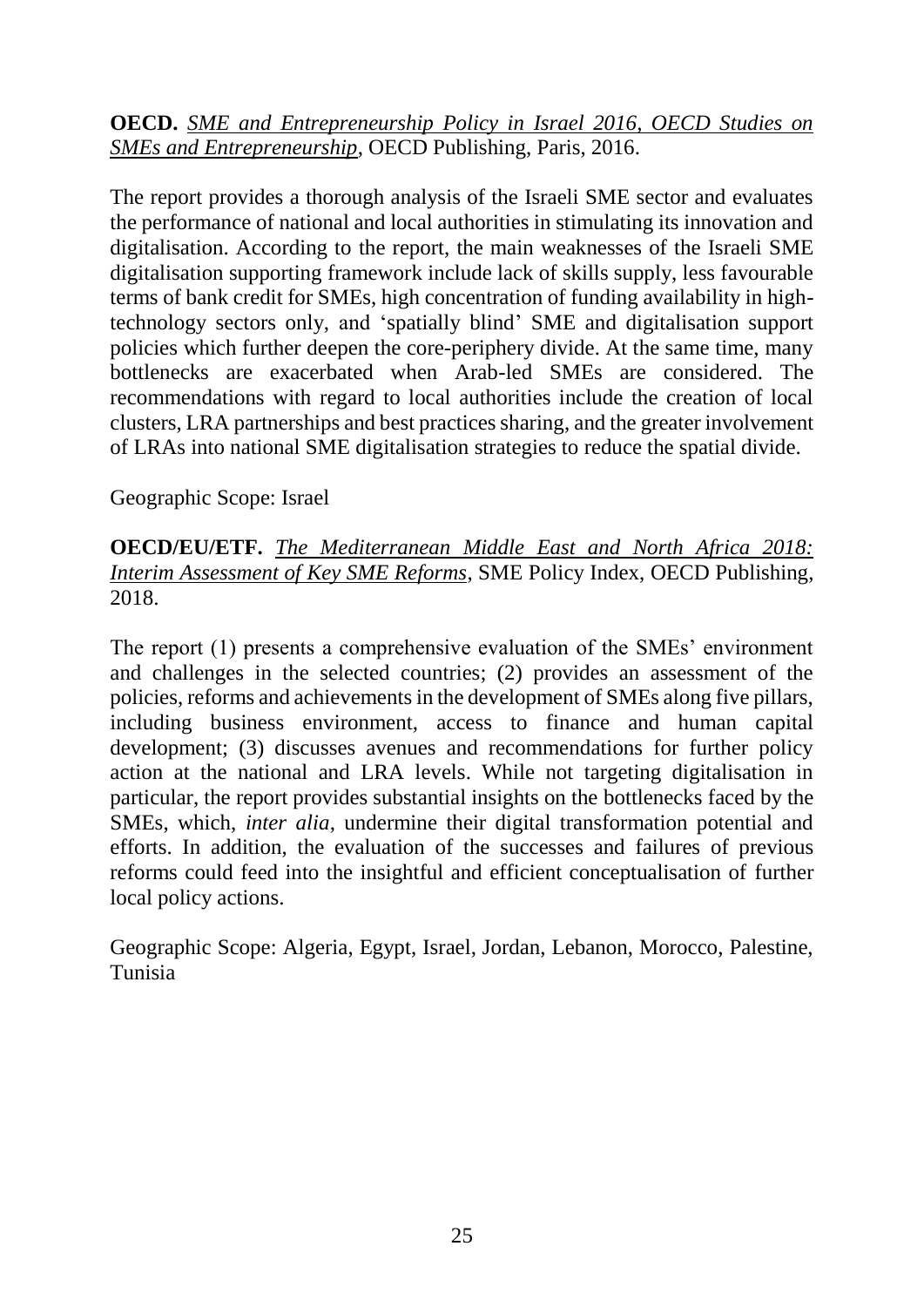**OECD.** *SME and Entrepreneurship Policy in Israel 2016, OECD Studies on SMEs and Entrepreneurship*, OECD Publishing, Paris, 2016.

The report provides a thorough analysis of the Israeli SME sector and evaluates the performance of national and local authorities in stimulating its innovation and digitalisation. According to the report, the main weaknesses of the Israeli SME digitalisation supporting framework include lack of skills supply, less favourable terms of bank credit for SMEs, high concentration of funding availability in high-technology sectors only, and 'spatially blind' SME and digitalisation support policies which further deepen the core-periphery divide. At the same time, many bottlenecks are exacerbated when Arab-led SMEs are considered. The recommendations with regard to local authorities include the creation of local clusters, LRA partnerships and best practices sharing, and the greater involvement of LRAs into national SME digitalisation strategies to reduce the spatial divide.

Geographic Scope: Israel

**OECD/EU/ETF.** *The Mediterranean Middle East and North Africa 2018: Interim Assessment of Key SME Reforms*, SME Policy Index, OECD Publishing, 2018.

The report (1) presents a comprehensive evaluation of the SMEs' environment and challenges in the selected countries; (2) provides an assessment of the policies, reforms and achievements in the development of SMEs along five pillars, including business environment, access to finance and human capital development; (3) discusses avenues and recommendations for further policy action at the national and LRA levels. While not targeting digitalisation in particular, the report provides substantial insights on the bottlenecks faced by the SMEs, which, *inter alia*, undermine their digital transformation potential and efforts. In addition, the evaluation of the successes and failures of previous reforms could feed into the insightful and efficient conceptualisation of further local policy actions.

Geographic Scope: Algeria, Egypt, Israel, Jordan, Lebanon, Morocco, Palestine, Tunisia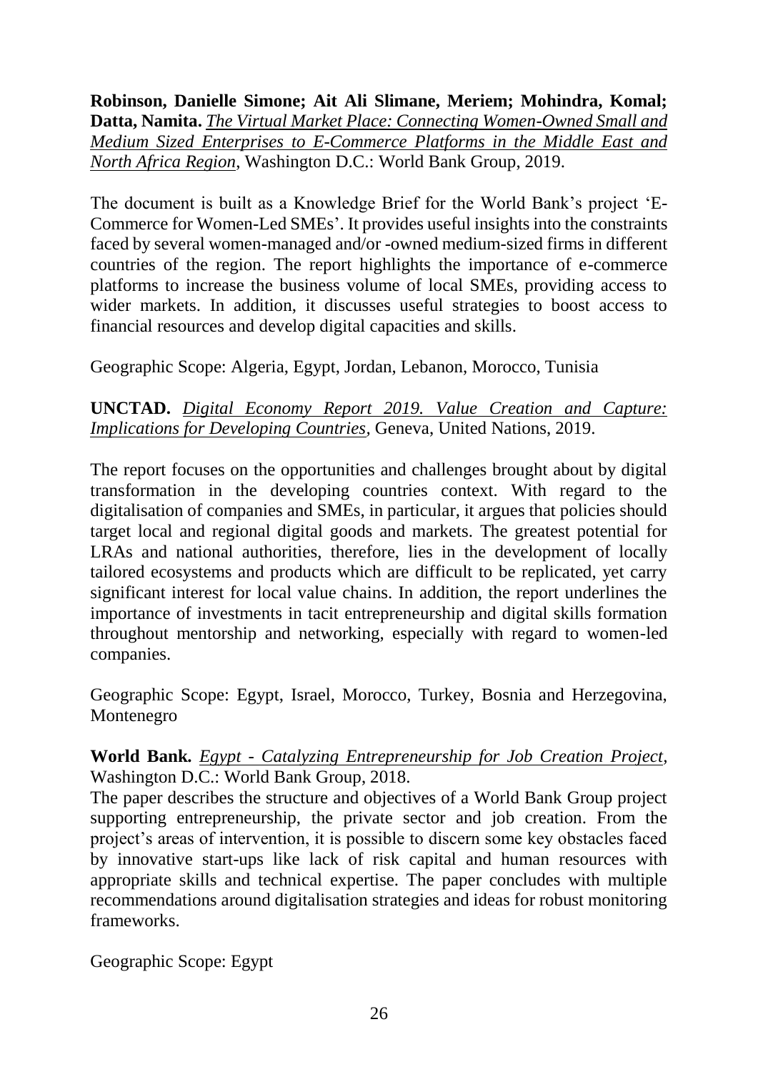**Robinson, Danielle Simone; Ait Ali Slimane, Meriem; Mohindra, Komal; Datta, Namita.** *The Virtual Market Place: Connecting Women-Owned Small and Medium Sized Enterprises to E-Commerce Platforms in the Middle East and North Africa Region*, Washington D.C.: World Bank Group, 2019.

The document is built as a Knowledge Brief for the World Bank's project 'E-Commerce for Women-Led SMEs'. It provides useful insights into the constraints faced by several women-managed and/or -owned medium-sized firms in different countries of the region. The report highlights the importance of e-commerce platforms to increase the business volume of local SMEs, providing access to wider markets. In addition, it discusses useful strategies to boost access to financial resources and develop digital capacities and skills.

Geographic Scope: Algeria, Egypt, Jordan, Lebanon, Morocco, Tunisia

**UNCTAD.** *Digital Economy Report 2019. Value Creation and Capture: Implications for Developing Countries*, Geneva, United Nations, 2019.

The report focuses on the opportunities and challenges brought about by digital transformation in the developing countries context. With regard to the digitalisation of companies and SMEs, in particular, it argues that policies should target local and regional digital goods and markets. The greatest potential for LRAs and national authorities, therefore, lies in the development of locally tailored ecosystems and products which are difficult to be replicated, yet carry significant interest for local value chains. In addition, the report underlines the importance of investments in tacit entrepreneurship and digital skills formation throughout mentorship and networking, especially with regard to women-led companies.

Geographic Scope: Egypt, Israel, Morocco, Turkey, Bosnia and Herzegovina, Montenegro

**World Bank.** *Egypt - Catalyzing Entrepreneurship for Job Creation Project*, Washington D.C.: World Bank Group, 2018.
The paper describes the structure and objectives of a World Bank Group project supporting entrepreneurship, the private sector and job creation. From the project's areas of intervention, it is possible to discern some key obstacles faced by innovative start-ups like lack of risk capital and human resources with appropriate skills and technical expertise. The paper concludes with multiple recommendations around digitalisation strategies and ideas for robust monitoring frameworks.

Geographic Scope: Egypt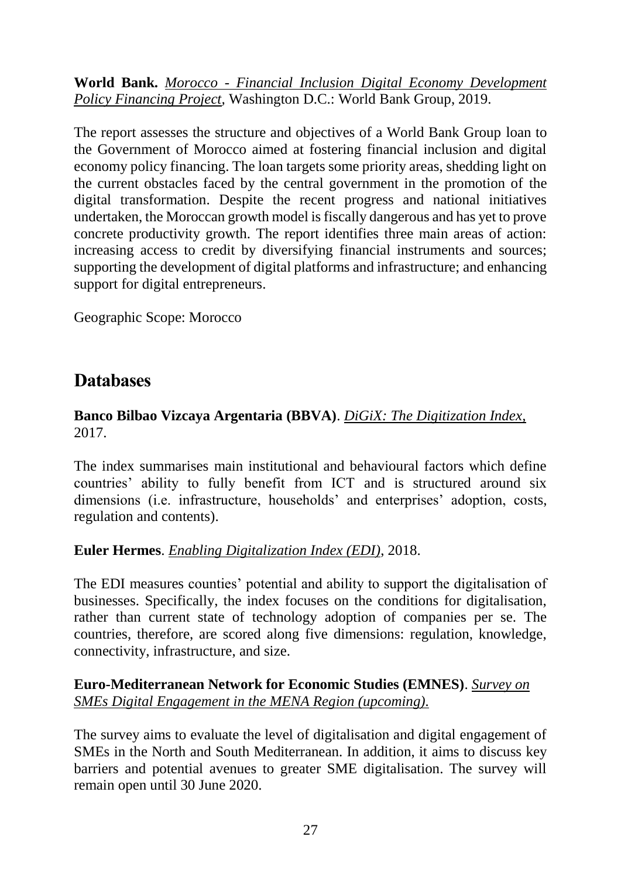**World Bank.** *Morocco - Financial Inclusion Digital Economy Development Policy Financing Project*, Washington D.C.: World Bank Group, 2019.

The report assesses the structure and objectives of a World Bank Group loan to the Government of Morocco aimed at fostering financial inclusion and digital economy policy financing. The loan targets some priority areas, shedding light on the current obstacles faced by the central government in the promotion of the digital transformation. Despite the recent progress and national initiatives undertaken, the Moroccan growth model is fiscally dangerous and has yet to prove concrete productivity growth. The report identifies three main areas of action: increasing access to credit by diversifying financial instruments and sources; supporting the development of digital platforms and infrastructure; and enhancing support for digital entrepreneurs.

Geographic Scope: Morocco

## Databases

**Banco Bilbao Vizcaya Argentaria (BBVA)**. *DiGiX: The Digitization Index*, 2017.

The index summarises main institutional and behavioural factors which define countries' ability to fully benefit from ICT and is structured around six dimensions (i.e. infrastructure, households' and enterprises' adoption, costs, regulation and contents).

**Euler Hermes**. *Enabling Digitalization Index (EDI)*, 2018.

The EDI measures counties' potential and ability to support the digitalisation of businesses. Specifically, the index focuses on the conditions for digitalisation, rather than current state of technology adoption of companies per se. The countries, therefore, are scored along five dimensions: regulation, knowledge, connectivity, infrastructure, and size.

**Euro-Mediterranean Network for Economic Studies (EMNES)**. *Survey on SMEs Digital Engagement in the MENA Region (upcoming).*

The survey aims to evaluate the level of digitalisation and digital engagement of SMEs in the North and South Mediterranean. In addition, it aims to discuss key barriers and potential avenues to greater SME digitalisation. The survey will remain open until 30 June 2020.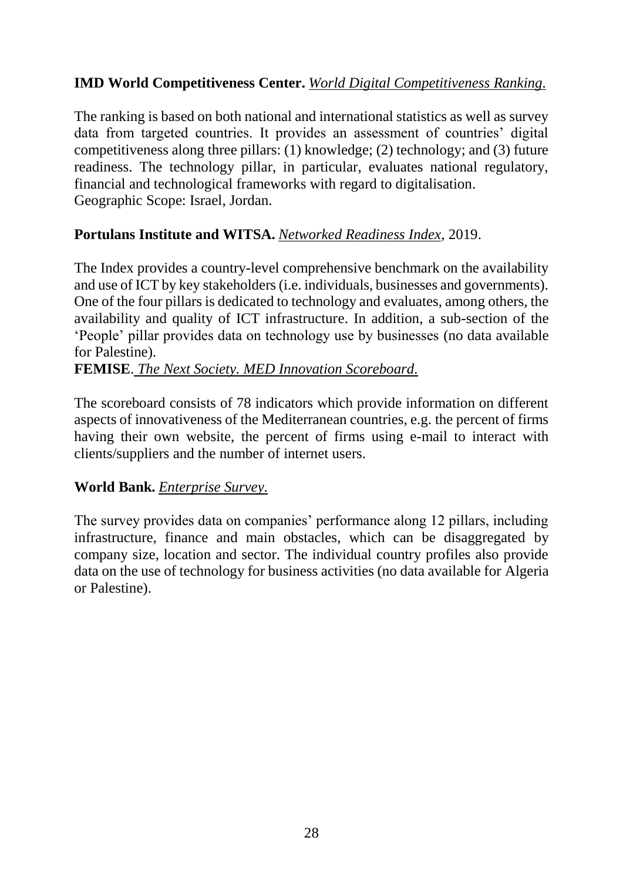**IMD World Competitiveness Center.** *World Digital Competitiveness Ranking.*

The ranking is based on both national and international statistics as well as survey data from targeted countries. It provides an assessment of countries' digital competitiveness along three pillars: (1) knowledge; (2) technology; and (3) future readiness. The technology pillar, in particular, evaluates national regulatory, financial and technological frameworks with regard to digitalisation.
Geographic Scope: Israel, Jordan.

**Portulans Institute and WITSA.** *Networked Readiness Index*, 2019.

The Index provides a country-level comprehensive benchmark on the availability and use of ICT by key stakeholders (i.e. individuals, businesses and governments). One of the four pillars is dedicated to technology and evaluates, among others, the availability and quality of ICT infrastructure. In addition, a sub-section of the 'People' pillar provides data on technology use by businesses (no data available for Palestine).

**FEMISE**. *The Next Society. MED Innovation Scoreboard.*

The scoreboard consists of 78 indicators which provide information on different aspects of innovativeness of the Mediterranean countries, e.g. the percent of firms having their own website, the percent of firms using e-mail to interact with clients/suppliers and the number of internet users.

**World Bank.** *Enterprise Survey.*

The survey provides data on companies' performance along 12 pillars, including infrastructure, finance and main obstacles, which can be disaggregated by company size, location and sector. The individual country profiles also provide data on the use of technology for business activities (no data available for Algeria or Palestine).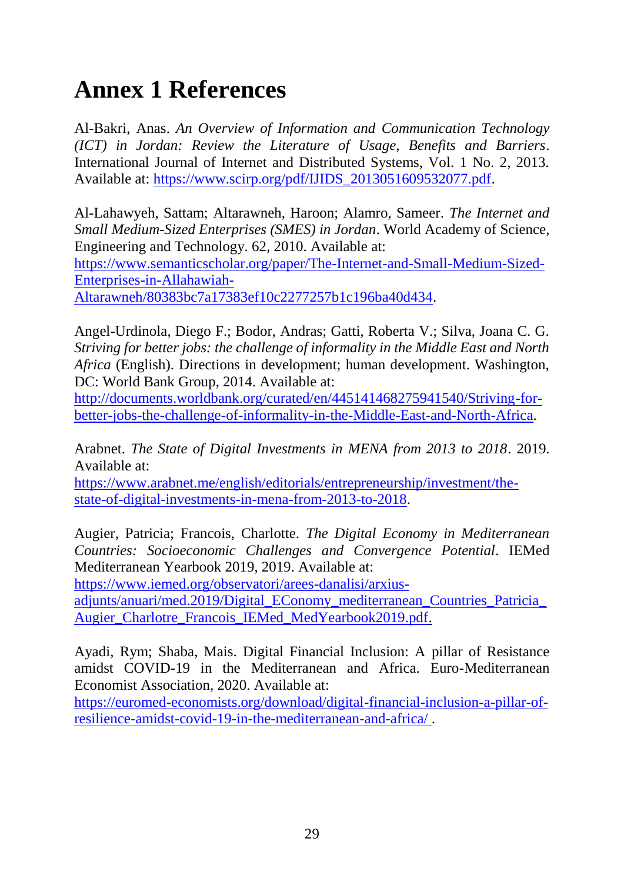# Annex 1 References

Al-Bakri, Anas. *An Overview of Information and Communication Technology (ICT) in Jordan: Review the Literature of Usage, Benefits and Barriers*. International Journal of Internet and Distributed Systems, Vol. 1 No. 2, 2013. Available at: https://www.scirp.org/pdf/IJIDS_2013051609532077.pdf.

Al-Lahawyeh, Sattam; Altarawneh, Haroon; Alamro, Sameer. *The Internet and Small Medium-Sized Enterprises (SMES) in Jordan*. World Academy of Science, Engineering and Technology. 62, 2010. Available at: https://www.semanticscholar.org/paper/The-Internet-and-Small-Medium-Sized-Enterprises-in-Allahawiah-Altarawneh/80383bc7a17383ef10c2277257b1c196ba40d434.

Angel-Urdinola, Diego F.; Bodor, Andras; Gatti, Roberta V.; Silva, Joana C. G. *Striving for better jobs: the challenge of informality in the Middle East and North Africa* (English). Directions in development; human development. Washington, DC: World Bank Group, 2014. Available at: http://documents.worldbank.org/curated/en/445141468275941540/Striving-for-better-jobs-the-challenge-of-informality-in-the-Middle-East-and-North-Africa.

Arabnet. *The State of Digital Investments in MENA from 2013 to 2018*. 2019. Available at: https://www.arabnet.me/english/editorials/entrepreneurship/investment/the-state-of-digital-investments-in-mena-from-2013-to-2018.

Augier, Patricia; Francois, Charlotte. *The Digital Economy in Mediterranean Countries: Socioeconomic Challenges and Convergence Potential*. IEMed Mediterranean Yearbook 2019, 2019. Available at: https://www.iemed.org/observatori/arees-danalisi/arxius-adjunts/anuari/med.2019/Digital_EConomy_mediterranean_Countries_Patricia_Augier_Charlotre_Francois_IEMed_MedYearbook2019.pdf.

Ayadi, Rym; Shaba, Mais. Digital Financial Inclusion: A pillar of Resistance amidst COVID-19 in the Mediterranean and Africa. Euro-Mediterranean Economist Association, 2020. Available at: https://euromed-economists.org/download/digital-financial-inclusion-a-pillar-of-resilience-amidst-covid-19-in-the-mediterranean-and-africa/ .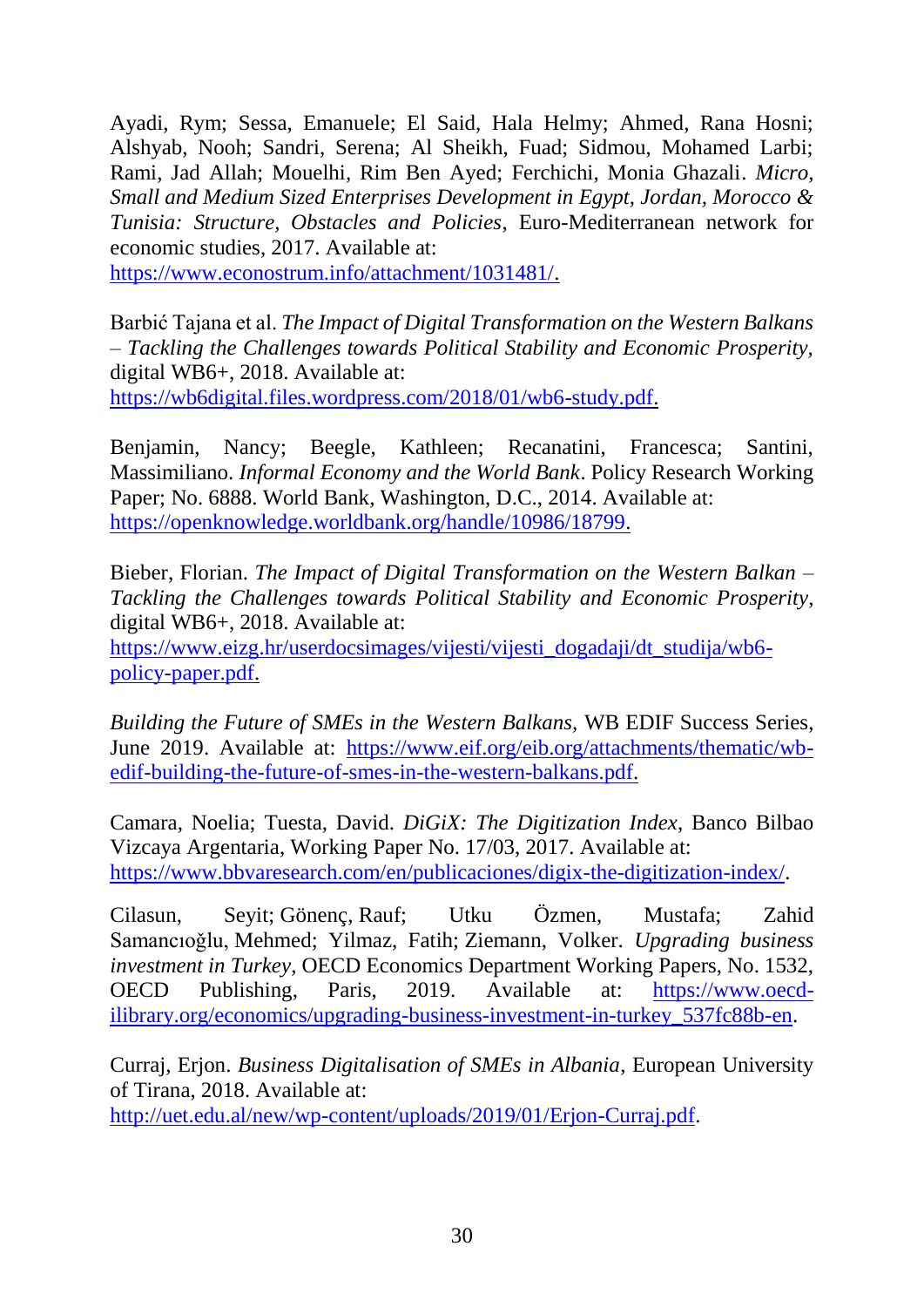Ayadi, Rym; Sessa, Emanuele; El Said, Hala Helmy; Ahmed, Rana Hosni; Alshyab, Nooh; Sandri, Serena; Al Sheikh, Fuad; Sidmou, Mohamed Larbi; Rami, Jad Allah; Mouelhi, Rim Ben Ayed; Ferchichi, Monia Ghazali. *Micro, Small and Medium Sized Enterprises Development in Egypt, Jordan, Morocco & Tunisia: Structure, Obstacles and Policies*, Euro-Mediterranean network for economic studies, 2017. Available at: https://www.econostrum.info/attachment/1031481/.

Barbić Tajana et al. *The Impact of Digital Transformation on the Western Balkans – Tackling the Challenges towards Political Stability and Economic Prosperity*, digital WB6+, 2018. Available at: https://wb6digital.files.wordpress.com/2018/01/wb6-study.pdf.

Benjamin, Nancy; Beegle, Kathleen; Recanatini, Francesca; Santini, Massimiliano. *Informal Economy and the World Bank*. Policy Research Working Paper; No. 6888. World Bank, Washington, D.C., 2014. Available at: https://openknowledge.worldbank.org/handle/10986/18799.

Bieber, Florian. *The Impact of Digital Transformation on the Western Balkan – Tackling the Challenges towards Political Stability and Economic Prosperity*, digital WB6+, 2018. Available at: https://www.eizg.hr/userdocsimages/vijesti/vijesti_dogadaji/dt_studija/wb6-policy-paper.pdf.

*Building the Future of SMEs in the Western Balkans*, WB EDIF Success Series, June 2019. Available at: https://www.eif.org/eib.org/attachments/thematic/wb-edif-building-the-future-of-smes-in-the-western-balkans.pdf.

Camara, Noelia; Tuesta, David. *DiGiX: The Digitization Index*, Banco Bilbao Vizcaya Argentaria, Working Paper No. 17/03, 2017. Available at: https://www.bbvaresearch.com/en/publicaciones/digix-the-digitization-index/.

Cilasun, Seyit; Gönenç, Rauf; Utku Özmen, Mustafa; Zahid Samancıoğlu, Mehmed; Yilmaz, Fatih; Ziemann, Volker. *Upgrading business investment in Turkey*, OECD Economics Department Working Papers, No. 1532, OECD Publishing, Paris, 2019. Available at: https://www.oecd-ilibrary.org/economics/upgrading-business-investment-in-turkey_537fc88b-en.

Curraj, Erjon. *Business Digitalisation of SMEs in Albania*, European University of Tirana, 2018. Available at: http://uet.edu.al/new/wp-content/uploads/2019/01/Erjon-Curraj.pdf.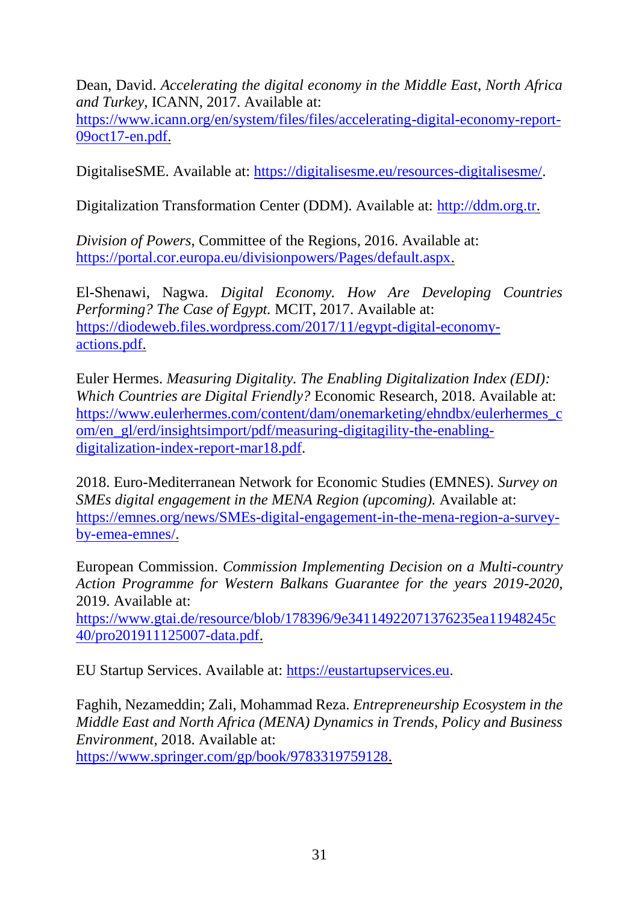Dean, David. *Accelerating the digital economy in the Middle East, North Africa and Turkey*, ICANN, 2017. Available at: https://www.icann.org/en/system/files/files/accelerating-digital-economy-report-09oct17-en.pdf.

DigitaliseSME. Available at: https://digitalisesme.eu/resources-digitalisesme/.

Digitalization Transformation Center (DDM). Available at: http://ddm.org.tr.

*Division of Powers*, Committee of the Regions, 2016. Available at: https://portal.cor.europa.eu/divisionpowers/Pages/default.aspx.

El-Shenawi, Nagwa. *Digital Economy. How Are Developing Countries Performing? The Case of Egypt.* MCIT, 2017. Available at: https://diodeweb.files.wordpress.com/2017/11/egypt-digital-economy-actions.pdf.

Euler Hermes. *Measuring Digitality. The Enabling Digitalization Index (EDI): Which Countries are Digital Friendly?* Economic Research, 2018. Available at: https://www.eulerhermes.com/content/dam/onemarketing/ehndbx/eulerhermes_com/en_gl/erd/insightsimport/pdf/measuring-digitagility-the-enabling-digitalization-index-report-mar18.pdf.

2018. Euro-Mediterranean Network for Economic Studies (EMNES). *Survey on SMEs digital engagement in the MENA Region (upcoming).* Available at: https://emnes.org/news/SMEs-digital-engagement-in-the-mena-region-a-survey-by-emea-emnes/.

European Commission. *Commission Implementing Decision on a Multi-country Action Programme for Western Balkans Guarantee for the years 2019-2020*, 2019. Available at: https://www.gtai.de/resource/blob/178396/9e34114922071376235ea11948245c40/pro201911125007-data.pdf.

EU Startup Services. Available at: https://eustartupservices.eu.

Faghih, Nezameddin; Zali, Mohammad Reza. *Entrepreneurship Ecosystem in the Middle East and North Africa (MENA) Dynamics in Trends, Policy and Business Environment*, 2018. Available at: https://www.springer.com/gp/book/9783319759128.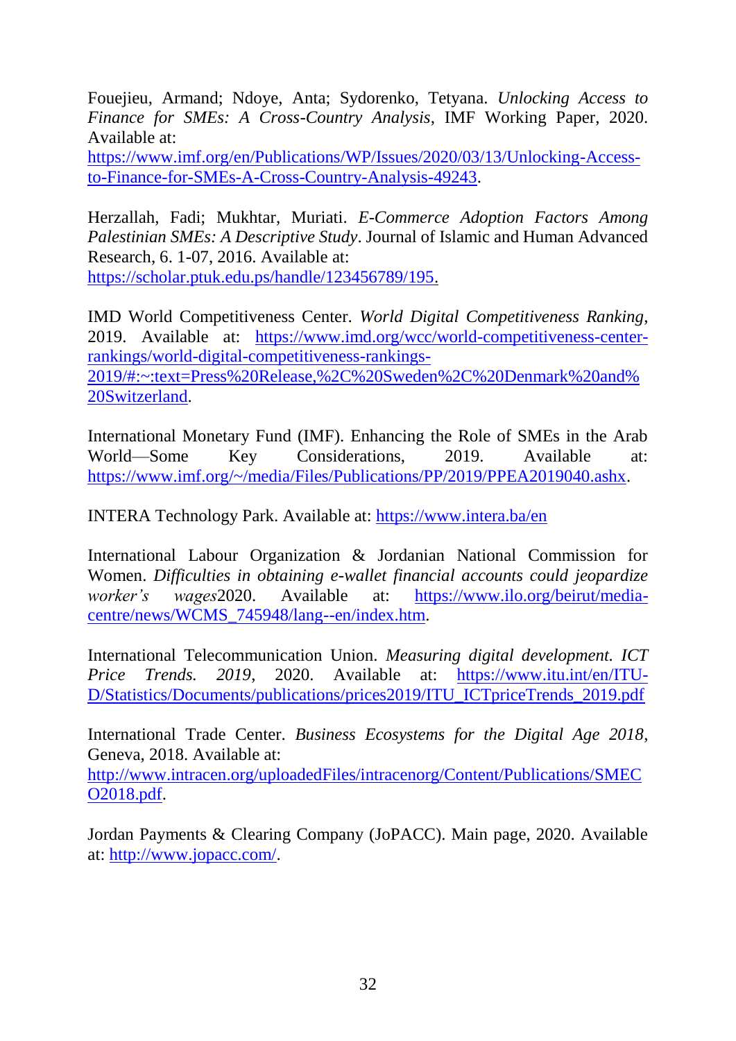Fouejieu, Armand; Ndoye, Anta; Sydorenko, Tetyana. *Unlocking Access to Finance for SMEs: A Cross-Country Analysis*, IMF Working Paper, 2020. Available at: https://www.imf.org/en/Publications/WP/Issues/2020/03/13/Unlocking-Access-to-Finance-for-SMEs-A-Cross-Country-Analysis-49243.

Herzallah, Fadi; Mukhtar, Muriati. *E-Commerce Adoption Factors Among Palestinian SMEs: A Descriptive Study*. Journal of Islamic and Human Advanced Research, 6. 1-07, 2016. Available at: https://scholar.ptuk.edu.ps/handle/123456789/195.

IMD World Competitiveness Center. *World Digital Competitiveness Ranking*, 2019. Available at: https://www.imd.org/wcc/world-competitiveness-center-rankings/world-digital-competitiveness-rankings-2019/#:~:text=Press%20Release,%2C%20Sweden%2C%20Denmark%20and%20Switzerland.

International Monetary Fund (IMF). Enhancing the Role of SMEs in the Arab World—Some Key Considerations, 2019. Available at: https://www.imf.org/~/media/Files/Publications/PP/2019/PPEA2019040.ashx.

INTERA Technology Park. Available at: https://www.intera.ba/en

International Labour Organization & Jordanian National Commission for Women. *Difficulties in obtaining e-wallet financial accounts could jeopardize worker's wages*2020. Available at: https://www.ilo.org/beirut/media-centre/news/WCMS_745948/lang--en/index.htm.

International Telecommunication Union. *Measuring digital development. ICT Price Trends. 2019*, 2020. Available at: https://www.itu.int/en/ITU-D/Statistics/Documents/publications/prices2019/ITU_ICTpriceTrends_2019.pdf

International Trade Center. *Business Ecosystems for the Digital Age 2018*, Geneva, 2018. Available at: http://www.intracen.org/uploadedFiles/intracenorg/Content/Publications/SMECO2018.pdf.

Jordan Payments & Clearing Company (JoPACC). Main page, 2020. Available at: http://www.jopacc.com/.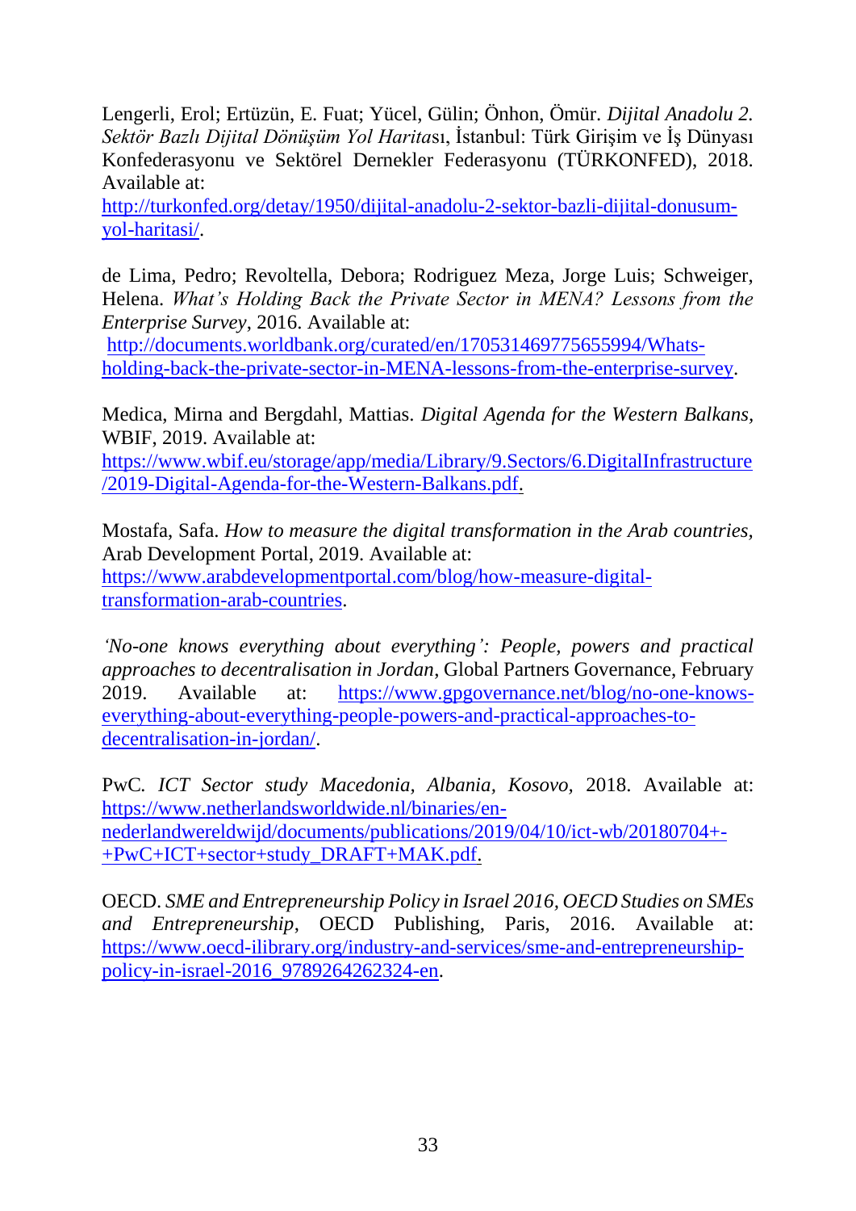Lengerli, Erol; Ertüzün, E. Fuat; Yücel, Gülin; Önhon, Ömür. *Dijital Anadolu 2. Sektör Bazlı Dijital Dönüşüm Yol Harita*sı, İstanbul: Türk Girişim ve İş Dünyası Konfederasyonu ve Sektörel Dernekler Federasyonu (TÜRKONFED), 2018. Available at: http://turkonfed.org/detay/1950/dijital-anadolu-2-sektor-bazli-dijital-donusum-yol-haritasi/.

de Lima, Pedro; Revoltella, Debora; Rodriguez Meza, Jorge Luis; Schweiger, Helena. *What's Holding Back the Private Sector in MENA? Lessons from the Enterprise Survey*, 2016. Available at: http://documents.worldbank.org/curated/en/170531469775655994/Whats-holding-back-the-private-sector-in-MENA-lessons-from-the-enterprise-survey.

Medica, Mirna and Bergdahl, Mattias. *Digital Agenda for the Western Balkans*, WBIF, 2019. Available at: https://www.wbif.eu/storage/app/media/Library/9.Sectors/6.DigitalInfrastructure/2019-Digital-Agenda-for-the-Western-Balkans.pdf.

Mostafa, Safa. *How to measure the digital transformation in the Arab countries*, Arab Development Portal, 2019. Available at: https://www.arabdevelopmentportal.com/blog/how-measure-digital-transformation-arab-countries.

*'No-one knows everything about everything': People, powers and practical approaches to decentralisation in Jordan*, Global Partners Governance, February 2019. Available at: https://www.gpgovernance.net/blog/no-one-knows-everything-about-everything-people-powers-and-practical-approaches-to-decentralisation-in-jordan/.

PwC. *ICT Sector study Macedonia, Albania, Kosovo*, 2018. Available at: https://www.netherlandsworldwide.nl/binaries/en-nederlandwereldwijd/documents/publications/2019/04/10/ict-wb/20180704+-+PwC+ICT+sector+study_DRAFT+MAK.pdf.

OECD. *SME and Entrepreneurship Policy in Israel 2016, OECD Studies on SMEs and Entrepreneurship*, OECD Publishing, Paris, 2016. Available at: https://www.oecd-ilibrary.org/industry-and-services/sme-and-entrepreneurship-policy-in-israel-2016_9789264262324-en.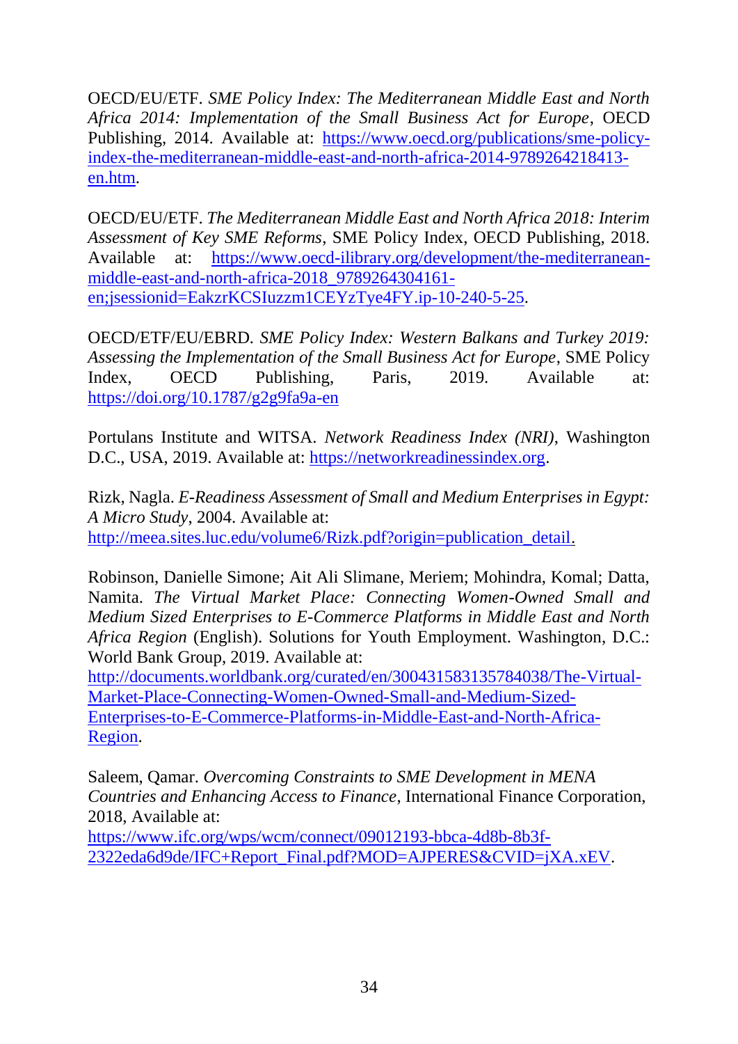OECD/EU/ETF. *SME Policy Index: The Mediterranean Middle East and North Africa 2014: Implementation of the Small Business Act for Europe*, OECD Publishing, 2014. Available at: https://www.oecd.org/publications/sme-policy-index-the-mediterranean-middle-east-and-north-africa-2014-9789264218413-en.htm.

OECD/EU/ETF. *The Mediterranean Middle East and North Africa 2018: Interim Assessment of Key SME Reforms*, SME Policy Index, OECD Publishing, 2018. Available at: https://www.oecd-ilibrary.org/development/the-mediterranean-middle-east-and-north-africa-2018_9789264304161-en;jsessionid=EakzrKCSIuzzm1CEYzTye4FY.ip-10-240-5-25.

OECD/ETF/EU/EBRD. *SME Policy Index: Western Balkans and Turkey 2019: Assessing the Implementation of the Small Business Act for Europe*, SME Policy Index, OECD Publishing, Paris, 2019. Available at: https://doi.org/10.1787/g2g9fa9a-en

Portulans Institute and WITSA. *Network Readiness Index (NRI)*, Washington D.C., USA, 2019. Available at: https://networkreadinessindex.org.

Rizk, Nagla. *E-Readiness Assessment of Small and Medium Enterprises in Egypt: A Micro Study*, 2004. Available at: http://meea.sites.luc.edu/volume6/Rizk.pdf?origin=publication_detail.

Robinson, Danielle Simone; Ait Ali Slimane, Meriem; Mohindra, Komal; Datta, Namita. *The Virtual Market Place: Connecting Women-Owned Small and Medium Sized Enterprises to E-Commerce Platforms in Middle East and North Africa Region* (English). Solutions for Youth Employment. Washington, D.C.: World Bank Group, 2019. Available at: http://documents.worldbank.org/curated/en/300431583135784038/The-Virtual-Market-Place-Connecting-Women-Owned-Small-and-Medium-Sized-Enterprises-to-E-Commerce-Platforms-in-Middle-East-and-North-Africa-Region.

Saleem, Qamar. *Overcoming Constraints to SME Development in MENA Countries and Enhancing Access to Finance*, International Finance Corporation, 2018, Available at: https://www.ifc.org/wps/wcm/connect/09012193-bbca-4d8b-8b3f-2322eda6d9de/IFC+Report_Final.pdf?MOD=AJPERES&CVID=jXA.xEV.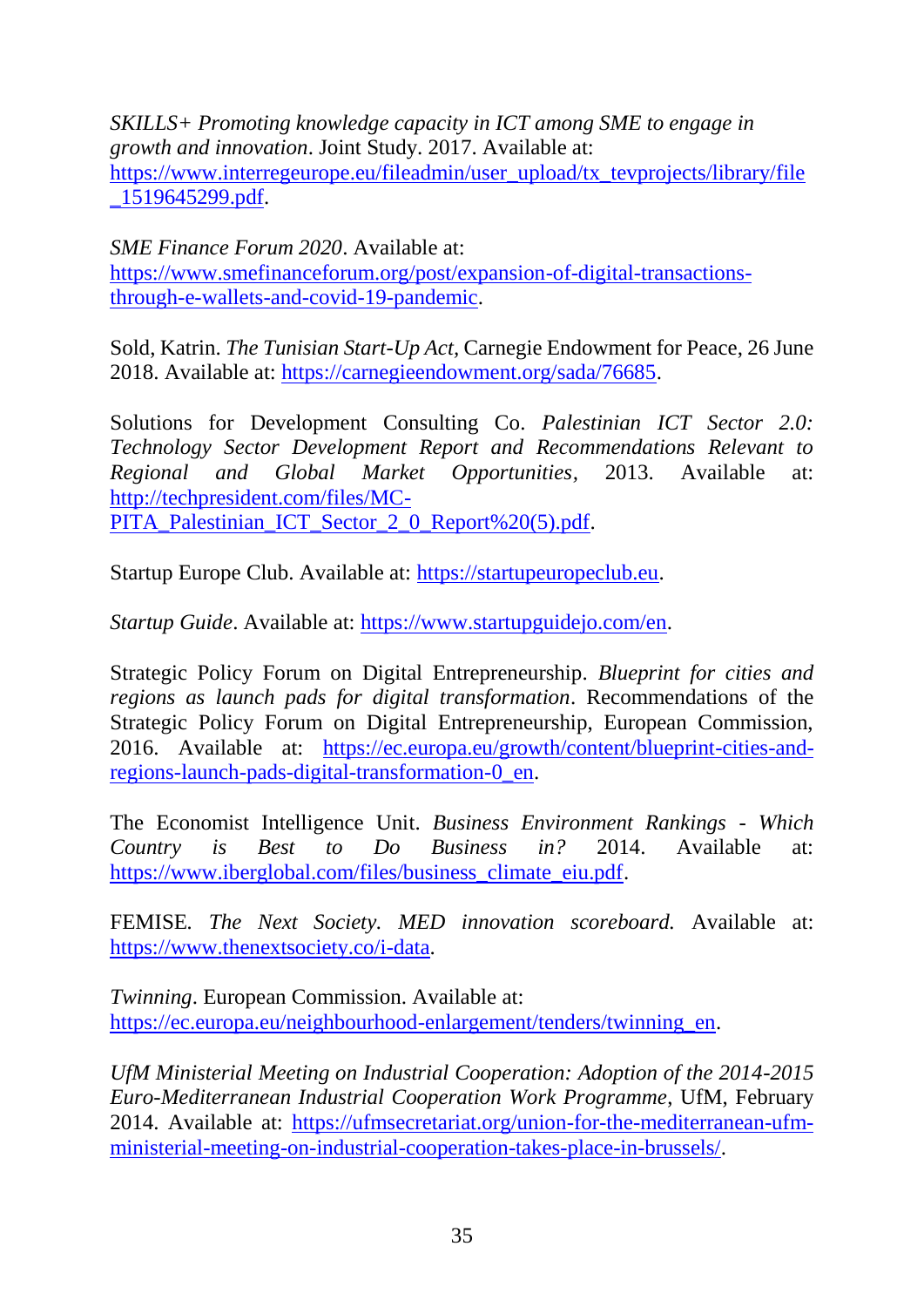*SKILLS+ Promoting knowledge capacity in ICT among SME to engage in growth and innovation*. Joint Study. 2017. Available at: https://www.interregeurope.eu/fileadmin/user_upload/tx_tevprojects/library/file_1519645299.pdf.

*SME Finance Forum 2020*. Available at: https://www.smefinanceforum.org/post/expansion-of-digital-transactions-through-e-wallets-and-covid-19-pandemic.

Sold, Katrin. *The Tunisian Start-Up Act*, Carnegie Endowment for Peace, 26 June 2018. Available at: https://carnegieendowment.org/sada/76685.

Solutions for Development Consulting Co. *Palestinian ICT Sector 2.0: Technology Sector Development Report and Recommendations Relevant to Regional and Global Market Opportunities*, 2013. Available at: http://techpresident.com/files/MC-PITA_Palestinian_ICT_Sector_2_0_Report%20(5).pdf.

Startup Europe Club. Available at: https://startupeuropeclub.eu.

*Startup Guide*. Available at: https://www.startupguidejo.com/en.

Strategic Policy Forum on Digital Entrepreneurship. *Blueprint for cities and regions as launch pads for digital transformation*. Recommendations of the Strategic Policy Forum on Digital Entrepreneurship, European Commission, 2016. Available at: https://ec.europa.eu/growth/content/blueprint-cities-and-regions-launch-pads-digital-transformation-0_en.

The Economist Intelligence Unit. *Business Environment Rankings - Which Country is Best to Do Business in?* 2014. Available at: https://www.iberglobal.com/files/business_climate_eiu.pdf.

FEMISE. *The Next Society. MED innovation scoreboard.* Available at: https://www.thenextsociety.co/i-data.

*Twinning*. European Commission. Available at: https://ec.europa.eu/neighbourhood-enlargement/tenders/twinning_en.

*UfM Ministerial Meeting on Industrial Cooperation: Adoption of the 2014-2015 Euro-Mediterranean Industrial Cooperation Work Programme*, UfM, February 2014. Available at: https://ufmsecretariat.org/union-for-the-mediterranean-ufm-ministerial-meeting-on-industrial-cooperation-takes-place-in-brussels/.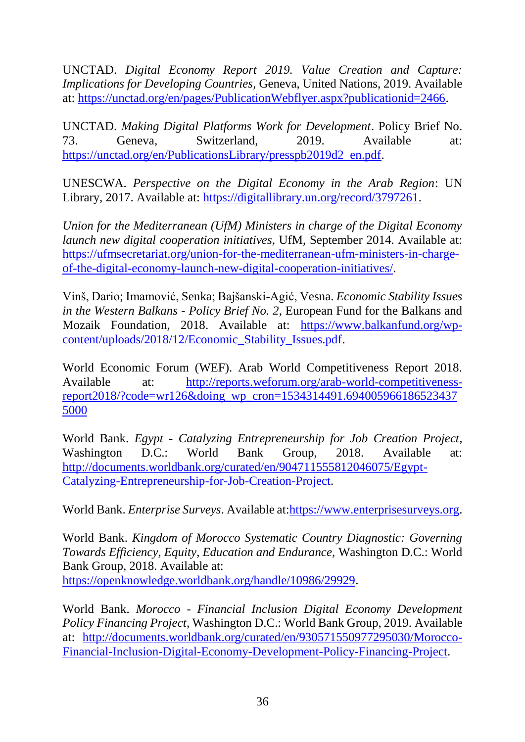UNCTAD. *Digital Economy Report 2019. Value Creation and Capture: Implications for Developing Countries,* Geneva, United Nations, 2019. Available at: https://unctad.org/en/pages/PublicationWebflyer.aspx?publicationid=2466.

UNCTAD. *Making Digital Platforms Work for Development*. Policy Brief No. 73. Geneva, Switzerland, 2019. Available at: https://unctad.org/en/PublicationsLibrary/presspb2019d2_en.pdf.

UNESCWA. *Perspective on the Digital Economy in the Arab Region*: UN Library, 2017. Available at: https://digitallibrary.un.org/record/3797261.

*Union for the Mediterranean (UfM) Ministers in charge of the Digital Economy launch new digital cooperation initiatives*, UfM, September 2014. Available at: https://ufmsecretariat.org/union-for-the-mediterranean-ufm-ministers-in-charge-of-the-digital-economy-launch-new-digital-cooperation-initiatives/.

Vinš, Dario; Imamović, Senka; Bajšanski-Agić, Vesna. *Economic Stability Issues in the Western Balkans - Policy Brief No. 2*, European Fund for the Balkans and Mozaik Foundation, 2018. Available at: https://www.balkanfund.org/wp-content/uploads/2018/12/Economic_Stability_Issues.pdf.

World Economic Forum (WEF). Arab World Competitiveness Report 2018. Available at: http://reports.weforum.org/arab-world-competitiveness-report2018/?code=wr126&doing_wp_cron=1534314491.6940059661865234375000

World Bank. *Egypt - Catalyzing Entrepreneurship for Job Creation Project*, Washington D.C.: World Bank Group, 2018. Available at: http://documents.worldbank.org/curated/en/904711555812046075/Egypt-Catalyzing-Entrepreneurship-for-Job-Creation-Project.

World Bank. *Enterprise Surveys*. Available at:https://www.enterprisesurveys.org.

World Bank. *Kingdom of Morocco Systematic Country Diagnostic: Governing Towards Efficiency, Equity, Education and Endurance,* Washington D.C.: World Bank Group, 2018. Available at: https://openknowledge.worldbank.org/handle/10986/29929.

World Bank. *Morocco - Financial Inclusion Digital Economy Development Policy Financing Project*, Washington D.C.: World Bank Group, 2019. Available at: http://documents.worldbank.org/curated/en/930571550977295030/Morocco-Financial-Inclusion-Digital-Economy-Development-Policy-Financing-Project.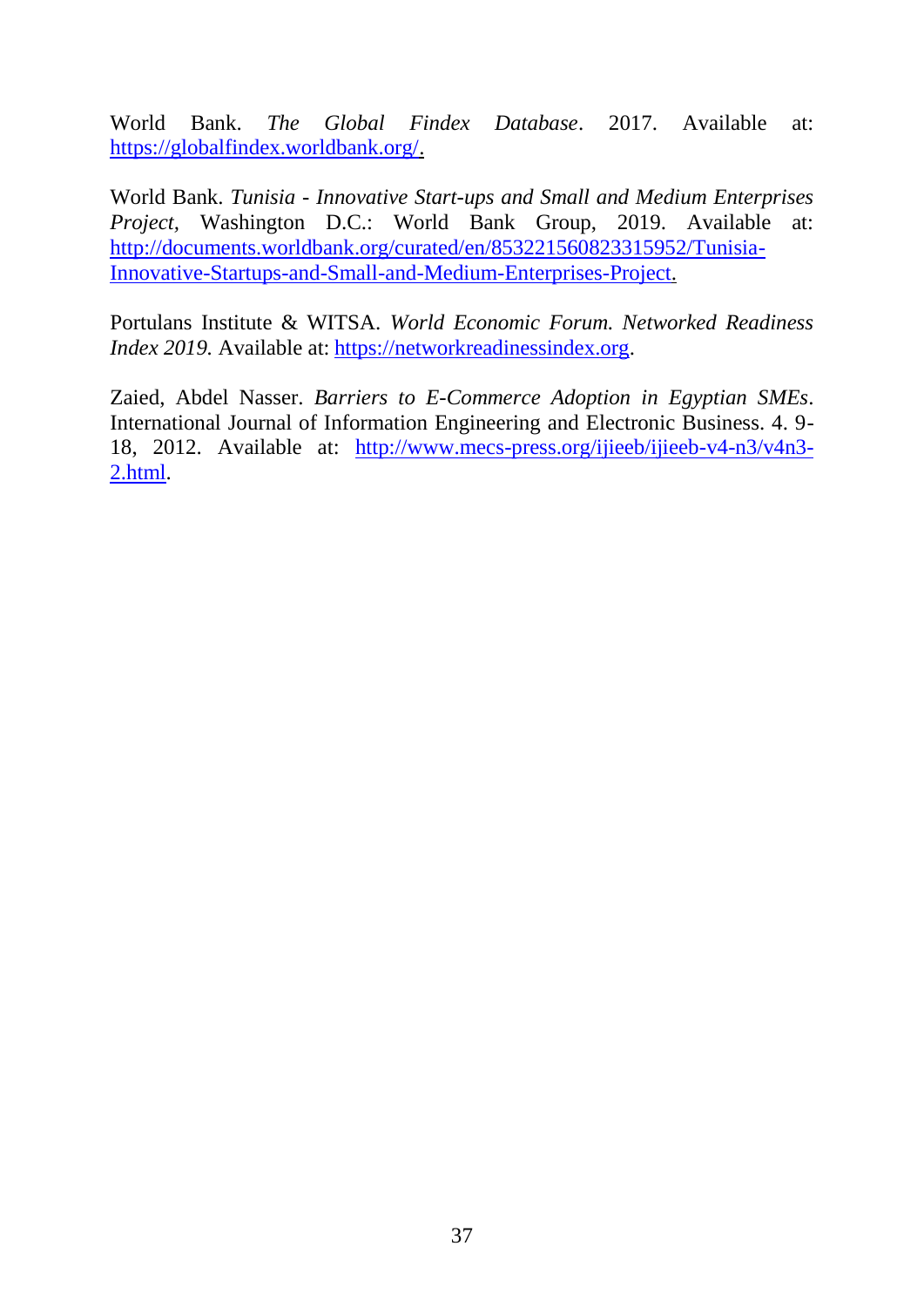World Bank. *The Global Findex Database*. 2017. Available at: https://globalfindex.worldbank.org/.

World Bank. *Tunisia - Innovative Start-ups and Small and Medium Enterprises Project*, Washington D.C.: World Bank Group, 2019. Available at: http://documents.worldbank.org/curated/en/853221560823315952/Tunisia-Innovative-Startups-and-Small-and-Medium-Enterprises-Project.

Portulans Institute & WITSA. *World Economic Forum. Networked Readiness Index 2019.* Available at: https://networkreadinessindex.org.

Zaied, Abdel Nasser. *Barriers to E-Commerce Adoption in Egyptian SMEs*. International Journal of Information Engineering and Electronic Business. 4. 9-18, 2012. Available at: http://www.mecs-press.org/ijieeb/ijieeb-v4-n3/v4n3-2.html.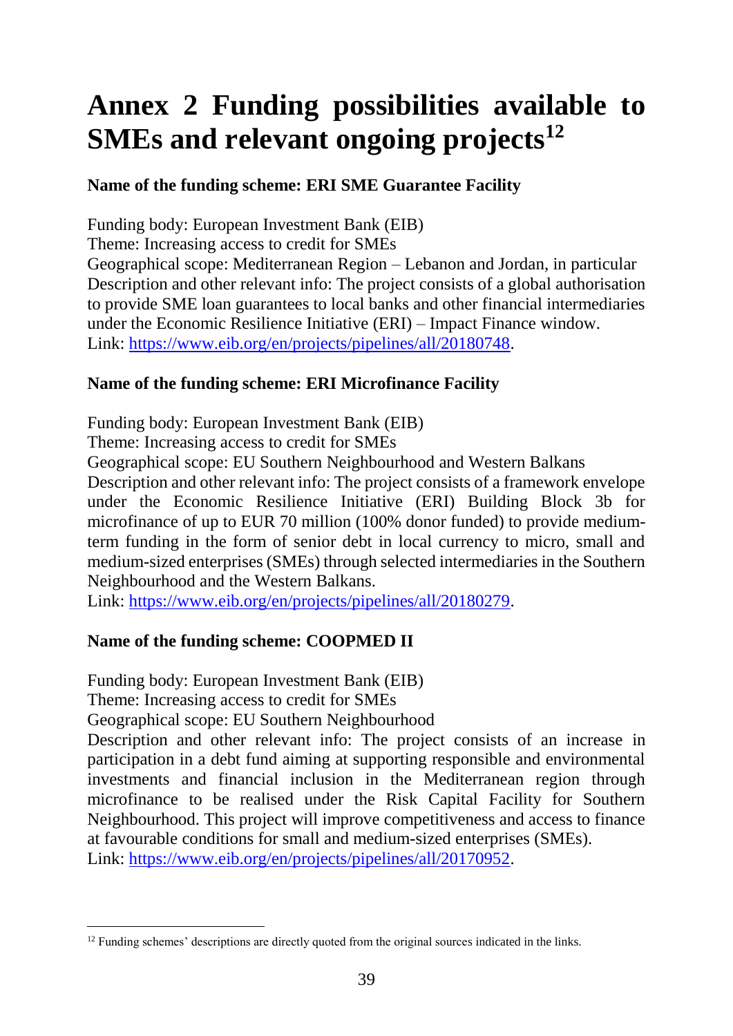# Annex 2 Funding possibilities available to SMEs and relevant ongoing projects[12]

**Name of the funding scheme: ERI SME Guarantee Facility**

Funding body: European Investment Bank (EIB)
Theme: Increasing access to credit for SMEs
Geographical scope: Mediterranean Region – Lebanon and Jordan, in particular
Description and other relevant info: The project consists of a global authorisation to provide SME loan guarantees to local banks and other financial intermediaries under the Economic Resilience Initiative (ERI) – Impact Finance window.
Link: https://www.eib.org/en/projects/pipelines/all/20180748.

**Name of the funding scheme: ERI Microfinance Facility**

Funding body: European Investment Bank (EIB)
Theme: Increasing access to credit for SMEs
Geographical scope: EU Southern Neighbourhood and Western Balkans
Description and other relevant info: The project consists of a framework envelope under the Economic Resilience Initiative (ERI) Building Block 3b for microfinance of up to EUR 70 million (100% donor funded) to provide medium-term funding in the form of senior debt in local currency to micro, small and medium-sized enterprises (SMEs) through selected intermediaries in the Southern Neighbourhood and the Western Balkans.
Link: https://www.eib.org/en/projects/pipelines/all/20180279.

**Name of the funding scheme: COOPMED II**

Funding body: European Investment Bank (EIB)
Theme: Increasing access to credit for SMEs
Geographical scope: EU Southern Neighbourhood
Description and other relevant info: The project consists of an increase in participation in a debt fund aiming at supporting responsible and environmental investments and financial inclusion in the Mediterranean region through microfinance to be realised under the Risk Capital Facility for Southern Neighbourhood. This project will improve competitiveness and access to finance at favourable conditions for small and medium-sized enterprises (SMEs).
Link: https://www.eib.org/en/projects/pipelines/all/20170952.

[12] Funding schemes' descriptions are directly quoted from the original sources indicated in the links.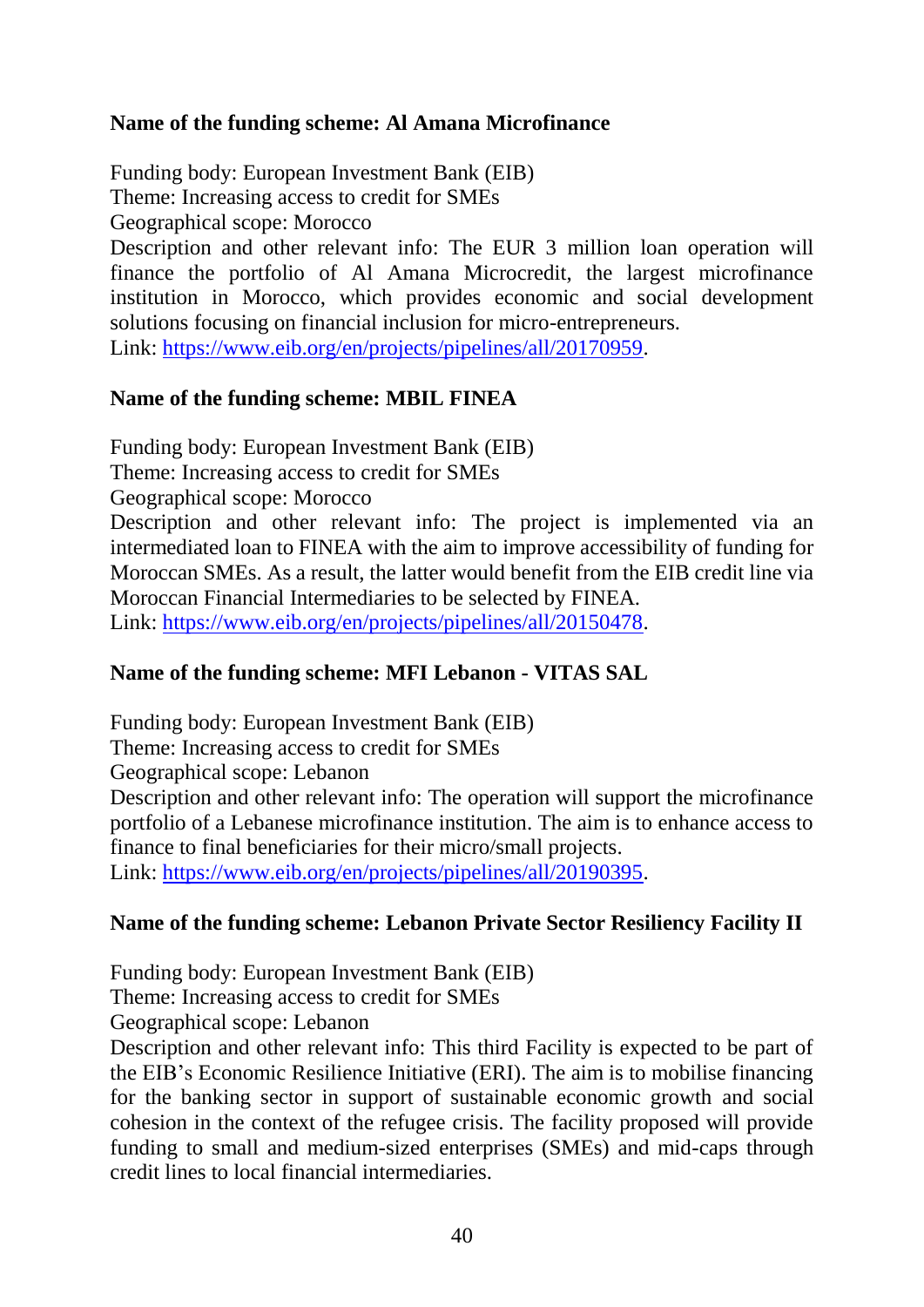**Name of the funding scheme: Al Amana Microfinance**

Funding body: European Investment Bank (EIB)
Theme: Increasing access to credit for SMEs
Geographical scope: Morocco
Description and other relevant info: The EUR 3 million loan operation will finance the portfolio of Al Amana Microcredit, the largest microfinance institution in Morocco, which provides economic and social development solutions focusing on financial inclusion for micro-entrepreneurs.
Link: https://www.eib.org/en/projects/pipelines/all/20170959.

**Name of the funding scheme: MBIL FINEA**

Funding body: European Investment Bank (EIB)
Theme: Increasing access to credit for SMEs
Geographical scope: Morocco
Description and other relevant info: The project is implemented via an intermediated loan to FINEA with the aim to improve accessibility of funding for Moroccan SMEs. As a result, the latter would benefit from the EIB credit line via Moroccan Financial Intermediaries to be selected by FINEA.
Link: https://www.eib.org/en/projects/pipelines/all/20150478.

**Name of the funding scheme: MFI Lebanon - VITAS SAL**

Funding body: European Investment Bank (EIB)
Theme: Increasing access to credit for SMEs
Geographical scope: Lebanon
Description and other relevant info: The operation will support the microfinance portfolio of a Lebanese microfinance institution. The aim is to enhance access to finance to final beneficiaries for their micro/small projects.
Link: https://www.eib.org/en/projects/pipelines/all/20190395.

**Name of the funding scheme: Lebanon Private Sector Resiliency Facility II**

Funding body: European Investment Bank (EIB)
Theme: Increasing access to credit for SMEs
Geographical scope: Lebanon
Description and other relevant info: This third Facility is expected to be part of the EIB's Economic Resilience Initiative (ERI). The aim is to mobilise financing for the banking sector in support of sustainable economic growth and social cohesion in the context of the refugee crisis. The facility proposed will provide funding to small and medium-sized enterprises (SMEs) and mid-caps through credit lines to local financial intermediaries.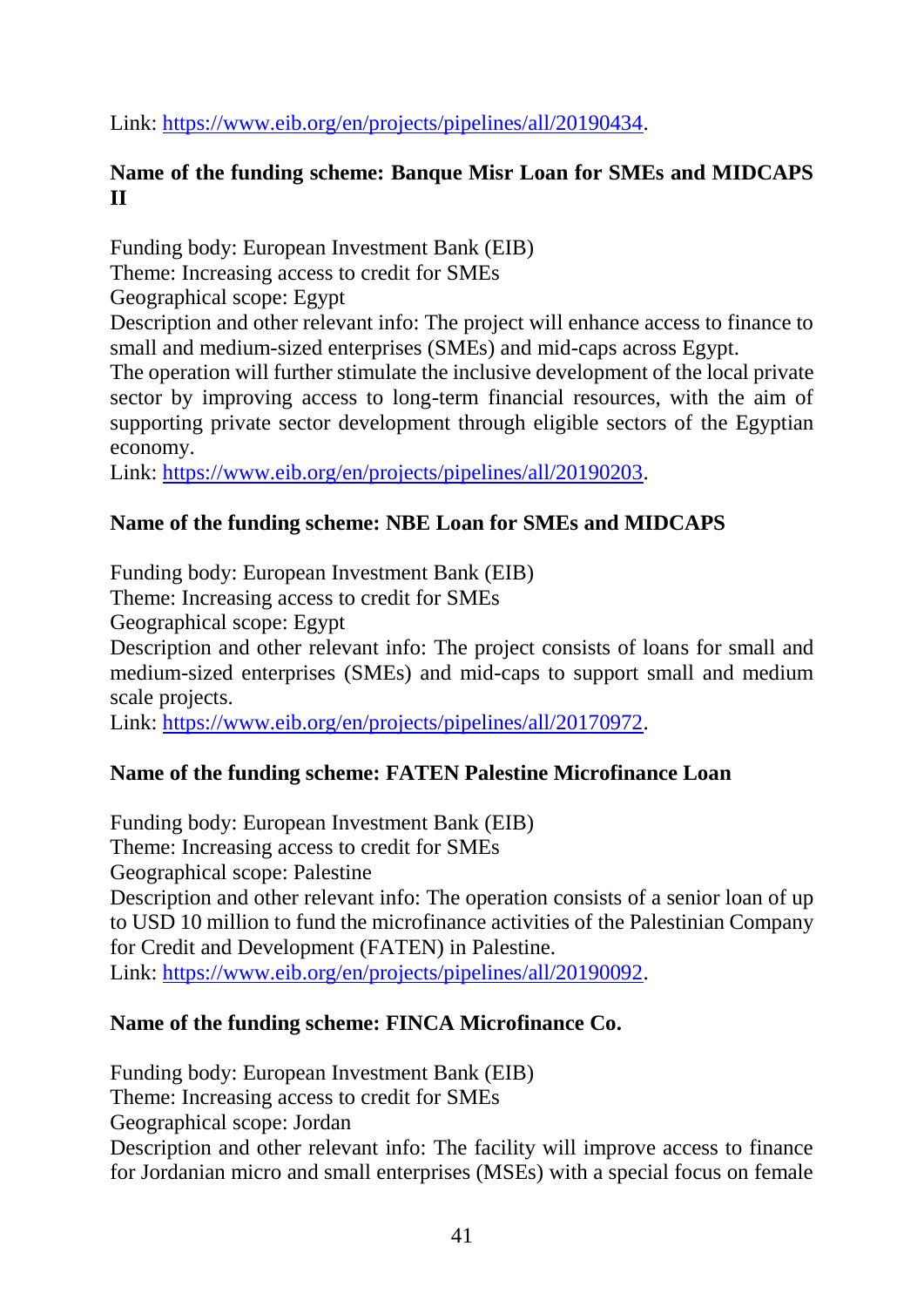Link: https://www.eib.org/en/projects/pipelines/all/20190434.

**Name of the funding scheme: Banque Misr Loan for SMEs and MIDCAPS II**

Funding body: European Investment Bank (EIB)
Theme: Increasing access to credit for SMEs
Geographical scope: Egypt
Description and other relevant info: The project will enhance access to finance to small and medium-sized enterprises (SMEs) and mid-caps across Egypt.
The operation will further stimulate the inclusive development of the local private sector by improving access to long-term financial resources, with the aim of supporting private sector development through eligible sectors of the Egyptian economy.
Link: https://www.eib.org/en/projects/pipelines/all/20190203.

**Name of the funding scheme: NBE Loan for SMEs and MIDCAPS**

Funding body: European Investment Bank (EIB)
Theme: Increasing access to credit for SMEs
Geographical scope: Egypt
Description and other relevant info: The project consists of loans for small and medium-sized enterprises (SMEs) and mid-caps to support small and medium scale projects.
Link: https://www.eib.org/en/projects/pipelines/all/20170972.

**Name of the funding scheme: FATEN Palestine Microfinance Loan**

Funding body: European Investment Bank (EIB)
Theme: Increasing access to credit for SMEs
Geographical scope: Palestine
Description and other relevant info: The operation consists of a senior loan of up to USD 10 million to fund the microfinance activities of the Palestinian Company for Credit and Development (FATEN) in Palestine.
Link: https://www.eib.org/en/projects/pipelines/all/20190092.

**Name of the funding scheme: FINCA Microfinance Co.**

Funding body: European Investment Bank (EIB)
Theme: Increasing access to credit for SMEs
Geographical scope: Jordan
Description and other relevant info: The facility will improve access to finance for Jordanian micro and small enterprises (MSEs) with a special focus on female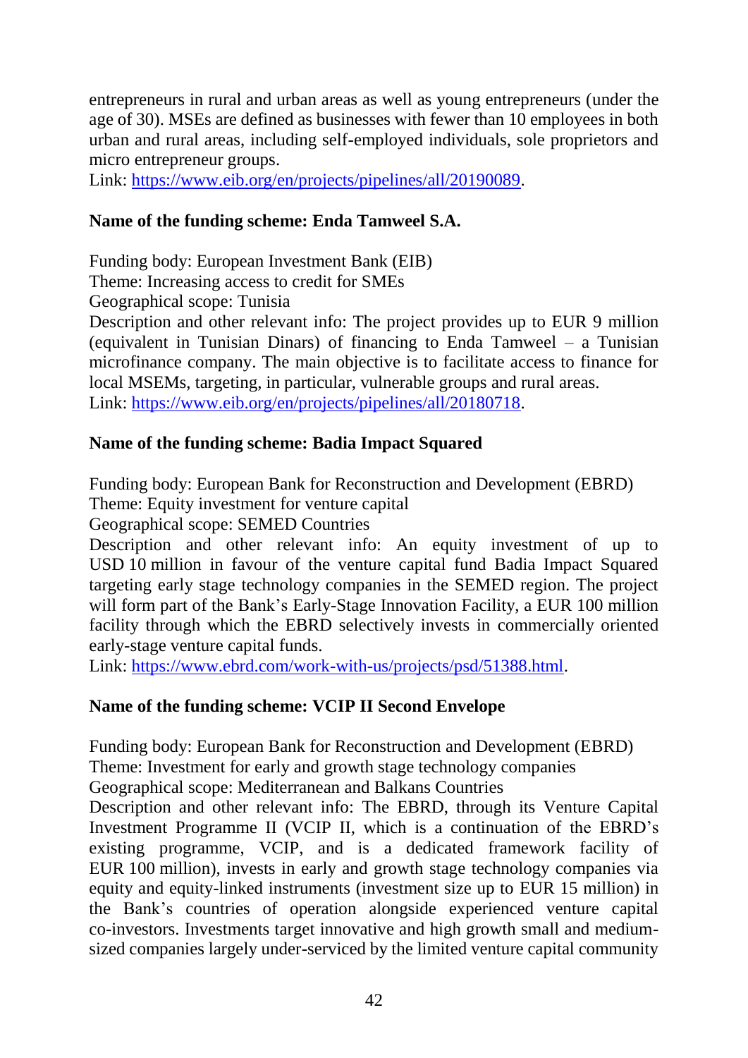entrepreneurs in rural and urban areas as well as young entrepreneurs (under the age of 30). MSEs are defined as businesses with fewer than 10 employees in both urban and rural areas, including self-employed individuals, sole proprietors and micro entrepreneur groups.

Link: [https://www.eib.org/en/projects/pipelines/all/20190089](https://www.eib.org/en/projects/pipelines/all/20190089).

**Name of the funding scheme: Enda Tamweel S.A.**

Funding body: European Investment Bank (EIB)
Theme: Increasing access to credit for SMEs
Geographical scope: Tunisia
Description and other relevant info: The project provides up to EUR 9 million (equivalent in Tunisian Dinars) of financing to Enda Tamweel – a Tunisian microfinance company. The main objective is to facilitate access to finance for local MSEMs, targeting, in particular, vulnerable groups and rural areas.
Link: [https://www.eib.org/en/projects/pipelines/all/20180718](https://www.eib.org/en/projects/pipelines/all/20180718).

**Name of the funding scheme: Badia Impact Squared**

Funding body: European Bank for Reconstruction and Development (EBRD)
Theme: Equity investment for venture capital
Geographical scope: SEMED Countries
Description and other relevant info: An equity investment of up to USD 10 million in favour of the venture capital fund Badia Impact Squared targeting early stage technology companies in the SEMED region. The project will form part of the Bank's Early-Stage Innovation Facility, a EUR 100 million facility through which the EBRD selectively invests in commercially oriented early-stage venture capital funds.
Link: [https://www.ebrd.com/work-with-us/projects/psd/51388.html](https://www.ebrd.com/work-with-us/projects/psd/51388.html).

**Name of the funding scheme: VCIP II Second Envelope**

Funding body: European Bank for Reconstruction and Development (EBRD)
Theme: Investment for early and growth stage technology companies
Geographical scope: Mediterranean and Balkans Countries
Description and other relevant info: The EBRD, through its Venture Capital Investment Programme II (VCIP II, which is a continuation of the EBRD's existing programme, VCIP, and is a dedicated framework facility of EUR 100 million), invests in early and growth stage technology companies via equity and equity-linked instruments (investment size up to EUR 15 million) in the Bank's countries of operation alongside experienced venture capital co-investors. Investments target innovative and high growth small and medium-sized companies largely under-serviced by the limited venture capital community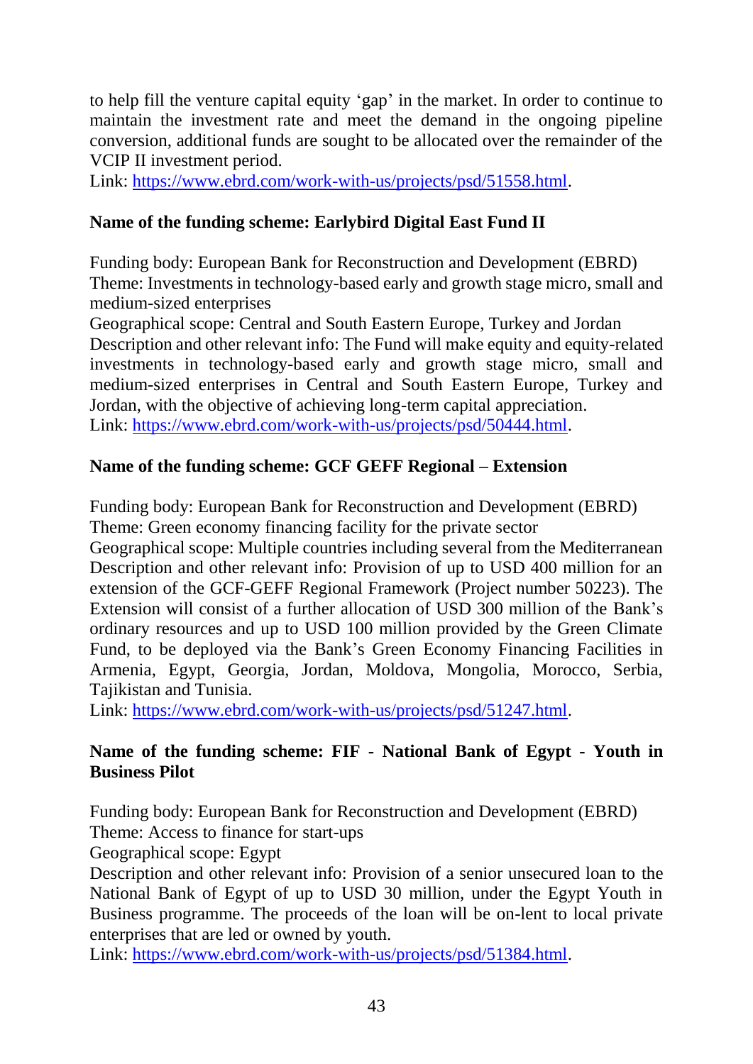to help fill the venture capital equity ‘gap’ in the market. In order to continue to maintain the investment rate and meet the demand in the ongoing pipeline conversion, additional funds are sought to be allocated over the remainder of the VCIP II investment period.
Link: [https://www.ebrd.com/work-with-us/projects/psd/51558.html](https://www.ebrd.com/work-with-us/projects/psd/51558.html).

**Name of the funding scheme: Earlybird Digital East Fund II**

Funding body: European Bank for Reconstruction and Development (EBRD)
Theme: Investments in technology-based early and growth stage micro, small and medium-sized enterprises
Geographical scope: Central and South Eastern Europe, Turkey and Jordan
Description and other relevant info: The Fund will make equity and equity-related investments in technology-based early and growth stage micro, small and medium-sized enterprises in Central and South Eastern Europe, Turkey and Jordan, with the objective of achieving long-term capital appreciation.
Link: [https://www.ebrd.com/work-with-us/projects/psd/50444.html](https://www.ebrd.com/work-with-us/projects/psd/50444.html).

**Name of the funding scheme: GCF GEFF Regional – Extension**

Funding body: European Bank for Reconstruction and Development (EBRD)
Theme: Green economy financing facility for the private sector
Geographical scope: Multiple countries including several from the Mediterranean
Description and other relevant info: Provision of up to USD 400 million for an extension of the GCF-GEFF Regional Framework (Project number 50223). The Extension will consist of a further allocation of USD 300 million of the Bank’s ordinary resources and up to USD 100 million provided by the Green Climate Fund, to be deployed via the Bank’s Green Economy Financing Facilities in Armenia, Egypt, Georgia, Jordan, Moldova, Mongolia, Morocco, Serbia, Tajikistan and Tunisia.
Link: [https://www.ebrd.com/work-with-us/projects/psd/51247.html](https://www.ebrd.com/work-with-us/projects/psd/51247.html).

**Name of the funding scheme: FIF - National Bank of Egypt - Youth in Business Pilot**

Funding body: European Bank for Reconstruction and Development (EBRD)
Theme: Access to finance for start-ups
Geographical scope: Egypt
Description and other relevant info: Provision of a senior unsecured loan to the National Bank of Egypt of up to USD 30 million, under the Egypt Youth in Business programme. The proceeds of the loan will be on-lent to local private enterprises that are led or owned by youth.
Link: [https://www.ebrd.com/work-with-us/projects/psd/51384.html](https://www.ebrd.com/work-with-us/projects/psd/51384.html).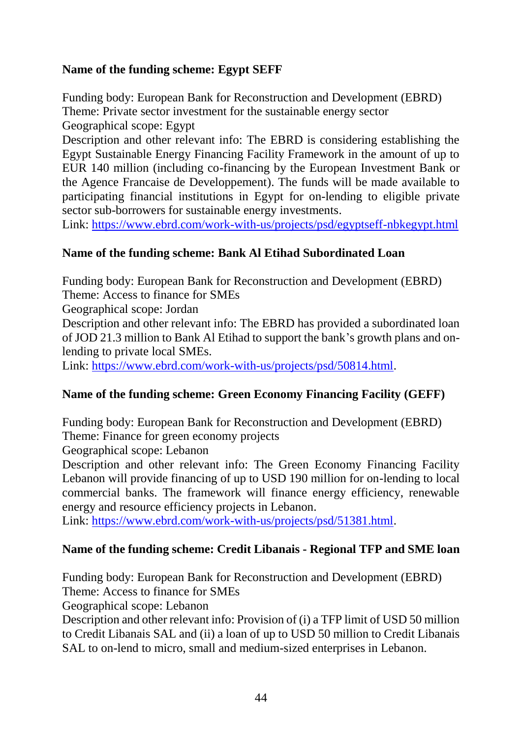**Name of the funding scheme: Egypt SEFF**

Funding body: European Bank for Reconstruction and Development (EBRD)
Theme: Private sector investment for the sustainable energy sector
Geographical scope: Egypt
Description and other relevant info: The EBRD is considering establishing the Egypt Sustainable Energy Financing Facility Framework in the amount of up to EUR 140 million (including co-financing by the European Investment Bank or the Agence Francaise de Developpement). The funds will be made available to participating financial institutions in Egypt for on-lending to eligible private sector sub-borrowers for sustainable energy investments.
Link: https://www.ebrd.com/work-with-us/projects/psd/egyptseff-nbkegypt.html

**Name of the funding scheme: Bank Al Etihad Subordinated Loan**

Funding body: European Bank for Reconstruction and Development (EBRD)
Theme: Access to finance for SMEs
Geographical scope: Jordan
Description and other relevant info: The EBRD has provided a subordinated loan of JOD 21.3 million to Bank Al Etihad to support the bank's growth plans and on-lending to private local SMEs.
Link: https://www.ebrd.com/work-with-us/projects/psd/50814.html.

**Name of the funding scheme: Green Economy Financing Facility (GEFF)**

Funding body: European Bank for Reconstruction and Development (EBRD)
Theme: Finance for green economy projects
Geographical scope: Lebanon
Description and other relevant info: The Green Economy Financing Facility Lebanon will provide financing of up to USD 190 million for on-lending to local commercial banks. The framework will finance energy efficiency, renewable energy and resource efficiency projects in Lebanon.
Link: https://www.ebrd.com/work-with-us/projects/psd/51381.html.

**Name of the funding scheme: Credit Libanais - Regional TFP and SME loan**

Funding body: European Bank for Reconstruction and Development (EBRD)
Theme: Access to finance for SMEs
Geographical scope: Lebanon
Description and other relevant info: Provision of (i) a TFP limit of USD 50 million to Credit Libanais SAL and (ii) a loan of up to USD 50 million to Credit Libanais SAL to on-lend to micro, small and medium-sized enterprises in Lebanon.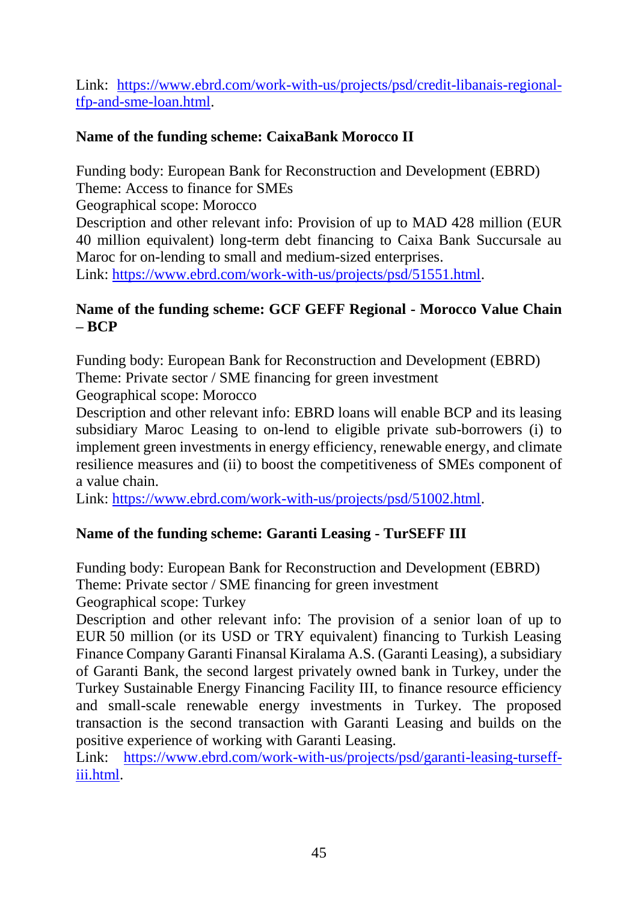Link: [https://www.ebrd.com/work-with-us/projects/psd/credit-libanais-regional-tfp-and-sme-loan.html](https://www.ebrd.com/work-with-us/projects/psd/credit-libanais-regional-tfp-and-sme-loan.html).

**Name of the funding scheme: CaixaBank Morocco II**

Funding body: European Bank for Reconstruction and Development (EBRD)
Theme: Access to finance for SMEs
Geographical scope: Morocco
Description and other relevant info: Provision of up to MAD 428 million (EUR 40 million equivalent) long-term debt financing to Caixa Bank Succursale au Maroc for on-lending to small and medium-sized enterprises.
Link: [https://www.ebrd.com/work-with-us/projects/psd/51551.html](https://www.ebrd.com/work-with-us/projects/psd/51551.html).

**Name of the funding scheme: GCF GEFF Regional - Morocco Value Chain – BCP**

Funding body: European Bank for Reconstruction and Development (EBRD)
Theme: Private sector / SME financing for green investment
Geographical scope: Morocco
Description and other relevant info: EBRD loans will enable BCP and its leasing subsidiary Maroc Leasing to on-lend to eligible private sub-borrowers (i) to implement green investments in energy efficiency, renewable energy, and climate resilience measures and (ii) to boost the competitiveness of SMEs component of a value chain.
Link: [https://www.ebrd.com/work-with-us/projects/psd/51002.html](https://www.ebrd.com/work-with-us/projects/psd/51002.html).

**Name of the funding scheme: Garanti Leasing - TurSEFF III**

Funding body: European Bank for Reconstruction and Development (EBRD)
Theme: Private sector / SME financing for green investment
Geographical scope: Turkey
Description and other relevant info: The provision of a senior loan of up to EUR 50 million (or its USD or TRY equivalent) financing to Turkish Leasing Finance Company Garanti Finansal Kiralama A.S. (Garanti Leasing), a subsidiary of Garanti Bank, the second largest privately owned bank in Turkey, under the Turkey Sustainable Energy Financing Facility III, to finance resource efficiency and small-scale renewable energy investments in Turkey. The proposed transaction is the second transaction with Garanti Leasing and builds on the positive experience of working with Garanti Leasing.
Link: [https://www.ebrd.com/work-with-us/projects/psd/garanti-leasing-turseff-iii.html](https://www.ebrd.com/work-with-us/projects/psd/garanti-leasing-turseff-iii.html).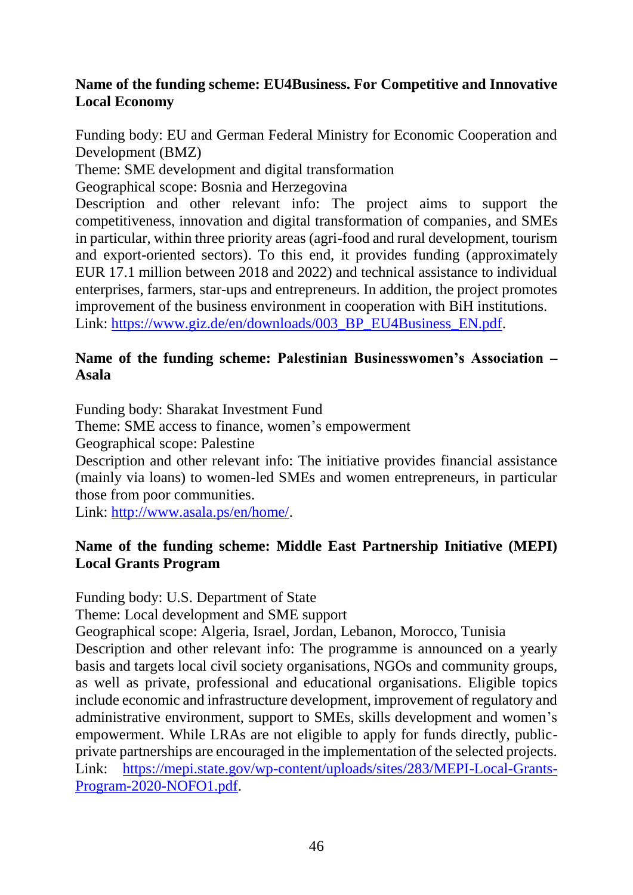**Name of the funding scheme: EU4Business. For Competitive and Innovative Local Economy**

Funding body: EU and German Federal Ministry for Economic Cooperation and Development (BMZ)
Theme: SME development and digital transformation
Geographical scope: Bosnia and Herzegovina
Description and other relevant info: The project aims to support the competitiveness, innovation and digital transformation of companies, and SMEs in particular, within three priority areas (agri-food and rural development, tourism and export-oriented sectors). To this end, it provides funding (approximately EUR 17.1 million between 2018 and 2022) and technical assistance to individual enterprises, farmers, star-ups and entrepreneurs. In addition, the project promotes improvement of the business environment in cooperation with BiH institutions.
Link: https://www.giz.de/en/downloads/003_BP_EU4Business_EN.pdf.

**Name of the funding scheme: Palestinian Businesswomen's Association – Asala**

Funding body: Sharakat Investment Fund
Theme: SME access to finance, women's empowerment
Geographical scope: Palestine
Description and other relevant info: The initiative provides financial assistance (mainly via loans) to women-led SMEs and women entrepreneurs, in particular those from poor communities.
Link: http://www.asala.ps/en/home/.

**Name of the funding scheme: Middle East Partnership Initiative (MEPI) Local Grants Program**

Funding body: U.S. Department of State
Theme: Local development and SME support
Geographical scope: Algeria, Israel, Jordan, Lebanon, Morocco, Tunisia
Description and other relevant info: The programme is announced on a yearly basis and targets local civil society organisations, NGOs and community groups, as well as private, professional and educational organisations. Eligible topics include economic and infrastructure development, improvement of regulatory and administrative environment, support to SMEs, skills development and women's empowerment. While LRAs are not eligible to apply for funds directly, public-private partnerships are encouraged in the implementation of the selected projects.
Link: https://mepi.state.gov/wp-content/uploads/sites/283/MEPI-Local-Grants-Program-2020-NOFO1.pdf.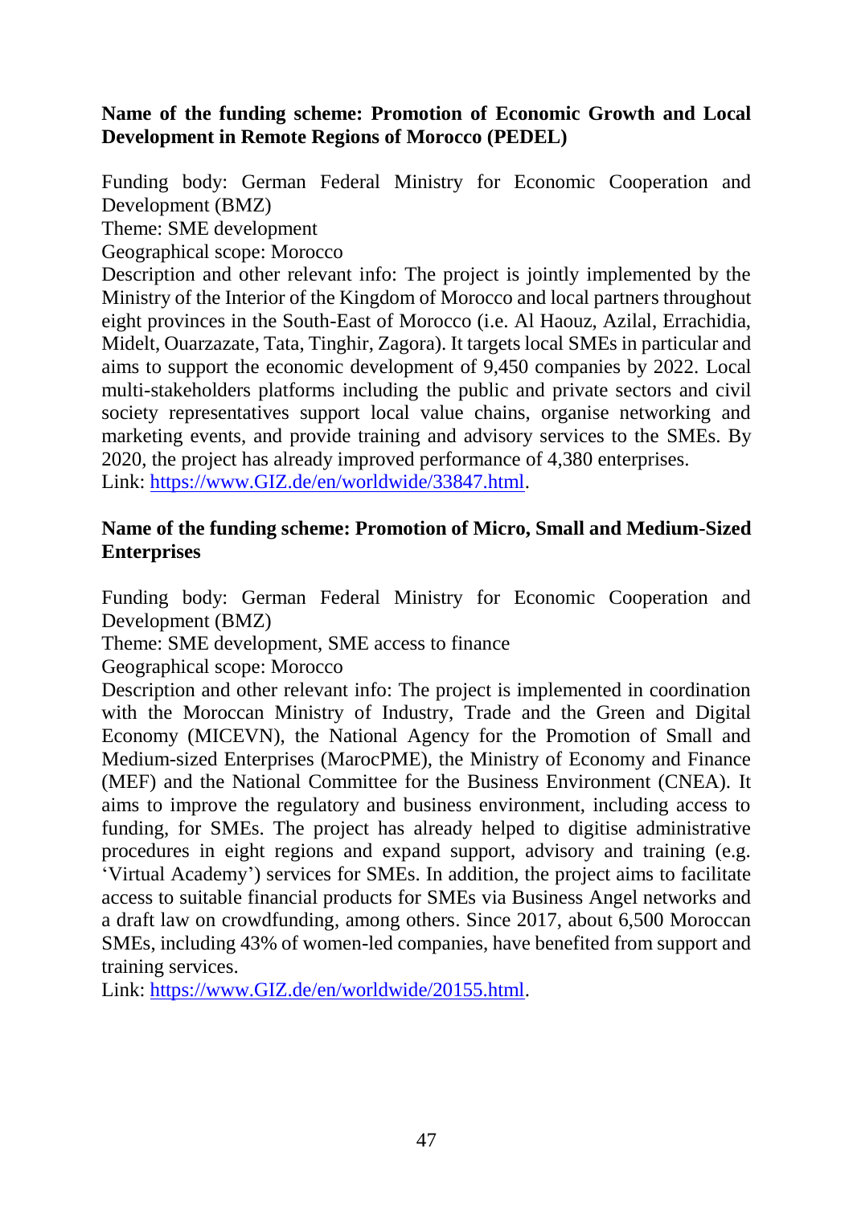**Name of the funding scheme: Promotion of Economic Growth and Local Development in Remote Regions of Morocco (PEDEL)**

Funding body: German Federal Ministry for Economic Cooperation and Development (BMZ)
Theme: SME development
Geographical scope: Morocco
Description and other relevant info: The project is jointly implemented by the Ministry of the Interior of the Kingdom of Morocco and local partners throughout eight provinces in the South-East of Morocco (i.e. Al Haouz, Azilal, Errachidia, Midelt, Ouarzazate, Tata, Tinghir, Zagora). It targets local SMEs in particular and aims to support the economic development of 9,450 companies by 2022. Local multi-stakeholders platforms including the public and private sectors and civil society representatives support local value chains, organise networking and marketing events, and provide training and advisory services to the SMEs. By 2020, the project has already improved performance of 4,380 enterprises.
Link: https://www.GIZ.de/en/worldwide/33847.html.

**Name of the funding scheme: Promotion of Micro, Small and Medium-Sized Enterprises**

Funding body: German Federal Ministry for Economic Cooperation and Development (BMZ)
Theme: SME development, SME access to finance
Geographical scope: Morocco
Description and other relevant info: The project is implemented in coordination with the Moroccan Ministry of Industry, Trade and the Green and Digital Economy (MICEVN), the National Agency for the Promotion of Small and Medium-sized Enterprises (MarocPME), the Ministry of Economy and Finance (MEF) and the National Committee for the Business Environment (CNEA). It aims to improve the regulatory and business environment, including access to funding, for SMEs. The project has already helped to digitise administrative procedures in eight regions and expand support, advisory and training (e.g. 'Virtual Academy') services for SMEs. In addition, the project aims to facilitate access to suitable financial products for SMEs via Business Angel networks and a draft law on crowdfunding, among others. Since 2017, about 6,500 Moroccan SMEs, including 43% of women-led companies, have benefited from support and training services.
Link: https://www.GIZ.de/en/worldwide/20155.html.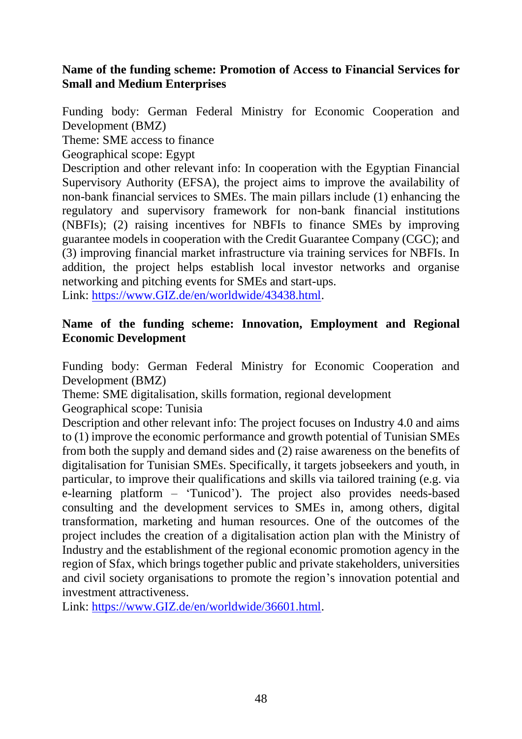**Name of the funding scheme: Promotion of Access to Financial Services for Small and Medium Enterprises**

Funding body: German Federal Ministry for Economic Cooperation and Development (BMZ)
Theme: SME access to finance
Geographical scope: Egypt
Description and other relevant info: In cooperation with the Egyptian Financial Supervisory Authority (EFSA), the project aims to improve the availability of non-bank financial services to SMEs. The main pillars include (1) enhancing the regulatory and supervisory framework for non-bank financial institutions (NBFIs); (2) raising incentives for NBFIs to finance SMEs by improving guarantee models in cooperation with the Credit Guarantee Company (CGC); and (3) improving financial market infrastructure via training services for NBFIs. In addition, the project helps establish local investor networks and organise networking and pitching events for SMEs and start-ups.
Link: [https://www.GIZ.de/en/worldwide/43438.html](https://www.GIZ.de/en/worldwide/43438.html).

**Name of the funding scheme: Innovation, Employment and Regional Economic Development**

Funding body: German Federal Ministry for Economic Cooperation and Development (BMZ)
Theme: SME digitalisation, skills formation, regional development
Geographical scope: Tunisia
Description and other relevant info: The project focuses on Industry 4.0 and aims to (1) improve the economic performance and growth potential of Tunisian SMEs from both the supply and demand sides and (2) raise awareness on the benefits of digitalisation for Tunisian SMEs. Specifically, it targets jobseekers and youth, in particular, to improve their qualifications and skills via tailored training (e.g. via e-learning platform – 'Tunicod'). The project also provides needs-based consulting and the development services to SMEs in, among others, digital transformation, marketing and human resources. One of the outcomes of the project includes the creation of a digitalisation action plan with the Ministry of Industry and the establishment of the regional economic promotion agency in the region of Sfax, which brings together public and private stakeholders, universities and civil society organisations to promote the region's innovation potential and investment attractiveness.
Link: [https://www.GIZ.de/en/worldwide/36601.html](https://www.GIZ.de/en/worldwide/36601.html).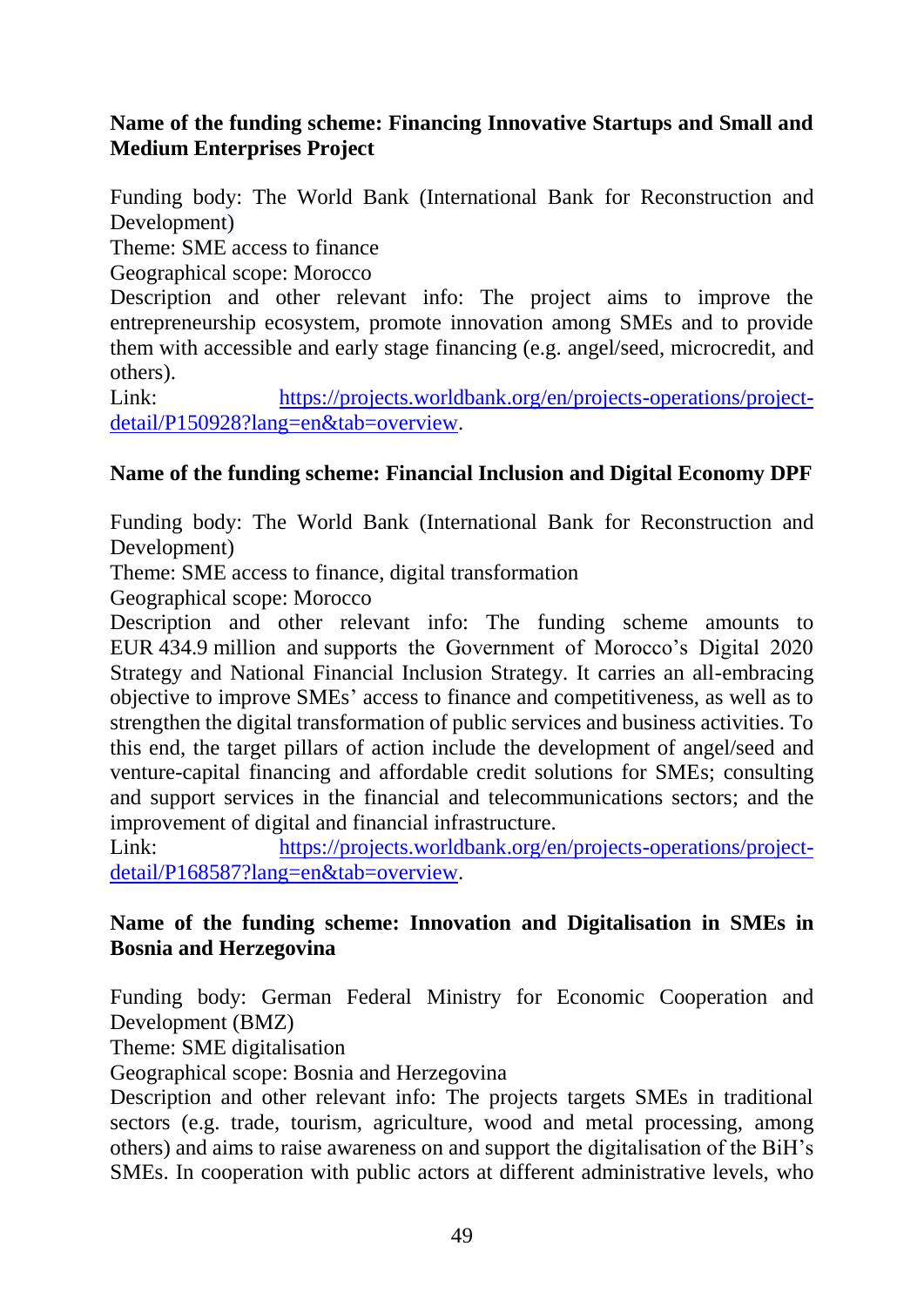**Name of the funding scheme: Financing Innovative Startups and Small and Medium Enterprises Project**

Funding body: The World Bank (International Bank for Reconstruction and Development)
Theme: SME access to finance
Geographical scope: Morocco
Description and other relevant info: The project aims to improve the entrepreneurship ecosystem, promote innovation among SMEs and to provide them with accessible and early stage financing (e.g. angel/seed, microcredit, and others).
Link: https://projects.worldbank.org/en/projects-operations/project-detail/P150928?lang=en&tab=overview.

**Name of the funding scheme: Financial Inclusion and Digital Economy DPF**

Funding body: The World Bank (International Bank for Reconstruction and Development)
Theme: SME access to finance, digital transformation
Geographical scope: Morocco
Description and other relevant info: The funding scheme amounts to EUR 434.9 million and supports the Government of Morocco's Digital 2020 Strategy and National Financial Inclusion Strategy. It carries an all-embracing objective to improve SMEs' access to finance and competitiveness, as well as to strengthen the digital transformation of public services and business activities. To this end, the target pillars of action include the development of angel/seed and venture-capital financing and affordable credit solutions for SMEs; consulting and support services in the financial and telecommunications sectors; and the improvement of digital and financial infrastructure.
Link: https://projects.worldbank.org/en/projects-operations/project-detail/P168587?lang=en&tab=overview.

**Name of the funding scheme: Innovation and Digitalisation in SMEs in Bosnia and Herzegovina**

Funding body: German Federal Ministry for Economic Cooperation and Development (BMZ)
Theme: SME digitalisation
Geographical scope: Bosnia and Herzegovina
Description and other relevant info: The projects targets SMEs in traditional sectors (e.g. trade, tourism, agriculture, wood and metal processing, among others) and aims to raise awareness on and support the digitalisation of the BiH's SMEs. In cooperation with public actors at different administrative levels, who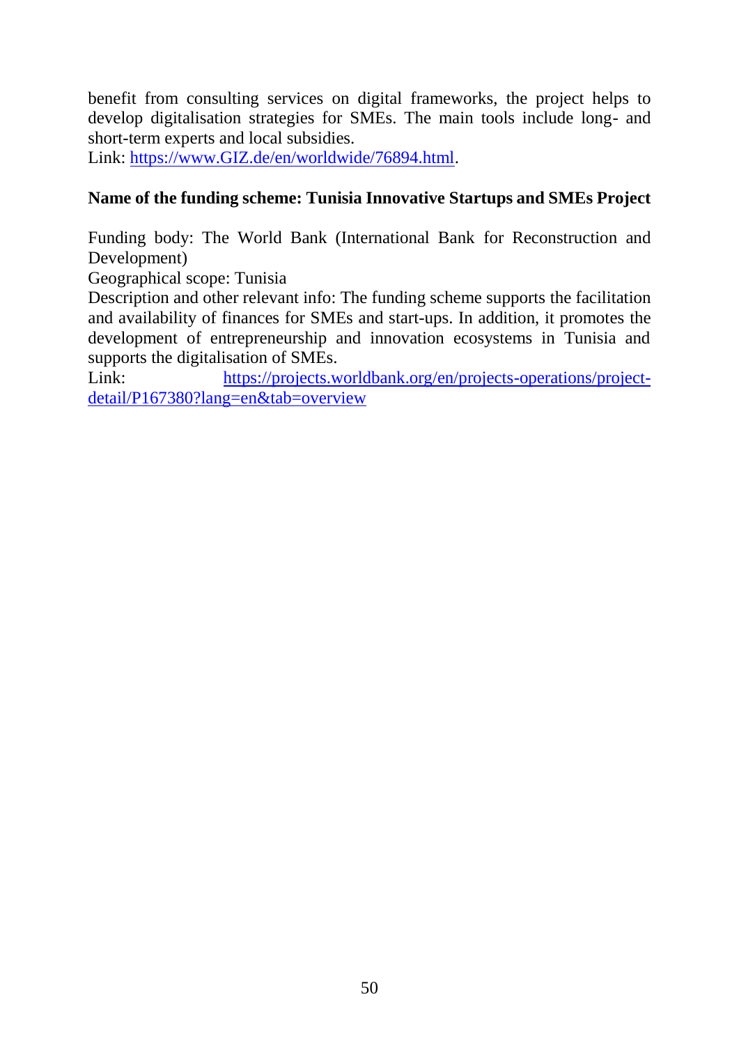benefit from consulting services on digital frameworks, the project helps to develop digitalisation strategies for SMEs. The main tools include long- and short-term experts and local subsidies.
Link: https://www.GIZ.de/en/worldwide/76894.html.

**Name of the funding scheme: Tunisia Innovative Startups and SMEs Project**

Funding body: The World Bank (International Bank for Reconstruction and Development)
Geographical scope: Tunisia
Description and other relevant info: The funding scheme supports the facilitation and availability of finances for SMEs and start-ups. In addition, it promotes the development of entrepreneurship and innovation ecosystems in Tunisia and supports the digitalisation of SMEs.
Link: https://projects.worldbank.org/en/projects-operations/project-detail/P167380?lang=en&tab=overview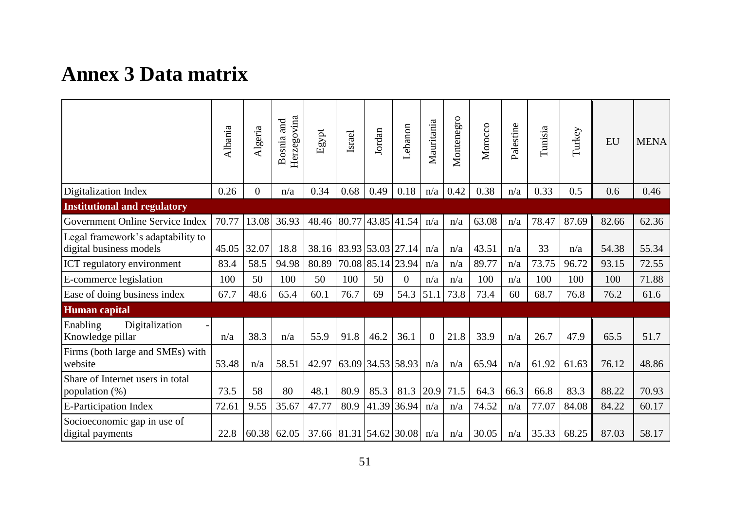# Annex 3 Data matrix

| | Albania | Algeria | Bosnia and Herzegovina | Egypt | Israel | Jordan | Lebanon | Mauritania | Montenegro | Morocco | Palestine | Tunisia | Turkey | EU | MENA |
|---|---|---|---|---|---|---|---|---|---|---|---|---|---|---|---|
| Digitalization Index | 0.26 | 0 | n/a | 0.34 | 0.68 | 0.49 | 0.18 | n/a | 0.42 | 0.38 | n/a | 0.33 | 0.5 | 0.6 | 0.46 |
| **Institutional and regulatory** | | | | | | | | | | | | | | | |
| Government Online Service Index | 70.77 | 13.08 | 36.93 | 48.46 | 80.77 | 43.85 | 41.54 | n/a | n/a | 63.08 | n/a | 78.47 | 87.69 | 82.66 | 62.36 |
| Legal framework's adaptability to digital business models | 45.05 | 32.07 | 18.8 | 38.16 | 83.93 | 53.03 | 27.14 | n/a | n/a | 43.51 | n/a | 33 | n/a | 54.38 | 55.34 |
| ICT regulatory environment | 83.4 | 58.5 | 94.98 | 80.89 | 70.08 | 85.14 | 23.94 | n/a | n/a | 89.77 | n/a | 73.75 | 96.72 | 93.15 | 72.55 |
| E-commerce legislation | 100 | 50 | 100 | 50 | 100 | 50 | 0 | n/a | n/a | 100 | n/a | 100 | 100 | 100 | 71.88 |
| Ease of doing business index | 67.7 | 48.6 | 65.4 | 60.1 | 76.7 | 69 | 54.3 | 51.1 | 73.8 | 73.4 | 60 | 68.7 | 76.8 | 76.2 | 61.6 |
| **Human capital** | | | | | | | | | | | | | | | |
| Enabling Digitalization - Knowledge pillar | n/a | 38.3 | n/a | 55.9 | 91.8 | 46.2 | 36.1 | 0 | 21.8 | 33.9 | n/a | 26.7 | 47.9 | 65.5 | 51.7 |
| Firms (both large and SMEs) with website | 53.48 | n/a | 58.51 | 42.97 | 63.09 | 34.53 | 58.93 | n/a | n/a | 65.94 | n/a | 61.92 | 61.63 | 76.12 | 48.86 |
| Share of Internet users in total population (%) | 73.5 | 58 | 80 | 48.1 | 80.9 | 85.3 | 81.3 | 20.9 | 71.5 | 64.3 | 66.3 | 66.8 | 83.3 | 88.22 | 70.93 |
| E-Participation Index | 72.61 | 9.55 | 35.67 | 47.77 | 80.9 | 41.39 | 36.94 | n/a | n/a | 74.52 | n/a | 77.07 | 84.08 | 84.22 | 60.17 |
| Socioeconomic gap in use of digital payments | 22.8 | 60.38 | 62.05 | 37.66 | 81.31 | 54.62 | 30.08 | n/a | n/a | 30.05 | n/a | 35.33 | 68.25 | 87.03 | 58.17 |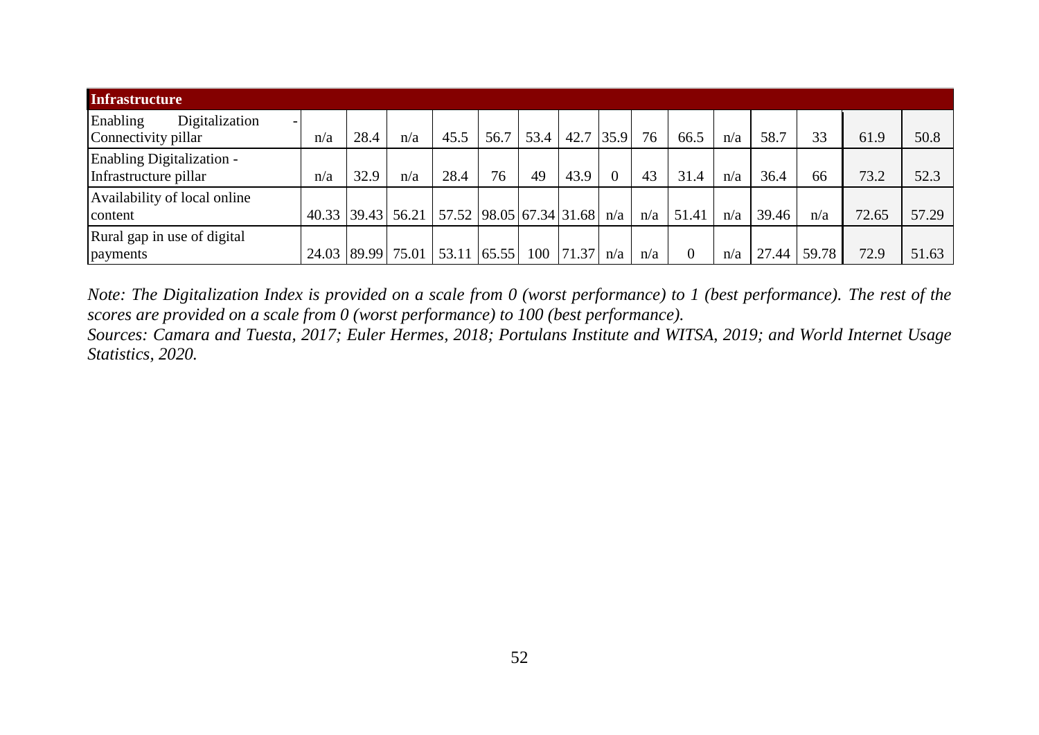| Infrastructure | | | | | | | | | | | | | | | | |
|---|---|---|---|---|---|---|---|---|---|---|---|---|---|---|---|---|
| Enabling Digitalization - Connectivity pillar | n/a | 28.4 | n/a | 45.5 | 56.7 | 53.4 | 42.7 | 35.9 | 76 | 66.5 | n/a | 58.7 | 33 | 61.9 | 50.8 |
| Enabling Digitalization - Infrastructure pillar | n/a | 32.9 | n/a | 28.4 | 76 | 49 | 43.9 | 0 | 43 | 31.4 | n/a | 36.4 | 66 | 73.2 | 52.3 |
| Availability of local online content | 40.33 | 39.43 | 56.21 | 57.52 | 98.05 | 67.34 | 31.68 | n/a | n/a | 51.41 | n/a | 39.46 | n/a | 72.65 | 57.29 |
| Rural gap in use of digital payments | 24.03 | 89.99 | 75.01 | 53.11 | 65.55 | 100 | 71.37 | n/a | n/a | 0 | n/a | 27.44 | 59.78 | 72.9 | 51.63 |

*Note: The Digitalization Index is provided on a scale from 0 (worst performance) to 1 (best performance). The rest of the scores are provided on a scale from 0 (worst performance) to 100 (best performance).*

*Sources: Camara and Tuesta, 2017; Euler Hermes, 2018; Portulans Institute and WITSA, 2019; and World Internet Usage Statistics, 2020.*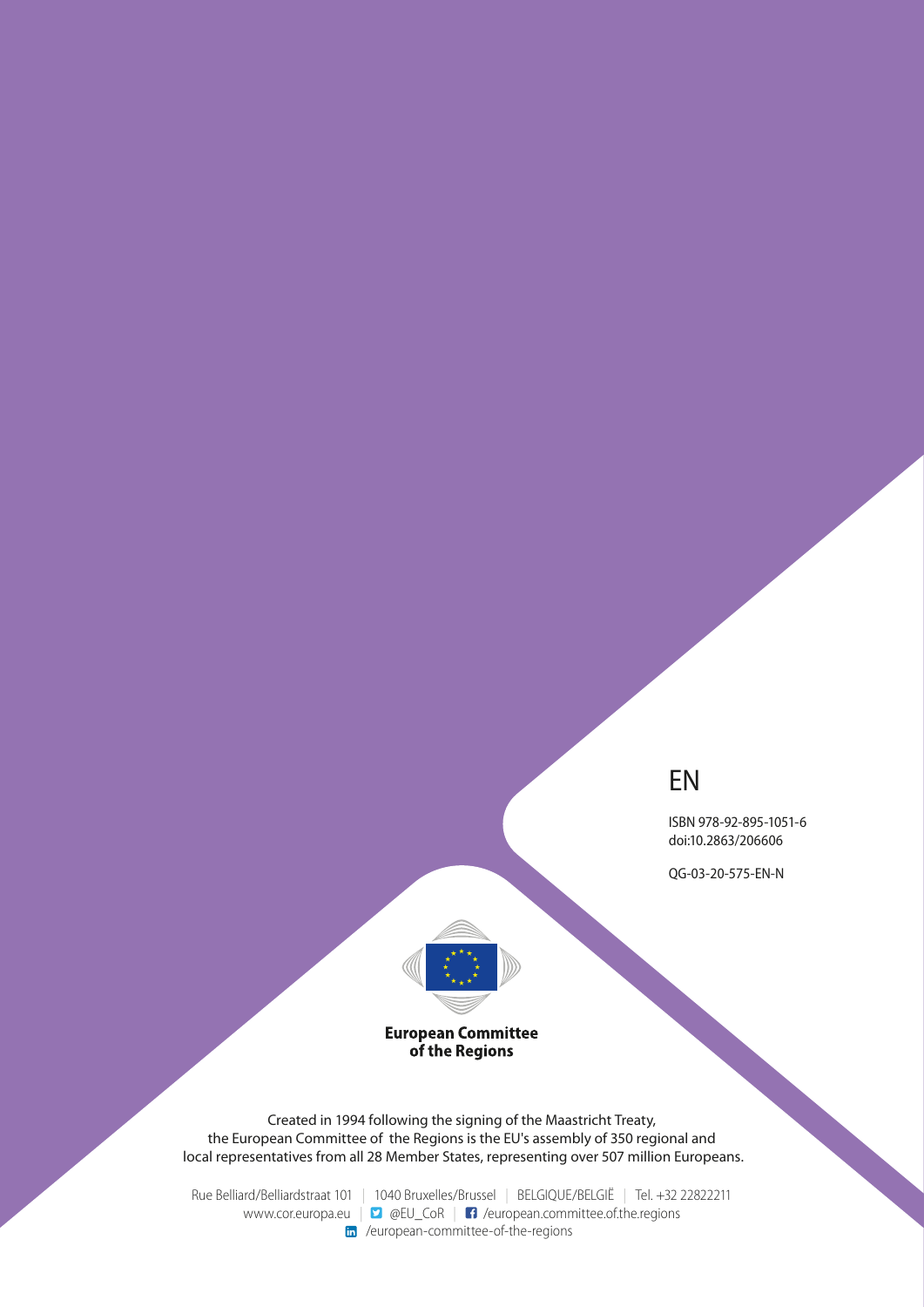EN

ISBN 978-92-895-1051-6
doi:10.2863/206606

QG-03-20-575-EN-N

**European Committee of the Regions**

Created in 1994 following the signing of the Maastricht Treaty, the European Committee of the Regions is the EU's assembly of 350 regional and local representatives from all 28 Member States, representing over 507 million Europeans.

Rue Belliard/Belliardstraat 101 | 1040 Bruxelles/Brussel | BELGIQUE/BELGIË | Tel. +32 22822211
www.cor.europa.eu | @EU_CoR | /european.committee.of.the.regions
/european-committee-of-the-regions